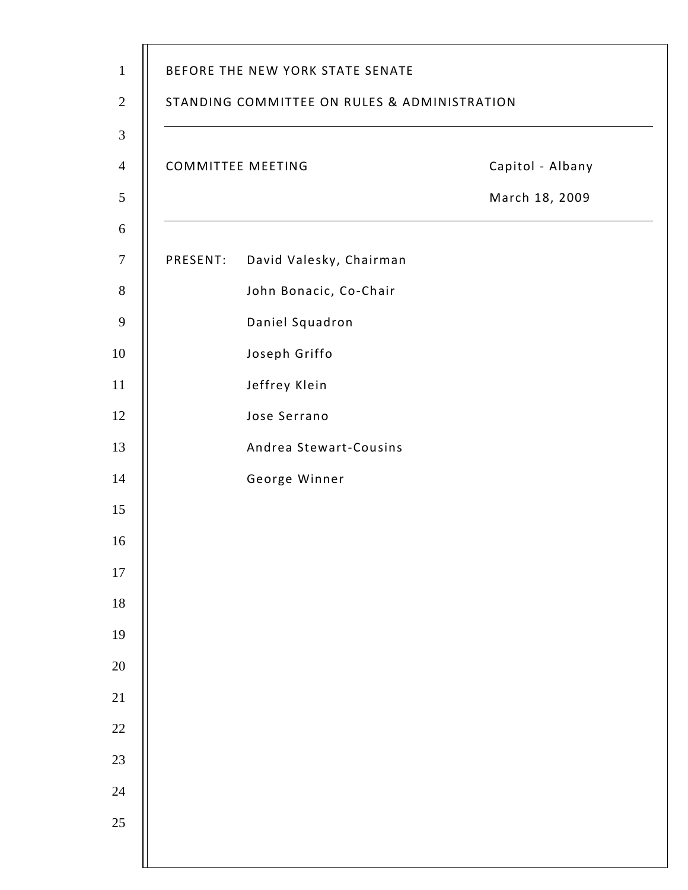BEFORE THE NEW YORK STATE SENATE

STANDING COMMITTEE ON RULES & ADMINISTRATION

---

COMMITTEE MEETING Capitol - Albany

March 18, 2009

---

PRESENT: David Valesky, Chairman

John Bonacic, Co-Chair

Daniel Squadron

Joseph Griffo

Jeffrey Klein

Jose Serrano

Andrea Stewart-Cousins

George Winner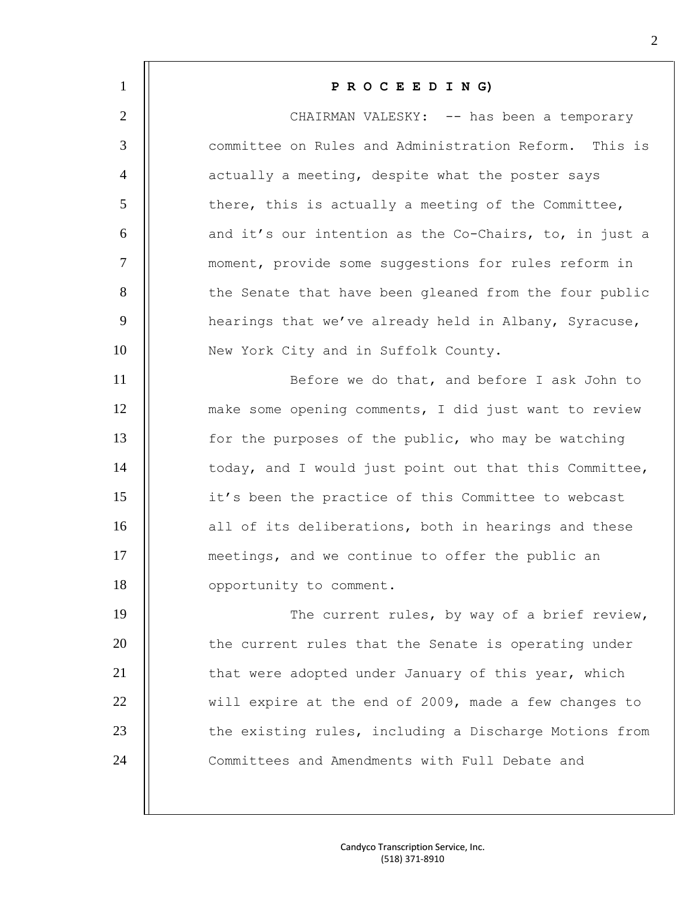**P R O C E E D I N G)**

CHAIRMAN VALESKY: -- has been a temporary committee on Rules and Administration Reform. This is actually a meeting, despite what the poster says there, this is actually a meeting of the Committee, and it's our intention as the Co-Chairs, to, in just a moment, provide some suggestions for rules reform in the Senate that have been gleaned from the four public hearings that we've already held in Albany, Syracuse, New York City and in Suffolk County.

Before we do that, and before I ask John to make some opening comments, I did just want to review for the purposes of the public, who may be watching today, and I would just point out that this Committee, it's been the practice of this Committee to webcast all of its deliberations, both in hearings and these meetings, and we continue to offer the public an opportunity to comment.

The current rules, by way of a brief review, the current rules that the Senate is operating under that were adopted under January of this year, which will expire at the end of 2009, made a few changes to the existing rules, including a Discharge Motions from Committees and Amendments with Full Debate and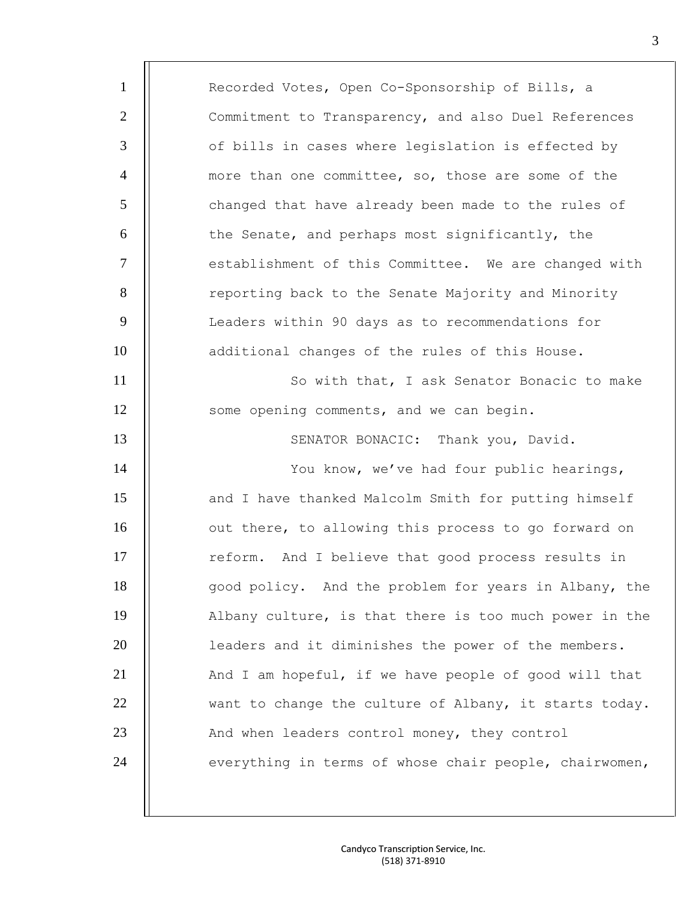Recorded Votes, Open Co-Sponsorship of Bills, a Commitment to Transparency, and also Duel References of bills in cases where legislation is effected by more than one committee, so, those are some of the changed that have already been made to the rules of the Senate, and perhaps most significantly, the establishment of this Committee. We are changed with reporting back to the Senate Majority and Minority Leaders within 90 days as to recommendations for additional changes of the rules of this House.

So with that, I ask Senator Bonacic to make some opening comments, and we can begin.

SENATOR BONACIC: Thank you, David.

You know, we've had four public hearings, and I have thanked Malcolm Smith for putting himself out there, to allowing this process to go forward on reform. And I believe that good process results in good policy. And the problem for years in Albany, the Albany culture, is that there is too much power in the leaders and it diminishes the power of the members. And I am hopeful, if we have people of good will that want to change the culture of Albany, it starts today. And when leaders control money, they control everything in terms of whose chair people, chairwomen,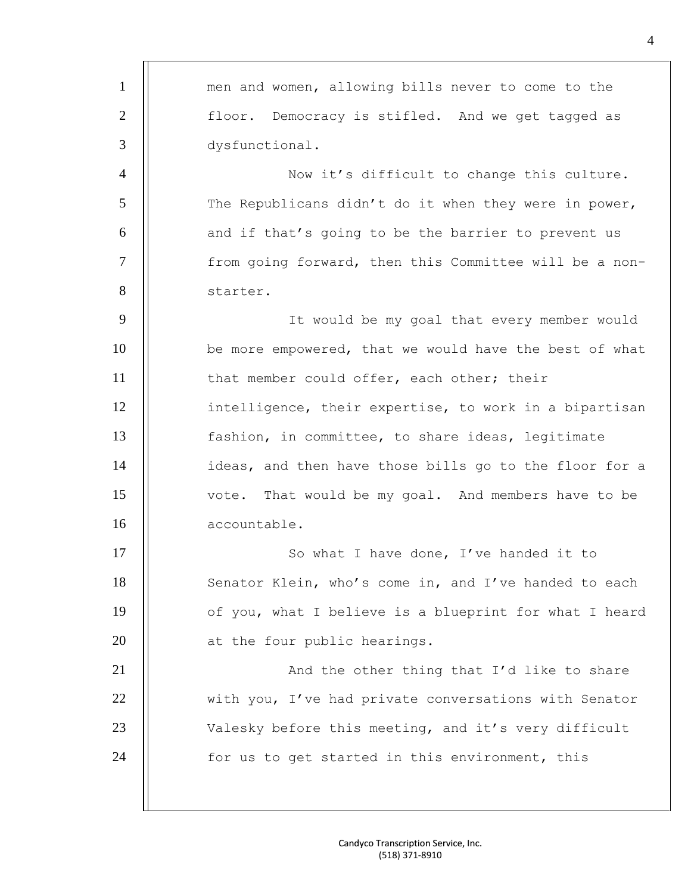men and women, allowing bills never to come to the floor. Democracy is stifled. And we get tagged as dysfunctional.

Now it's difficult to change this culture. The Republicans didn't do it when they were in power, and if that's going to be the barrier to prevent us from going forward, then this Committee will be a non-starter.

It would be my goal that every member would be more empowered, that we would have the best of what that member could offer, each other; their intelligence, their expertise, to work in a bipartisan fashion, in committee, to share ideas, legitimate ideas, and then have those bills go to the floor for a vote. That would be my goal. And members have to be accountable.

So what I have done, I've handed it to Senator Klein, who's come in, and I've handed to each of you, what I believe is a blueprint for what I heard at the four public hearings.

And the other thing that I'd like to share with you, I've had private conversations with Senator Valesky before this meeting, and it's very difficult for us to get started in this environment, this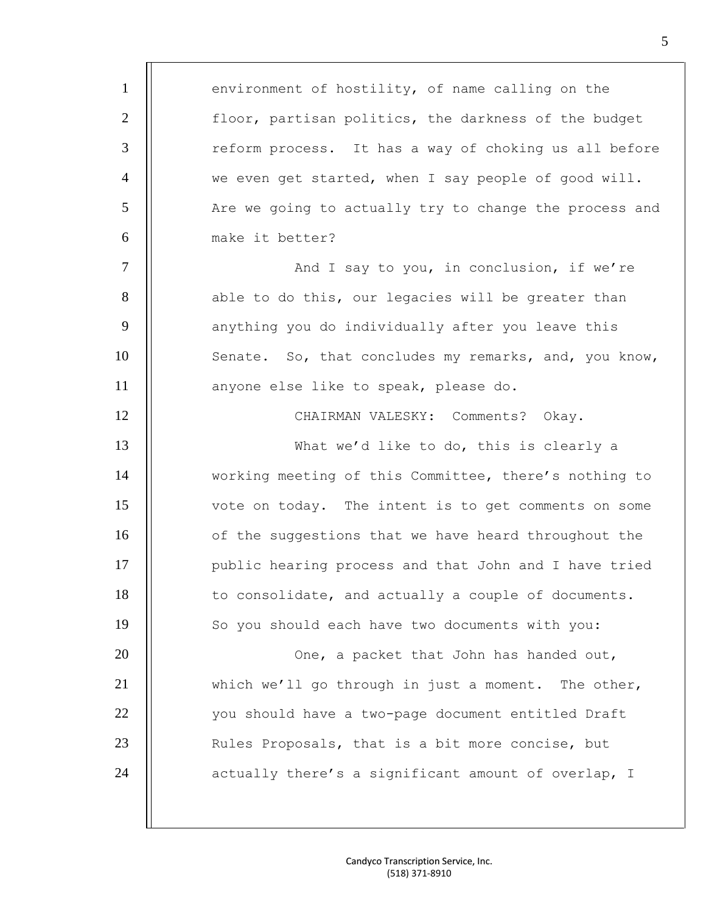environment of hostility, of name calling on the floor, partisan politics, the darkness of the budget reform process. It has a way of choking us all before we even get started, when I say people of good will. Are we going to actually try to change the process and make it better?

And I say to you, in conclusion, if we're able to do this, our legacies will be greater than anything you do individually after you leave this Senate. So, that concludes my remarks, and, you know, anyone else like to speak, please do.

CHAIRMAN VALESKY: Comments? Okay.

What we'd like to do, this is clearly a working meeting of this Committee, there's nothing to vote on today. The intent is to get comments on some of the suggestions that we have heard throughout the public hearing process and that John and I have tried to consolidate, and actually a couple of documents. So you should each have two documents with you:

One, a packet that John has handed out, which we'll go through in just a moment. The other, you should have a two-page document entitled Draft Rules Proposals, that is a bit more concise, but actually there's a significant amount of overlap, I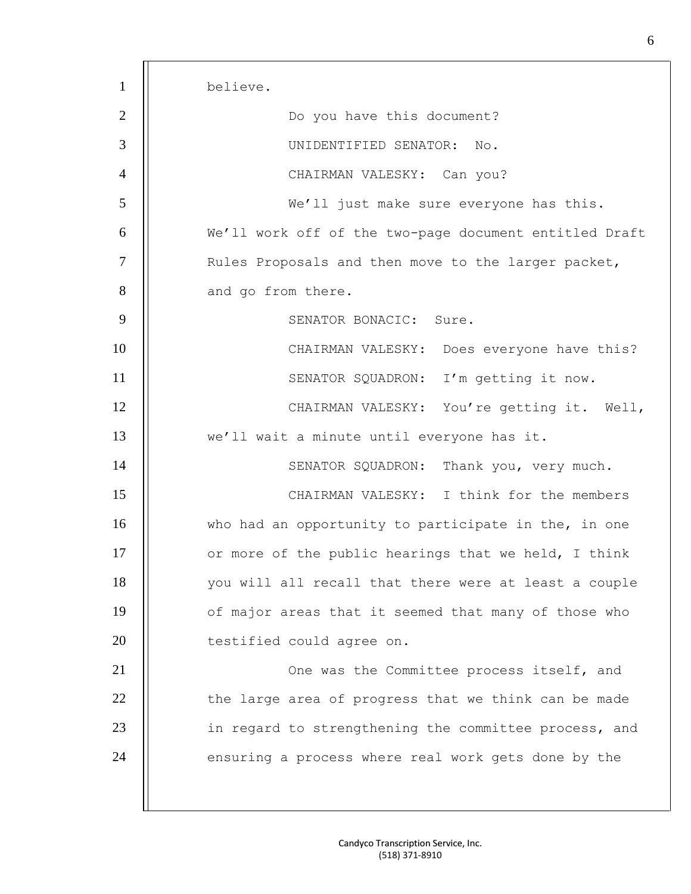believe.

Do you have this document?

UNIDENTIFIED SENATOR: No.

CHAIRMAN VALESKY: Can you?

We'll just make sure everyone has this. We'll work off of the two-page document entitled Draft Rules Proposals and then move to the larger packet, and go from there.

SENATOR BONACIC: Sure.

CHAIRMAN VALESKY: Does everyone have this?

SENATOR SQUADRON: I'm getting it now.

CHAIRMAN VALESKY: You're getting it. Well, we'll wait a minute until everyone has it.

SENATOR SQUADRON: Thank you, very much.

CHAIRMAN VALESKY: I think for the members who had an opportunity to participate in the, in one or more of the public hearings that we held, I think you will all recall that there were at least a couple of major areas that it seemed that many of those who testified could agree on.

One was the Committee process itself, and the large area of progress that we think can be made in regard to strengthening the committee process, and ensuring a process where real work gets done by the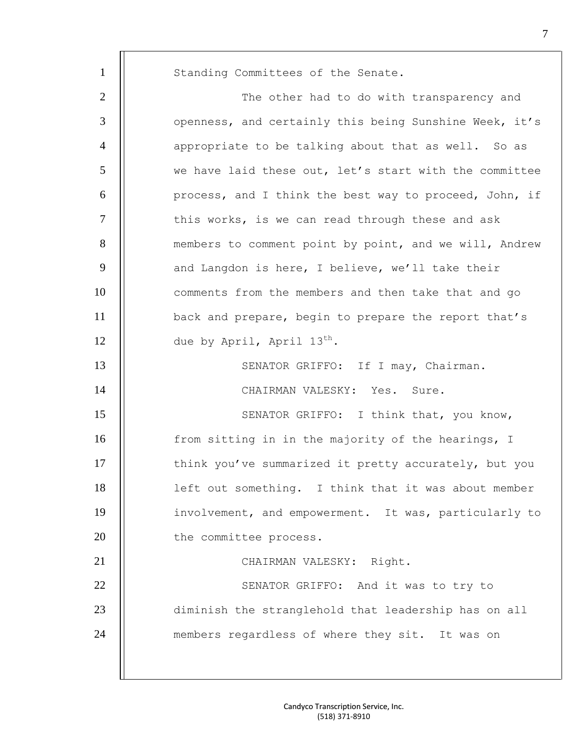Standing Committees of the Senate.

The other had to do with transparency and openness, and certainly this being Sunshine Week, it's appropriate to be talking about that as well. So as we have laid these out, let's start with the committee process, and I think the best way to proceed, John, if this works, is we can read through these and ask members to comment point by point, and we will, Andrew and Langdon is here, I believe, we'll take their comments from the members and then take that and go back and prepare, begin to prepare the report that's due by April, April 13th.

SENATOR GRIFFO: If I may, Chairman.

CHAIRMAN VALESKY: Yes. Sure.

SENATOR GRIFFO: I think that, you know, from sitting in in the majority of the hearings, I think you've summarized it pretty accurately, but you left out something. I think that it was about member involvement, and empowerment. It was, particularly to the committee process.

CHAIRMAN VALESKY: Right.

SENATOR GRIFFO: And it was to try to diminish the stranglehold that leadership has on all members regardless of where they sit. It was on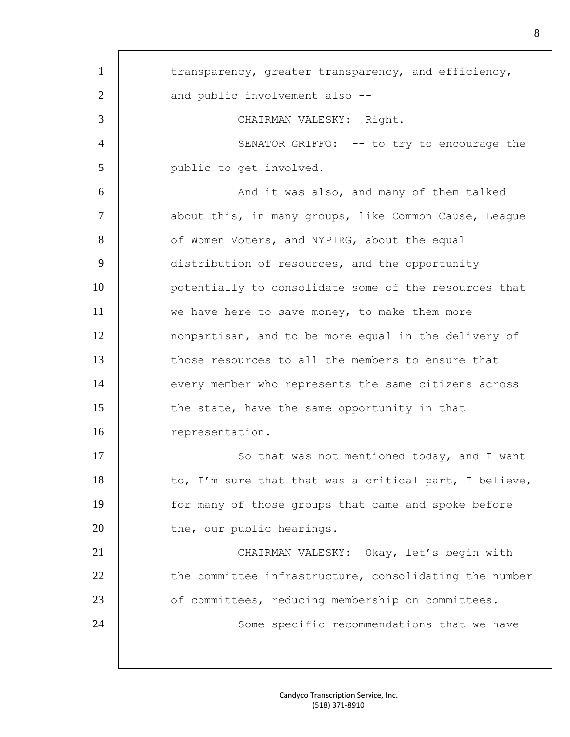transparency, greater transparency, and efficiency, and public involvement also --

CHAIRMAN VALESKY: Right.

SENATOR GRIFFO: -- to try to encourage the public to get involved.

And it was also, and many of them talked about this, in many groups, like Common Cause, League of Women Voters, and NYPIRG, about the equal distribution of resources, and the opportunity potentially to consolidate some of the resources that we have here to save money, to make them more nonpartisan, and to be more equal in the delivery of those resources to all the members to ensure that every member who represents the same citizens across the state, have the same opportunity in that representation.

So that was not mentioned today, and I want to, I'm sure that that was a critical part, I believe, for many of those groups that came and spoke before the, our public hearings.

CHAIRMAN VALESKY: Okay, let's begin with the committee infrastructure, consolidating the number of committees, reducing membership on committees.

Some specific recommendations that we have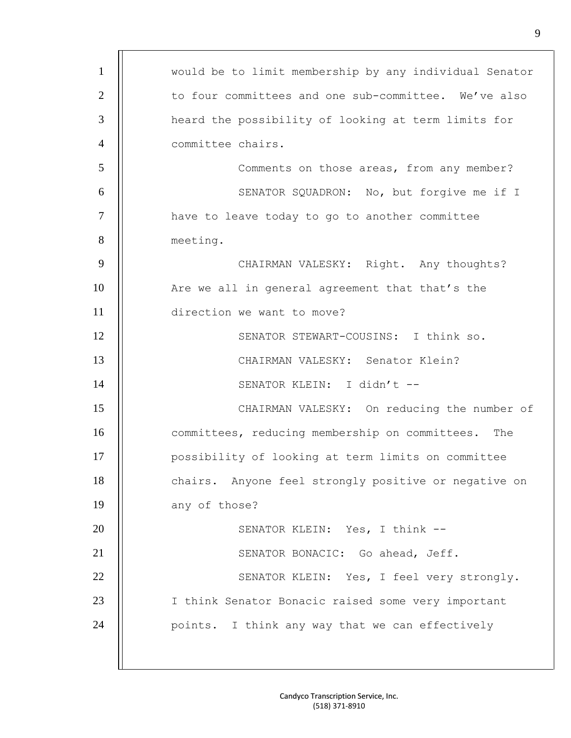would be to limit membership by any individual Senator to four committees and one sub-committee. We've also heard the possibility of looking at term limits for committee chairs.

Comments on those areas, from any member?

SENATOR SQUADRON: No, but forgive me if I have to leave today to go to another committee meeting.

CHAIRMAN VALESKY: Right. Any thoughts? Are we all in general agreement that that's the direction we want to move?

SENATOR STEWART-COUSINS: I think so.

CHAIRMAN VALESKY: Senator Klein?

SENATOR KLEIN: I didn't --

CHAIRMAN VALESKY: On reducing the number of committees, reducing membership on committees. The possibility of looking at term limits on committee chairs. Anyone feel strongly positive or negative on any of those?

SENATOR KLEIN: Yes, I think --

SENATOR BONACIC: Go ahead, Jeff.

SENATOR KLEIN: Yes, I feel very strongly. I think Senator Bonacic raised some very important points. I think any way that we can effectively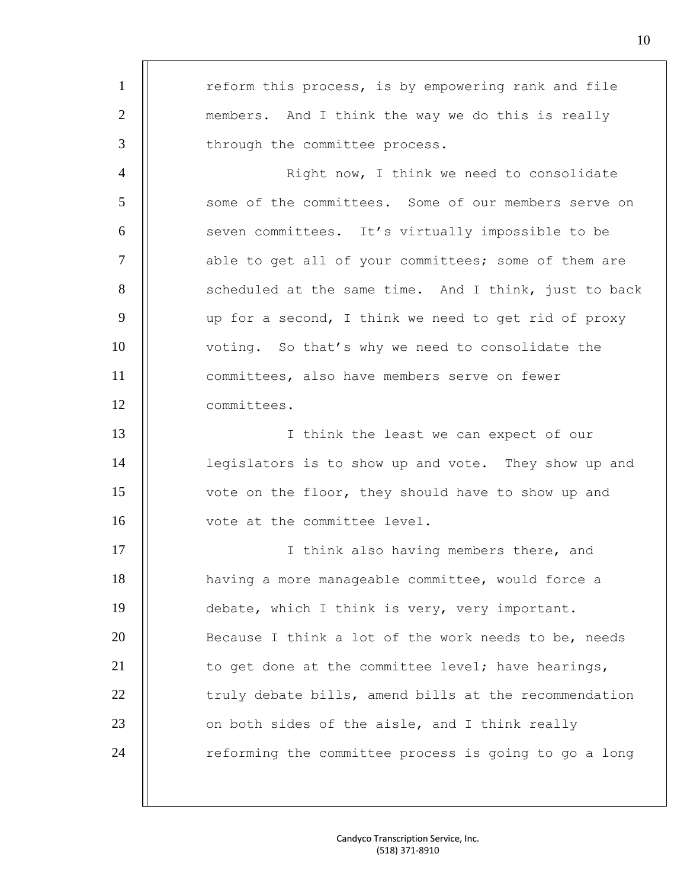reform this process, is by empowering rank and file members. And I think the way we do this is really through the committee process.

Right now, I think we need to consolidate some of the committees. Some of our members serve on seven committees. It's virtually impossible to be able to get all of your committees; some of them are scheduled at the same time. And I think, just to back up for a second, I think we need to get rid of proxy voting. So that's why we need to consolidate the committees, also have members serve on fewer committees.

I think the least we can expect of our legislators is to show up and vote. They show up and vote on the floor, they should have to show up and vote at the committee level.

I think also having members there, and having a more manageable committee, would force a debate, which I think is very, very important. Because I think a lot of the work needs to be, needs to get done at the committee level; have hearings, truly debate bills, amend bills at the recommendation on both sides of the aisle, and I think really reforming the committee process is going to go a long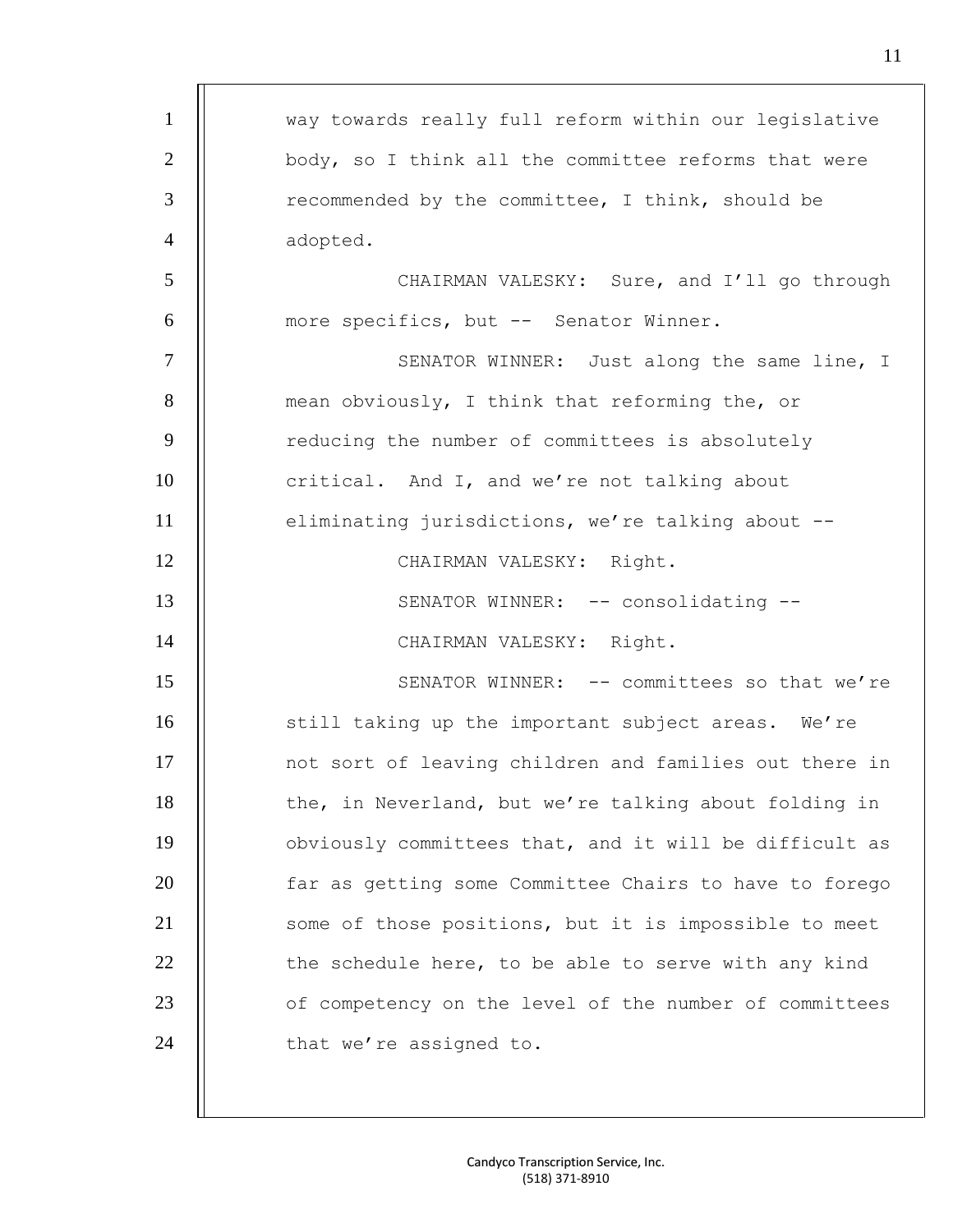way towards really full reform within our legislative body, so I think all the committee reforms that were recommended by the committee, I think, should be adopted.

CHAIRMAN VALESKY: Sure, and I'll go through more specifics, but -- Senator Winner.

SENATOR WINNER: Just along the same line, I mean obviously, I think that reforming the, or reducing the number of committees is absolutely critical. And I, and we're not talking about eliminating jurisdictions, we're talking about --

CHAIRMAN VALESKY: Right.

SENATOR WINNER: -- consolidating --

CHAIRMAN VALESKY: Right.

SENATOR WINNER: -- committees so that we're still taking up the important subject areas. We're not sort of leaving children and families out there in the, in Neverland, but we're talking about folding in obviously committees that, and it will be difficult as far as getting some Committee Chairs to have to forego some of those positions, but it is impossible to meet the schedule here, to be able to serve with any kind of competency on the level of the number of committees that we're assigned to.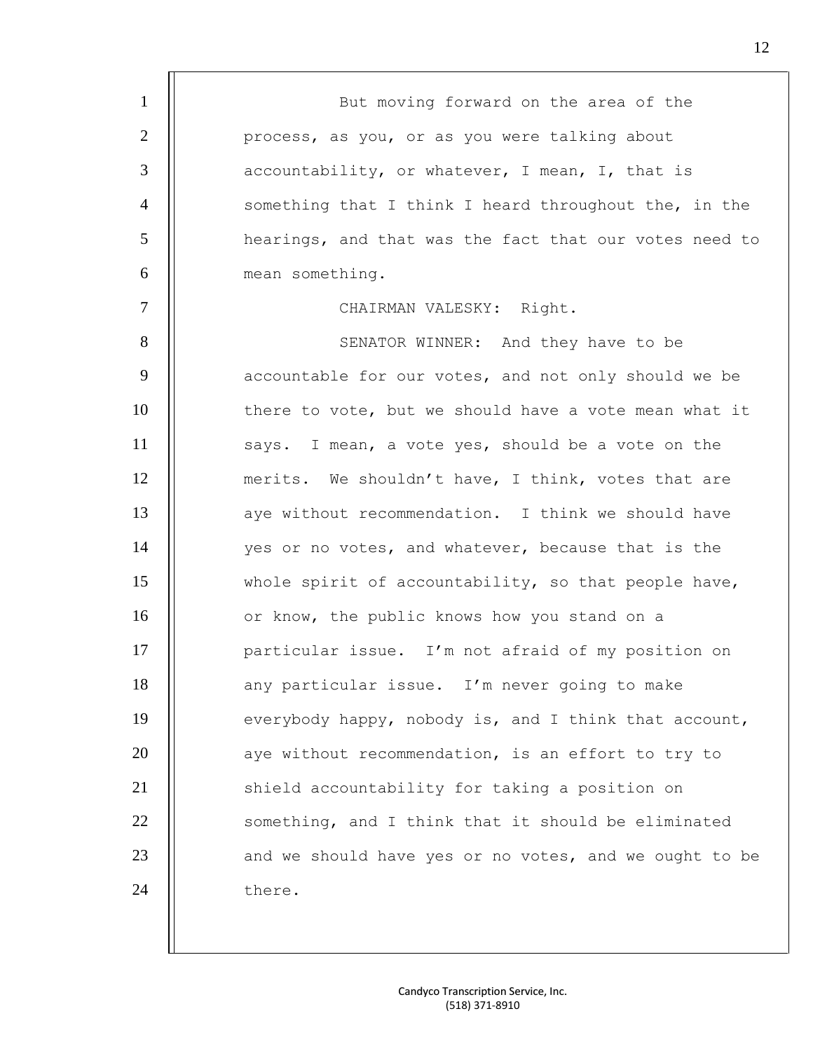But moving forward on the area of the process, as you, or as you were talking about accountability, or whatever, I mean, I, that is something that I think I heard throughout the, in the hearings, and that was the fact that our votes need to mean something.

CHAIRMAN VALESKY: Right.

SENATOR WINNER: And they have to be accountable for our votes, and not only should we be there to vote, but we should have a vote mean what it says. I mean, a vote yes, should be a vote on the merits. We shouldn't have, I think, votes that are aye without recommendation. I think we should have yes or no votes, and whatever, because that is the whole spirit of accountability, so that people have, or know, the public knows how you stand on a particular issue. I'm not afraid of my position on any particular issue. I'm never going to make everybody happy, nobody is, and I think that account, aye without recommendation, is an effort to try to shield accountability for taking a position on something, and I think that it should be eliminated and we should have yes or no votes, and we ought to be there.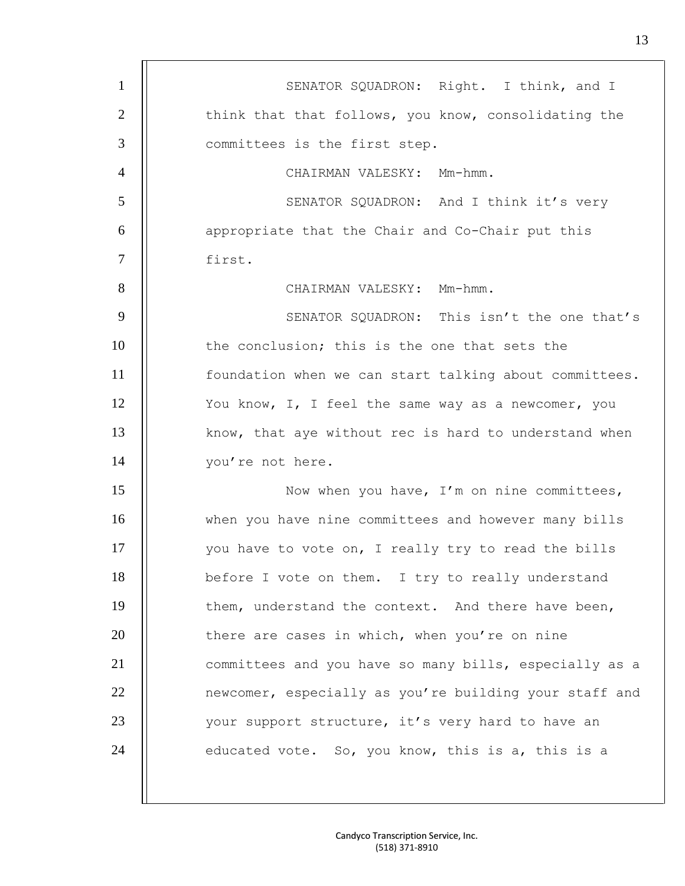SENATOR SQUADRON: Right. I think, and I think that that follows, you know, consolidating the committees is the first step.

CHAIRMAN VALESKY: Mm-hmm.

SENATOR SQUADRON: And I think it's very appropriate that the Chair and Co-Chair put this first.

CHAIRMAN VALESKY: Mm-hmm.

SENATOR SQUADRON: This isn't the one that's the conclusion; this is the one that sets the foundation when we can start talking about committees. You know, I, I feel the same way as a newcomer, you know, that aye without rec is hard to understand when you're not here.

Now when you have, I'm on nine committees, when you have nine committees and however many bills you have to vote on, I really try to read the bills before I vote on them. I try to really understand them, understand the context. And there have been, there are cases in which, when you're on nine committees and you have so many bills, especially as a newcomer, especially as you're building your staff and your support structure, it's very hard to have an educated vote. So, you know, this is a, this is a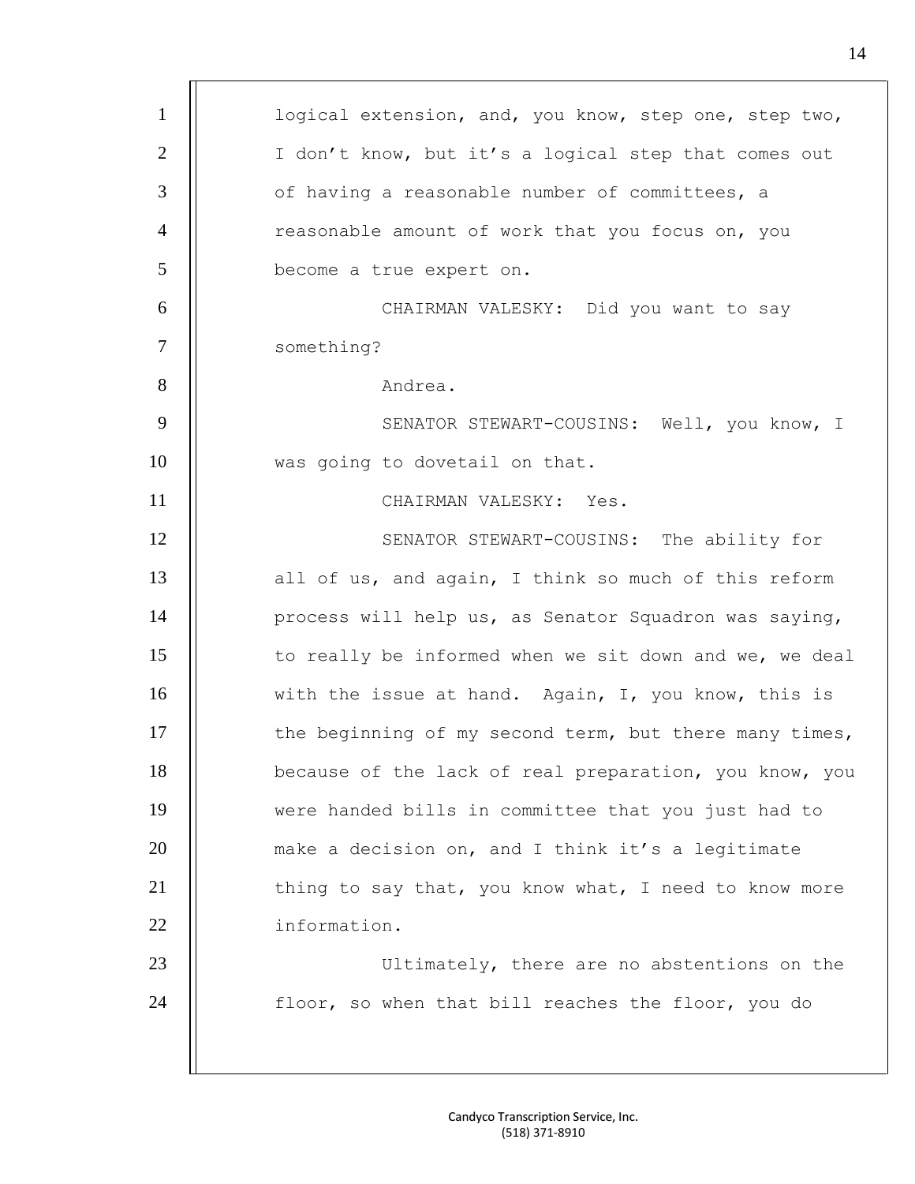logical extension, and, you know, step one, step two, I don't know, but it's a logical step that comes out of having a reasonable number of committees, a reasonable amount of work that you focus on, you become a true expert on.

CHAIRMAN VALESKY: Did you want to say something?

Andrea.

SENATOR STEWART-COUSINS: Well, you know, I was going to dovetail on that.

CHAIRMAN VALESKY: Yes.

SENATOR STEWART-COUSINS: The ability for all of us, and again, I think so much of this reform process will help us, as Senator Squadron was saying, to really be informed when we sit down and we, we deal with the issue at hand. Again, I, you know, this is the beginning of my second term, but there many times, because of the lack of real preparation, you know, you were handed bills in committee that you just had to make a decision on, and I think it's a legitimate thing to say that, you know what, I need to know more information.

Ultimately, there are no abstentions on the floor, so when that bill reaches the floor, you do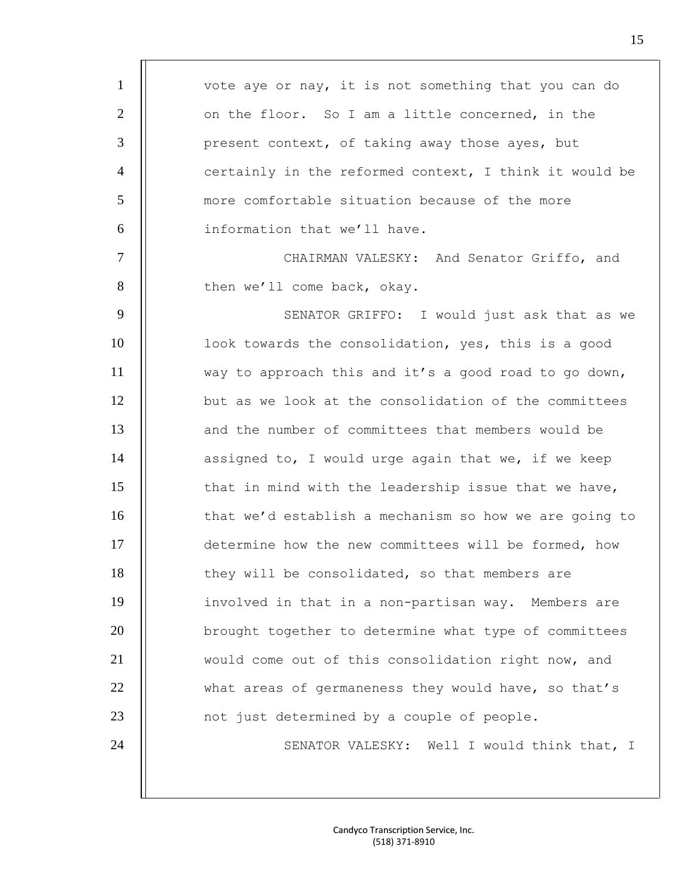vote aye or nay, it is not something that you can do on the floor. So I am a little concerned, in the present context, of taking away those ayes, but certainly in the reformed context, I think it would be more comfortable situation because of the more information that we'll have.

CHAIRMAN VALESKY: And Senator Griffo, and then we'll come back, okay.

SENATOR GRIFFO: I would just ask that as we look towards the consolidation, yes, this is a good way to approach this and it's a good road to go down, but as we look at the consolidation of the committees and the number of committees that members would be assigned to, I would urge again that we, if we keep that in mind with the leadership issue that we have, that we'd establish a mechanism so how we are going to determine how the new committees will be formed, how they will be consolidated, so that members are involved in that in a non-partisan way. Members are brought together to determine what type of committees would come out of this consolidation right now, and what areas of germaneness they would have, so that's not just determined by a couple of people.

SENATOR VALESKY: Well I would think that, I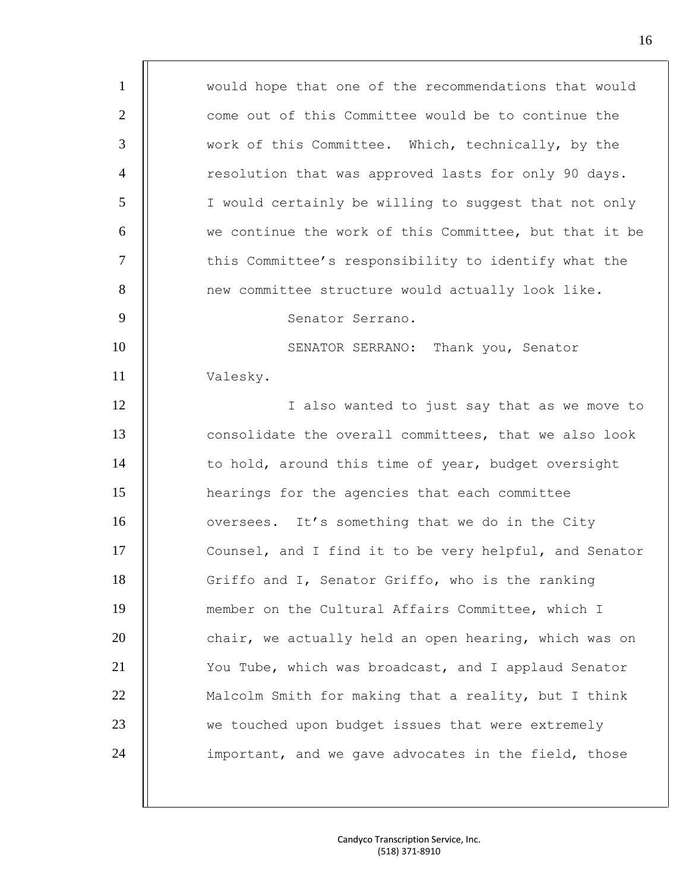would hope that one of the recommendations that would come out of this Committee would be to continue the work of this Committee. Which, technically, by the resolution that was approved lasts for only 90 days. I would certainly be willing to suggest that not only we continue the work of this Committee, but that it be this Committee's responsibility to identify what the new committee structure would actually look like.

Senator Serrano.

SENATOR SERRANO: Thank you, Senator Valesky.

I also wanted to just say that as we move to consolidate the overall committees, that we also look to hold, around this time of year, budget oversight hearings for the agencies that each committee oversees. It's something that we do in the City Counsel, and I find it to be very helpful, and Senator Griffo and I, Senator Griffo, who is the ranking member on the Cultural Affairs Committee, which I chair, we actually held an open hearing, which was on You Tube, which was broadcast, and I applaud Senator Malcolm Smith for making that a reality, but I think we touched upon budget issues that were extremely important, and we gave advocates in the field, those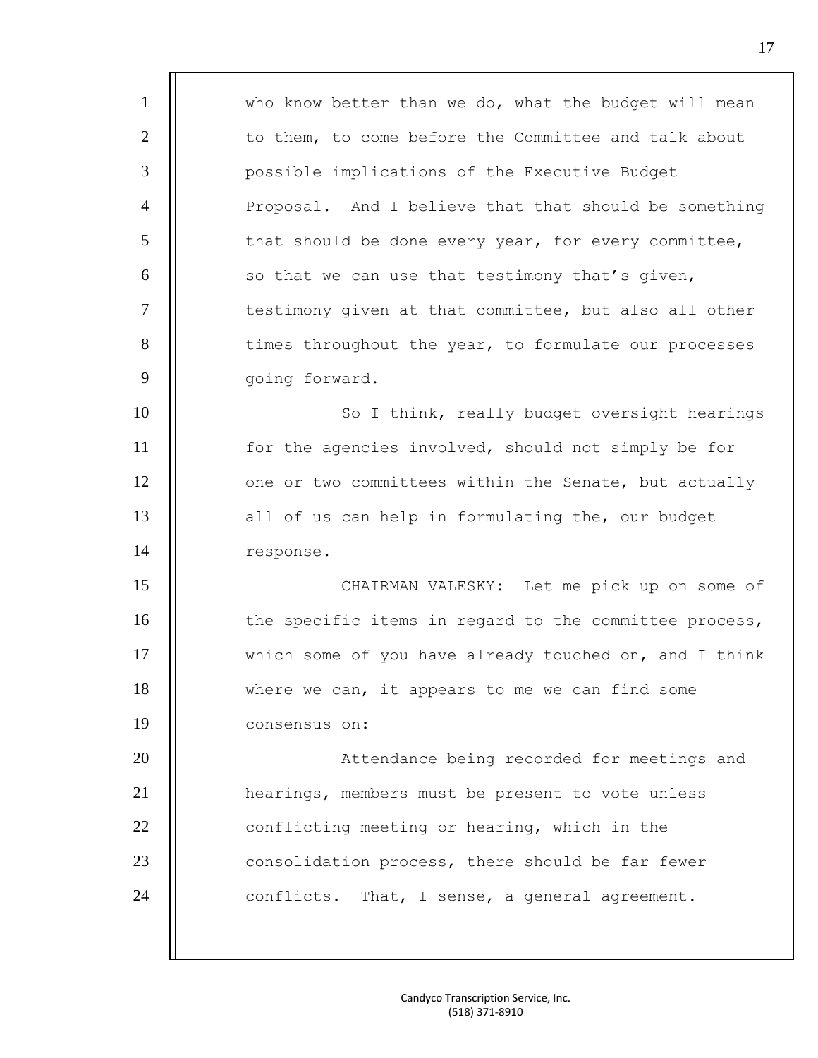who know better than we do, what the budget will mean to them, to come before the Committee and talk about possible implications of the Executive Budget Proposal. And I believe that that should be something that should be done every year, for every committee, so that we can use that testimony that's given, testimony given at that committee, but also all other times throughout the year, to formulate our processes going forward.

So I think, really budget oversight hearings for the agencies involved, should not simply be for one or two committees within the Senate, but actually all of us can help in formulating the, our budget response.

CHAIRMAN VALESKY: Let me pick up on some of the specific items in regard to the committee process, which some of you have already touched on, and I think where we can, it appears to me we can find some consensus on:

Attendance being recorded for meetings and hearings, members must be present to vote unless conflicting meeting or hearing, which in the consolidation process, there should be far fewer conflicts. That, I sense, a general agreement.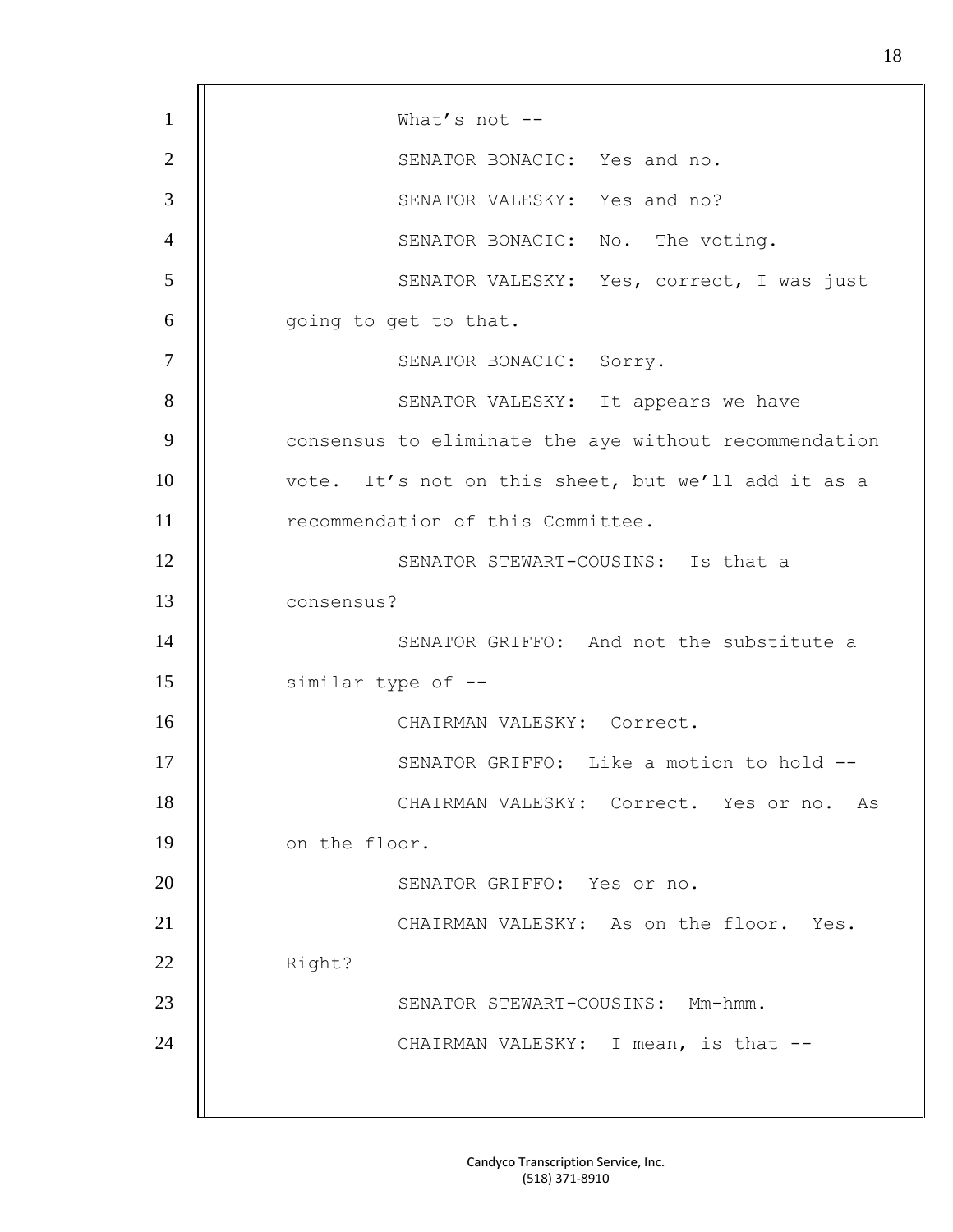What's not --

SENATOR BONACIC: Yes and no.

SENATOR VALESKY: Yes and no?

SENATOR BONACIC: No. The voting.

SENATOR VALESKY: Yes, correct, I was just going to get to that.

SENATOR BONACIC: Sorry.

SENATOR VALESKY: It appears we have consensus to eliminate the aye without recommendation vote. It's not on this sheet, but we'll add it as a recommendation of this Committee.

SENATOR STEWART-COUSINS: Is that a consensus?

SENATOR GRIFFO: And not the substitute a similar type of --

CHAIRMAN VALESKY: Correct.

SENATOR GRIFFO: Like a motion to hold --

CHAIRMAN VALESKY: Correct. Yes or no. As on the floor.

SENATOR GRIFFO: Yes or no.

CHAIRMAN VALESKY: As on the floor. Yes. Right?

SENATOR STEWART-COUSINS: Mm-hmm.

CHAIRMAN VALESKY: I mean, is that --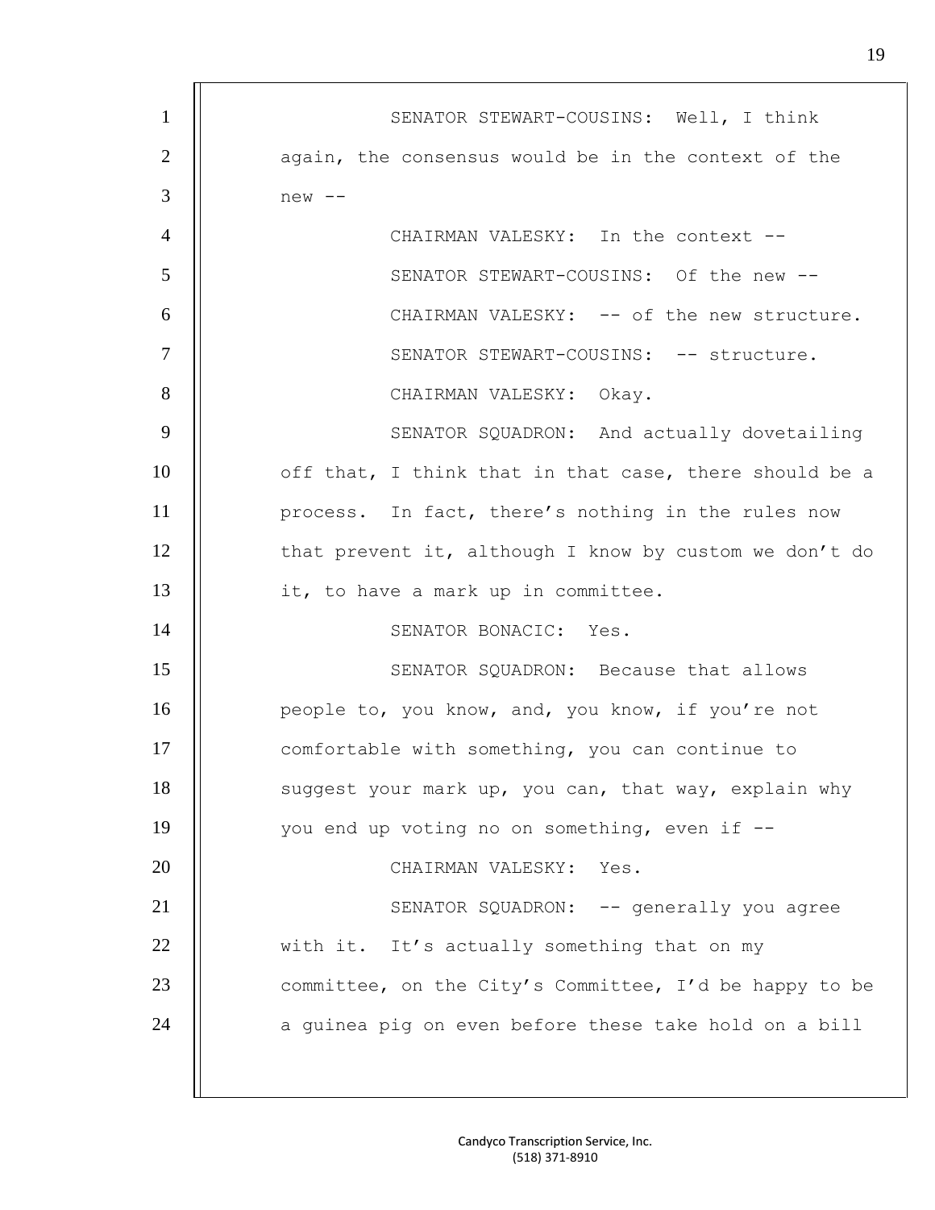SENATOR STEWART-COUSINS: Well, I think again, the consensus would be in the context of the new --

CHAIRMAN VALESKY: In the context --

SENATOR STEWART-COUSINS: Of the new --

CHAIRMAN VALESKY: -- of the new structure.

SENATOR STEWART-COUSINS: -- structure.

CHAIRMAN VALESKY: Okay.

SENATOR SQUADRON: And actually dovetailing off that, I think that in that case, there should be a process. In fact, there's nothing in the rules now that prevent it, although I know by custom we don't do it, to have a mark up in committee.

SENATOR BONACIC: Yes.

SENATOR SQUADRON: Because that allows people to, you know, and, you know, if you're not comfortable with something, you can continue to suggest your mark up, you can, that way, explain why you end up voting no on something, even if --

CHAIRMAN VALESKY: Yes.

SENATOR SQUADRON: -- generally you agree with it. It's actually something that on my committee, on the City's Committee, I'd be happy to be a guinea pig on even before these take hold on a bill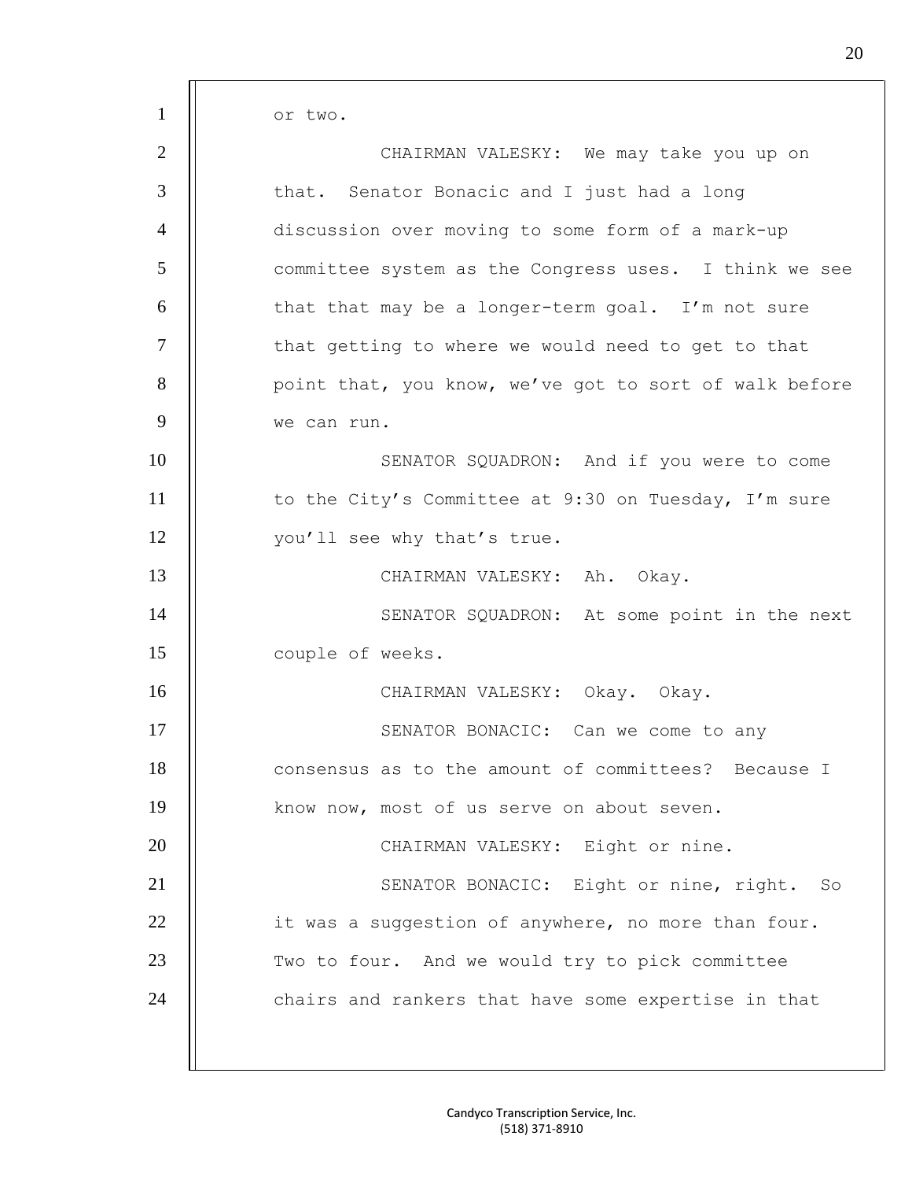or two.

CHAIRMAN VALESKY: We may take you up on that. Senator Bonacic and I just had a long discussion over moving to some form of a mark-up committee system as the Congress uses. I think we see that that may be a longer-term goal. I'm not sure that getting to where we would need to get to that point that, you know, we've got to sort of walk before we can run.

SENATOR SQUADRON: And if you were to come to the City's Committee at 9:30 on Tuesday, I'm sure you'll see why that's true.

CHAIRMAN VALESKY: Ah. Okay.

SENATOR SQUADRON: At some point in the next couple of weeks.

CHAIRMAN VALESKY: Okay. Okay.

SENATOR BONACIC: Can we come to any consensus as to the amount of committees? Because I know now, most of us serve on about seven.

CHAIRMAN VALESKY: Eight or nine.

SENATOR BONACIC: Eight or nine, right. So it was a suggestion of anywhere, no more than four. Two to four. And we would try to pick committee chairs and rankers that have some expertise in that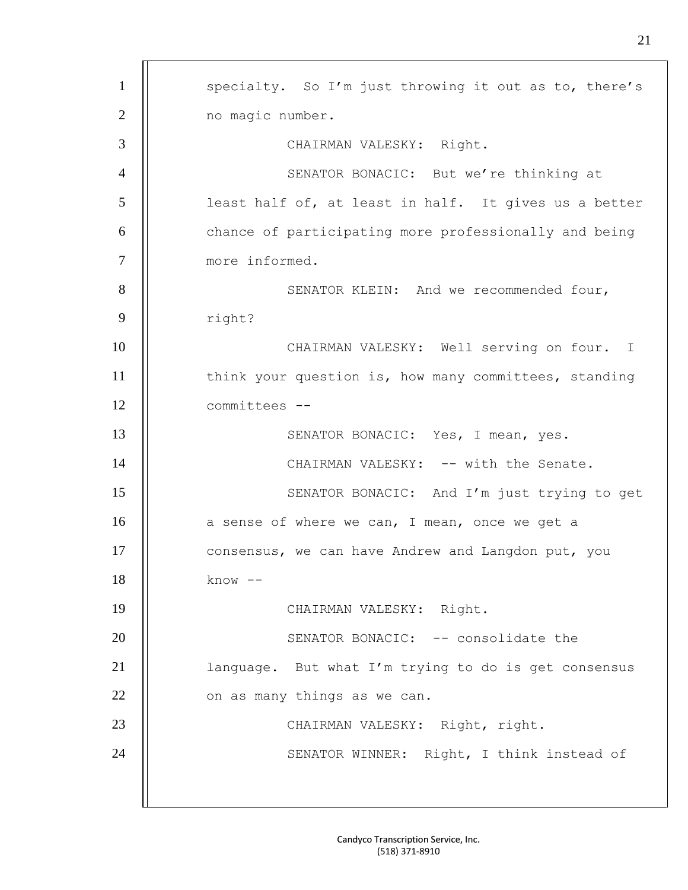specialty. So I'm just throwing it out as to, there's no magic number.

CHAIRMAN VALESKY: Right.

SENATOR BONACIC: But we're thinking at least half of, at least in half. It gives us a better chance of participating more professionally and being more informed.

SENATOR KLEIN: And we recommended four, right?

CHAIRMAN VALESKY: Well serving on four. I think your question is, how many committees, standing committees --

SENATOR BONACIC: Yes, I mean, yes.

CHAIRMAN VALESKY: -- with the Senate.

SENATOR BONACIC: And I'm just trying to get a sense of where we can, I mean, once we get a consensus, we can have Andrew and Langdon put, you know --

CHAIRMAN VALESKY: Right.

SENATOR BONACIC: -- consolidate the language. But what I'm trying to do is get consensus on as many things as we can.

CHAIRMAN VALESKY: Right, right.

SENATOR WINNER: Right, I think instead of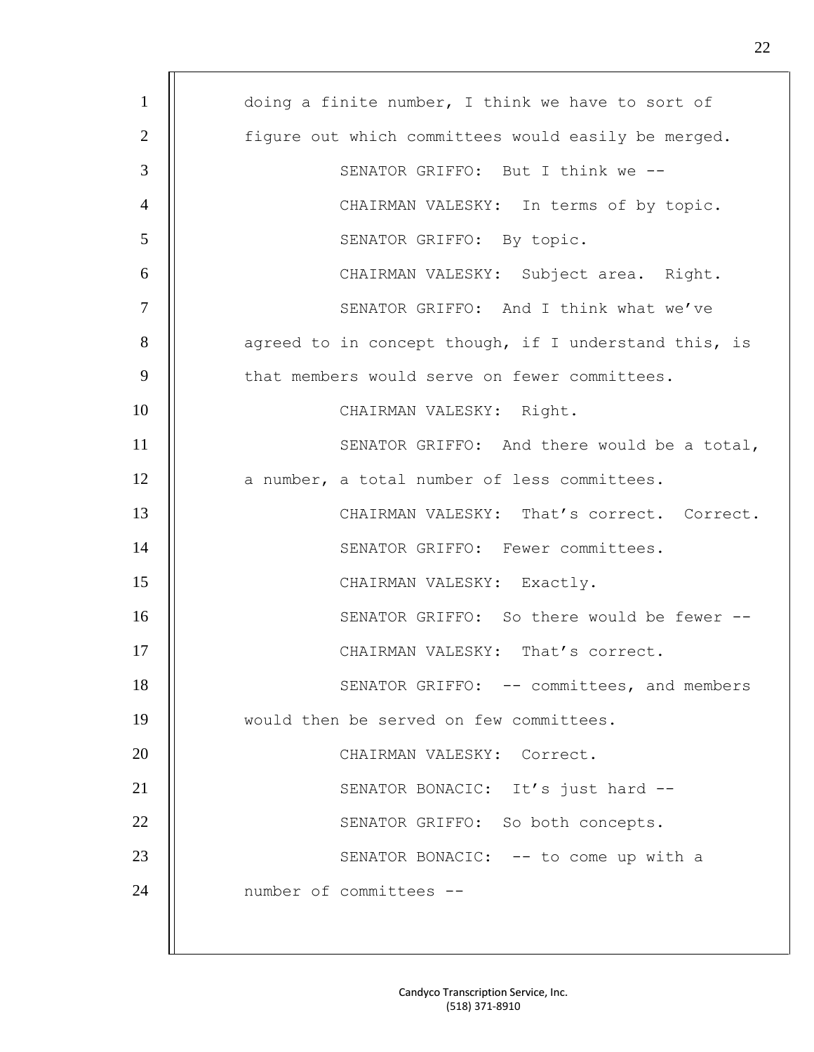doing a finite number, I think we have to sort of figure out which committees would easily be merged.

SENATOR GRIFFO: But I think we --

CHAIRMAN VALESKY: In terms of by topic.

SENATOR GRIFFO: By topic.

CHAIRMAN VALESKY: Subject area. Right.

SENATOR GRIFFO: And I think what we've agreed to in concept though, if I understand this, is that members would serve on fewer committees.

CHAIRMAN VALESKY: Right.

SENATOR GRIFFO: And there would be a total, a number, a total number of less committees.

CHAIRMAN VALESKY: That's correct. Correct.

SENATOR GRIFFO: Fewer committees.

CHAIRMAN VALESKY: Exactly.

SENATOR GRIFFO: So there would be fewer --

CHAIRMAN VALESKY: That's correct.

SENATOR GRIFFO: -- committees, and members would then be served on few committees.

CHAIRMAN VALESKY: Correct.

SENATOR BONACIC: It's just hard --

SENATOR GRIFFO: So both concepts.

SENATOR BONACIC: -- to come up with a number of committees --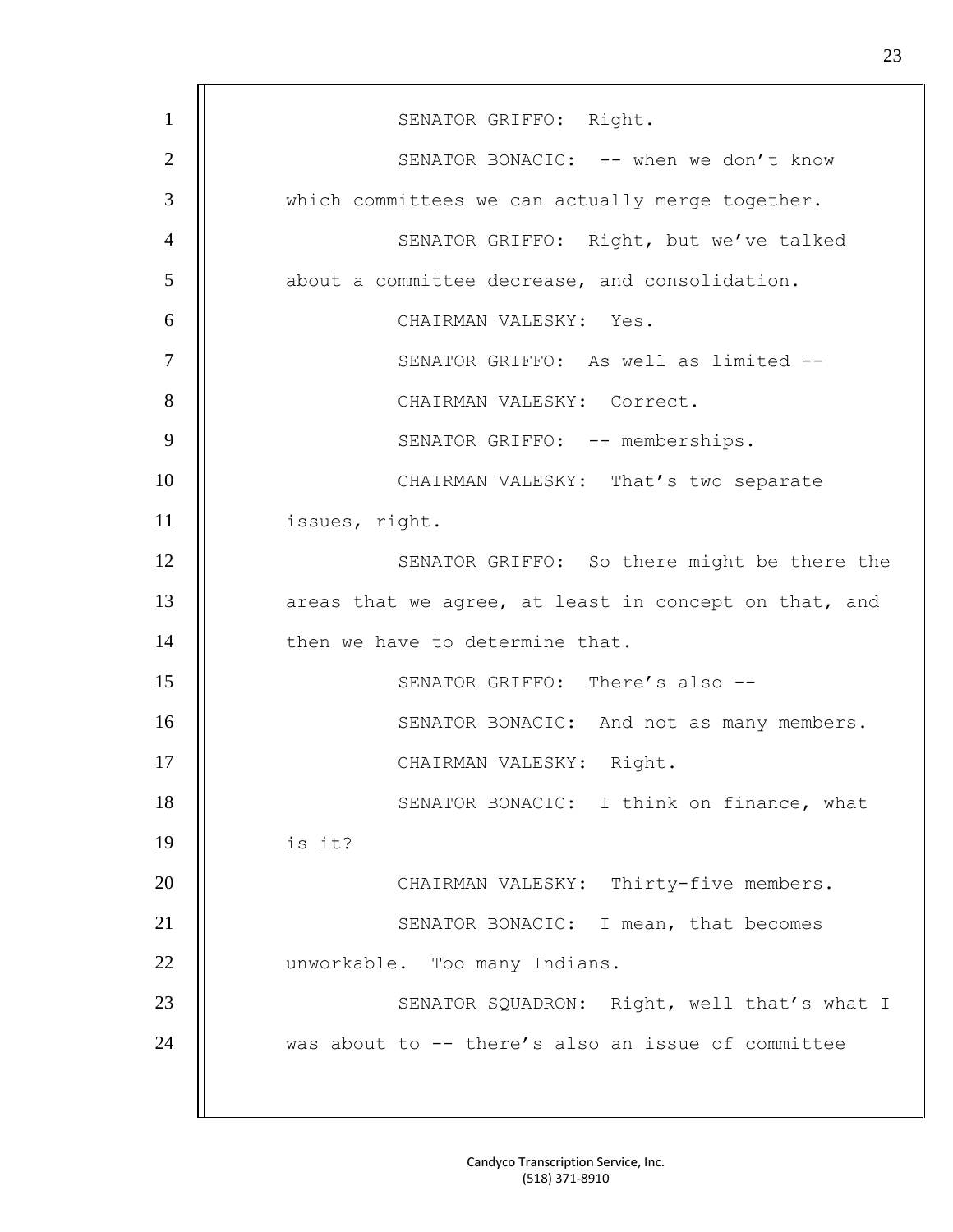1 SENATOR GRIFFO: Right.

2 SENATOR BONACIC: -- when we don't know

3 which committees we can actually merge together.

4 SENATOR GRIFFO: Right, but we've talked

5 about a committee decrease, and consolidation.

6 CHAIRMAN VALESKY: Yes.

7 SENATOR GRIFFO: As well as limited --

8 CHAIRMAN VALESKY: Correct.

9 SENATOR GRIFFO: -- memberships.

10 CHAIRMAN VALESKY: That's two separate

11 issues, right.

12 SENATOR GRIFFO: So there might be there the

13 areas that we agree, at least in concept on that, and

14 then we have to determine that.

15 SENATOR GRIFFO: There's also --

16 SENATOR BONACIC: And not as many members.

17 CHAIRMAN VALESKY: Right.

18 SENATOR BONACIC: I think on finance, what

19 is it?

20 CHAIRMAN VALESKY: Thirty-five members.

21 SENATOR BONACIC: I mean, that becomes

22 unworkable. Too many Indians.

23 SENATOR SQUADRON: Right, well that's what I

24 was about to -- there's also an issue of committee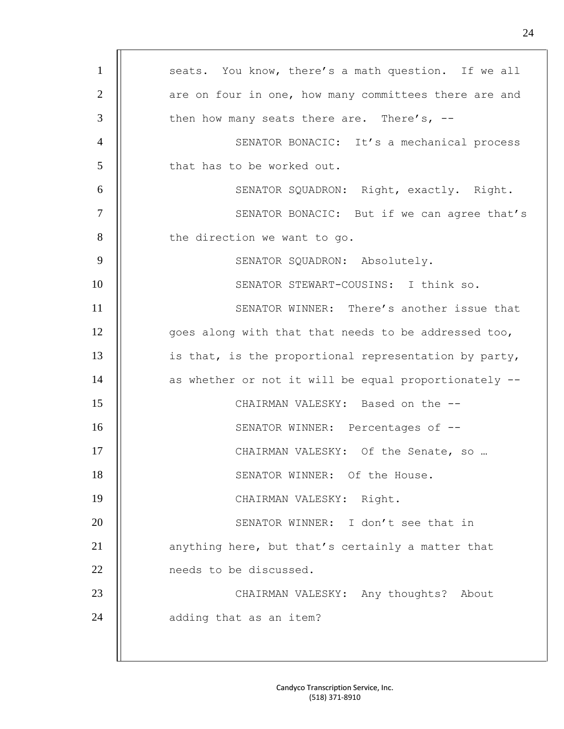seats. You know, there's a math question. If we all are on four in one, how many committees there are and then how many seats there are. There's, --

SENATOR BONACIC: It's a mechanical process that has to be worked out.

SENATOR SQUADRON: Right, exactly. Right.

SENATOR BONACIC: But if we can agree that's the direction we want to go.

SENATOR SQUADRON: Absolutely.

SENATOR STEWART-COUSINS: I think so.

SENATOR WINNER: There's another issue that goes along with that that needs to be addressed too, is that, is the proportional representation by party, as whether or not it will be equal proportionately --

CHAIRMAN VALESKY: Based on the --

SENATOR WINNER: Percentages of --

CHAIRMAN VALESKY: Of the Senate, so …

SENATOR WINNER: Of the House.

CHAIRMAN VALESKY: Right.

SENATOR WINNER: I don't see that in anything here, but that's certainly a matter that needs to be discussed.

CHAIRMAN VALESKY: Any thoughts? About adding that as an item?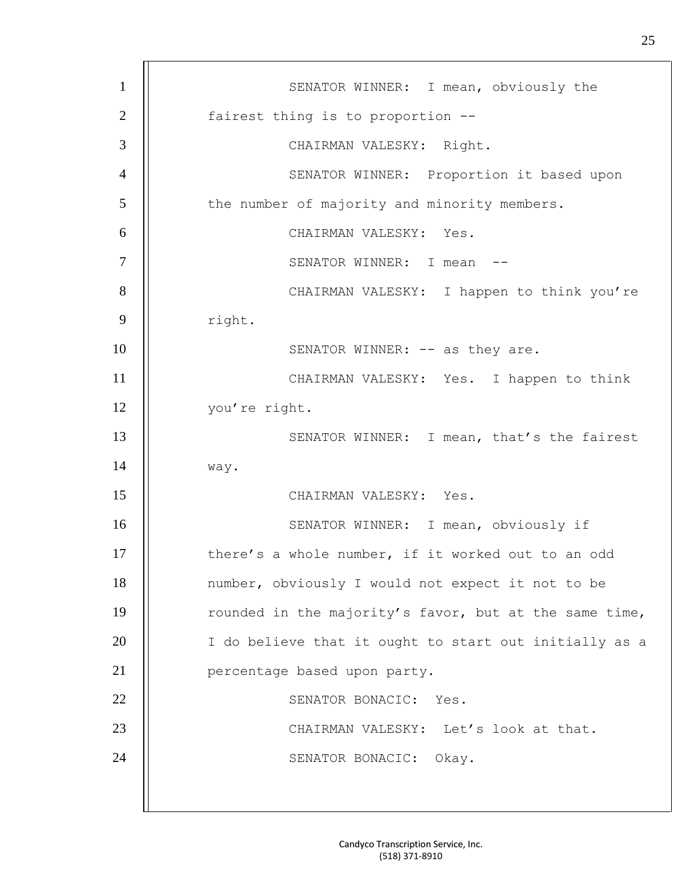SENATOR WINNER: I mean, obviously the fairest thing is to proportion --

CHAIRMAN VALESKY: Right.

SENATOR WINNER: Proportion it based upon the number of majority and minority members.

CHAIRMAN VALESKY: Yes.

SENATOR WINNER: I mean --

CHAIRMAN VALESKY: I happen to think you're right.

SENATOR WINNER: -- as they are.

CHAIRMAN VALESKY: Yes. I happen to think you're right.

SENATOR WINNER: I mean, that's the fairest way.

CHAIRMAN VALESKY: Yes.

SENATOR WINNER: I mean, obviously if there's a whole number, if it worked out to an odd number, obviously I would not expect it not to be rounded in the majority's favor, but at the same time, I do believe that it ought to start out initially as a percentage based upon party.

SENATOR BONACIC: Yes.

CHAIRMAN VALESKY: Let's look at that.

SENATOR BONACIC: Okay.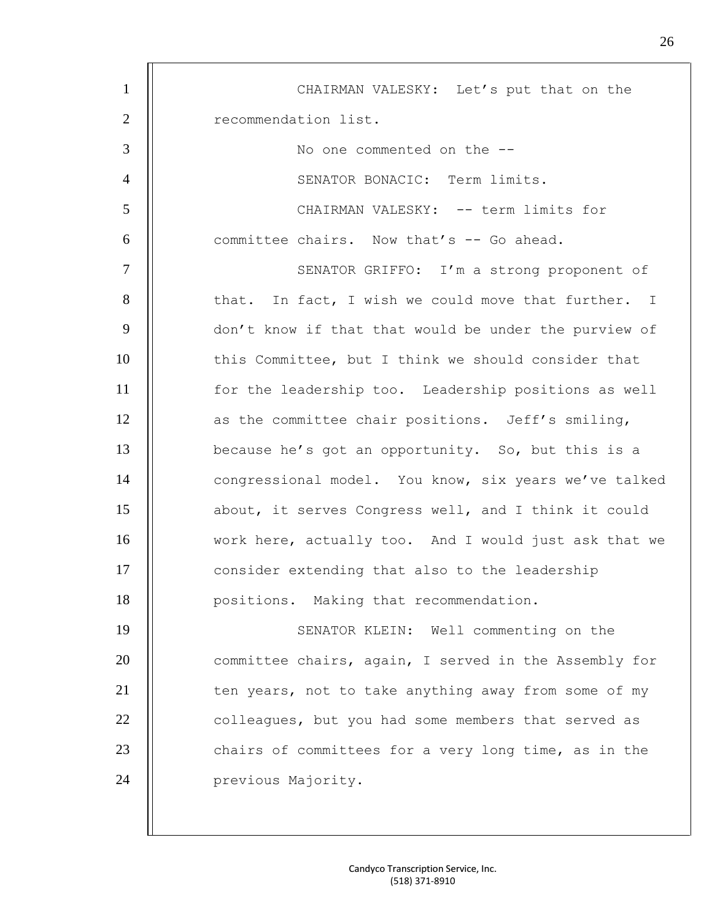CHAIRMAN VALESKY: Let's put that on the recommendation list.

No one commented on the --

SENATOR BONACIC: Term limits.

CHAIRMAN VALESKY: -- term limits for committee chairs. Now that's -- Go ahead.

SENATOR GRIFFO: I'm a strong proponent of that. In fact, I wish we could move that further. I don't know if that that would be under the purview of this Committee, but I think we should consider that for the leadership too. Leadership positions as well as the committee chair positions. Jeff's smiling, because he's got an opportunity. So, but this is a congressional model. You know, six years we've talked about, it serves Congress well, and I think it could work here, actually too. And I would just ask that we consider extending that also to the leadership positions. Making that recommendation.

SENATOR KLEIN: Well commenting on the committee chairs, again, I served in the Assembly for ten years, not to take anything away from some of my colleagues, but you had some members that served as chairs of committees for a very long time, as in the previous Majority.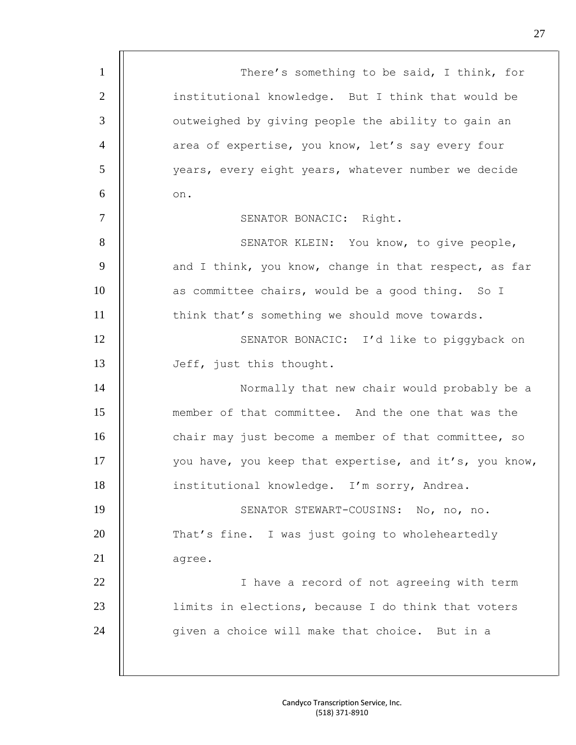There's something to be said, I think, for institutional knowledge. But I think that would be outweighed by giving people the ability to gain an area of expertise, you know, let's say every four years, every eight years, whatever number we decide on.

SENATOR BONACIC: Right.

SENATOR KLEIN: You know, to give people, and I think, you know, change in that respect, as far as committee chairs, would be a good thing. So I think that's something we should move towards.

SENATOR BONACIC: I'd like to piggyback on Jeff, just this thought.

Normally that new chair would probably be a member of that committee. And the one that was the chair may just become a member of that committee, so you have, you keep that expertise, and it's, you know, institutional knowledge. I'm sorry, Andrea.

SENATOR STEWART-COUSINS: No, no, no. That's fine. I was just going to wholeheartedly agree.

I have a record of not agreeing with term limits in elections, because I do think that voters given a choice will make that choice. But in a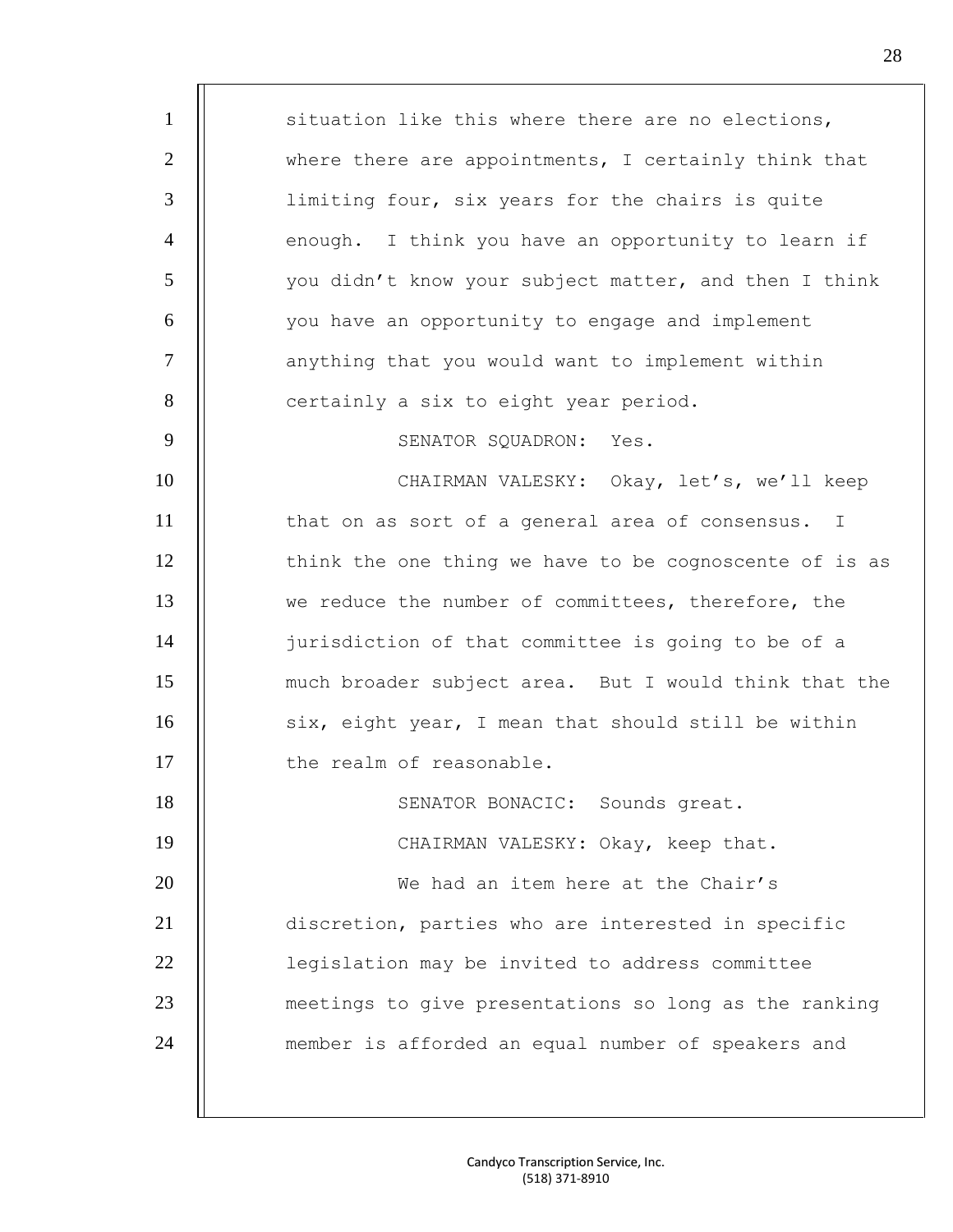situation like this where there are no elections, where there are appointments, I certainly think that limiting four, six years for the chairs is quite enough. I think you have an opportunity to learn if you didn't know your subject matter, and then I think you have an opportunity to engage and implement anything that you would want to implement within certainly a six to eight year period.

SENATOR SQUADRON: Yes.

CHAIRMAN VALESKY: Okay, let's, we'll keep that on as sort of a general area of consensus. I think the one thing we have to be cognoscente of is as we reduce the number of committees, therefore, the jurisdiction of that committee is going to be of a much broader subject area. But I would think that the six, eight year, I mean that should still be within the realm of reasonable.

SENATOR BONACIC: Sounds great.

CHAIRMAN VALESKY: Okay, keep that.

We had an item here at the Chair's discretion, parties who are interested in specific legislation may be invited to address committee meetings to give presentations so long as the ranking member is afforded an equal number of speakers and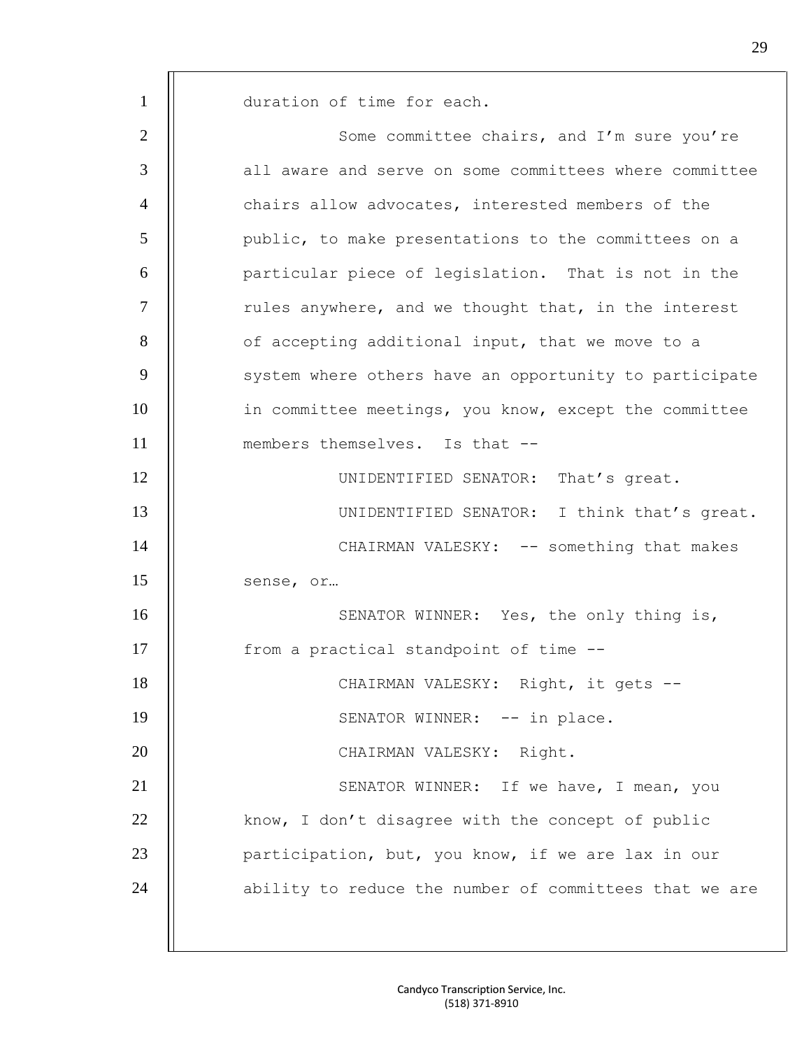duration of time for each.

Some committee chairs, and I'm sure you're all aware and serve on some committees where committee chairs allow advocates, interested members of the public, to make presentations to the committees on a particular piece of legislation. That is not in the rules anywhere, and we thought that, in the interest of accepting additional input, that we move to a system where others have an opportunity to participate in committee meetings, you know, except the committee members themselves. Is that --

UNIDENTIFIED SENATOR: That's great.

UNIDENTIFIED SENATOR: I think that's great.

CHAIRMAN VALESKY: -- something that makes sense, or…

SENATOR WINNER: Yes, the only thing is, from a practical standpoint of time --

CHAIRMAN VALESKY: Right, it gets --

SENATOR WINNER: -- in place.

CHAIRMAN VALESKY: Right.

SENATOR WINNER: If we have, I mean, you know, I don't disagree with the concept of public participation, but, you know, if we are lax in our ability to reduce the number of committees that we are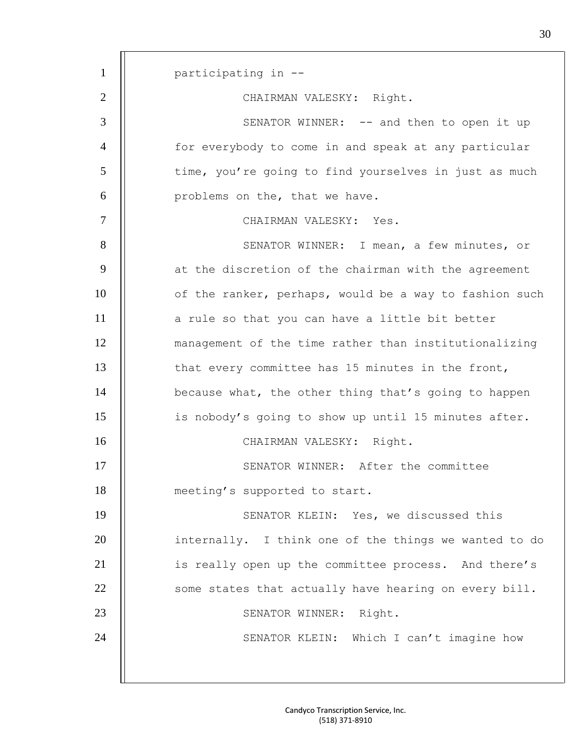participating in --

CHAIRMAN VALESKY: Right.

SENATOR WINNER: -- and then to open it up for everybody to come in and speak at any particular time, you're going to find yourselves in just as much problems on the, that we have.

CHAIRMAN VALESKY: Yes.

SENATOR WINNER: I mean, a few minutes, or at the discretion of the chairman with the agreement of the ranker, perhaps, would be a way to fashion such a rule so that you can have a little bit better management of the time rather than institutionalizing that every committee has 15 minutes in the front, because what, the other thing that's going to happen is nobody's going to show up until 15 minutes after.

CHAIRMAN VALESKY: Right.

SENATOR WINNER: After the committee meeting's supported to start.

SENATOR KLEIN: Yes, we discussed this internally. I think one of the things we wanted to do is really open up the committee process. And there's some states that actually have hearing on every bill.

SENATOR WINNER: Right.

SENATOR KLEIN: Which I can't imagine how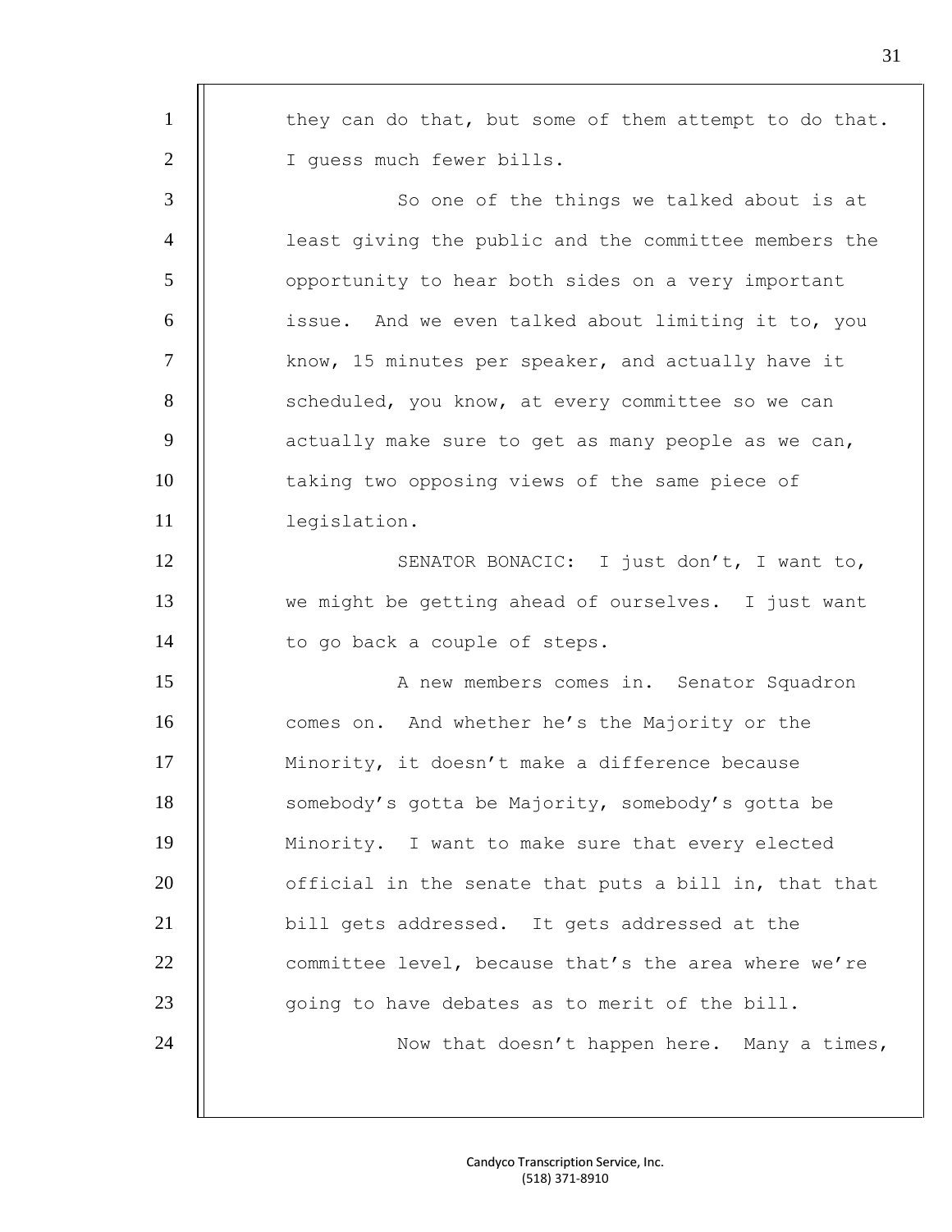they can do that, but some of them attempt to do that. I guess much fewer bills.

So one of the things we talked about is at least giving the public and the committee members the opportunity to hear both sides on a very important issue. And we even talked about limiting it to, you know, 15 minutes per speaker, and actually have it scheduled, you know, at every committee so we can actually make sure to get as many people as we can, taking two opposing views of the same piece of legislation.

SENATOR BONACIC: I just don't, I want to, we might be getting ahead of ourselves. I just want to go back a couple of steps.

A new members comes in. Senator Squadron comes on. And whether he's the Majority or the Minority, it doesn't make a difference because somebody's gotta be Majority, somebody's gotta be Minority. I want to make sure that every elected official in the senate that puts a bill in, that that bill gets addressed. It gets addressed at the committee level, because that's the area where we're going to have debates as to merit of the bill.

Now that doesn't happen here. Many a times,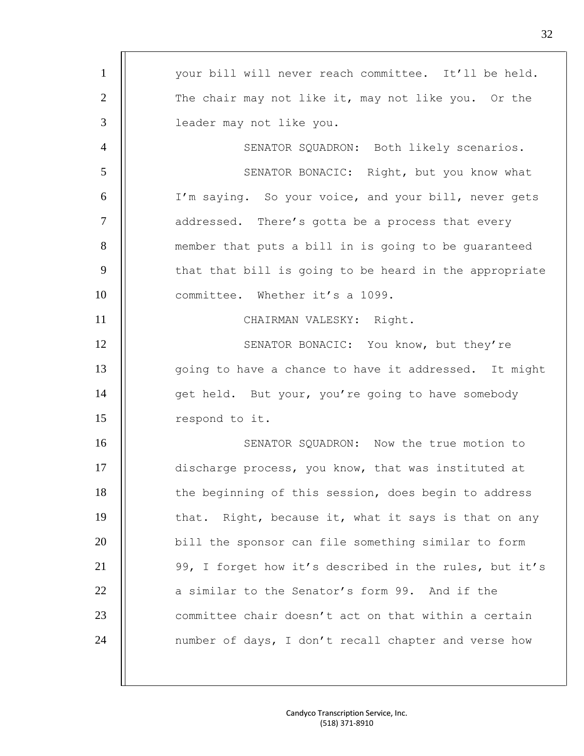your bill will never reach committee. It'll be held. The chair may not like it, may not like you. Or the leader may not like you.

SENATOR SQUADRON: Both likely scenarios.

SENATOR BONACIC: Right, but you know what I'm saying. So your voice, and your bill, never gets addressed. There's gotta be a process that every member that puts a bill in is going to be guaranteed that that bill is going to be heard in the appropriate committee. Whether it's a 1099.

CHAIRMAN VALESKY: Right.

SENATOR BONACIC: You know, but they're going to have a chance to have it addressed. It might get held. But your, you're going to have somebody respond to it.

SENATOR SQUADRON: Now the true motion to discharge process, you know, that was instituted at the beginning of this session, does begin to address that. Right, because it, what it says is that on any bill the sponsor can file something similar to form 99, I forget how it's described in the rules, but it's a similar to the Senator's form 99. And if the committee chair doesn't act on that within a certain number of days, I don't recall chapter and verse how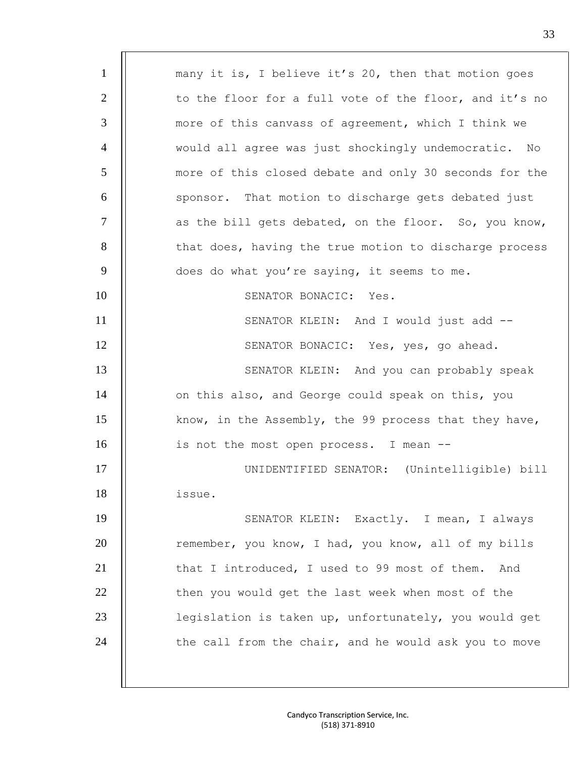many it is, I believe it's 20, then that motion goes to the floor for a full vote of the floor, and it's no more of this canvass of agreement, which I think we would all agree was just shockingly undemocratic. No more of this closed debate and only 30 seconds for the sponsor. That motion to discharge gets debated just as the bill gets debated, on the floor. So, you know, that does, having the true motion to discharge process does do what you're saying, it seems to me.

SENATOR BONACIC: Yes.

SENATOR KLEIN: And I would just add --

SENATOR BONACIC: Yes, yes, go ahead.

SENATOR KLEIN: And you can probably speak on this also, and George could speak on this, you know, in the Assembly, the 99 process that they have, is not the most open process. I mean --

UNIDENTIFIED SENATOR: (Unintelligible) bill issue.

SENATOR KLEIN: Exactly. I mean, I always remember, you know, I had, you know, all of my bills that I introduced, I used to 99 most of them. And then you would get the last week when most of the legislation is taken up, unfortunately, you would get the call from the chair, and he would ask you to move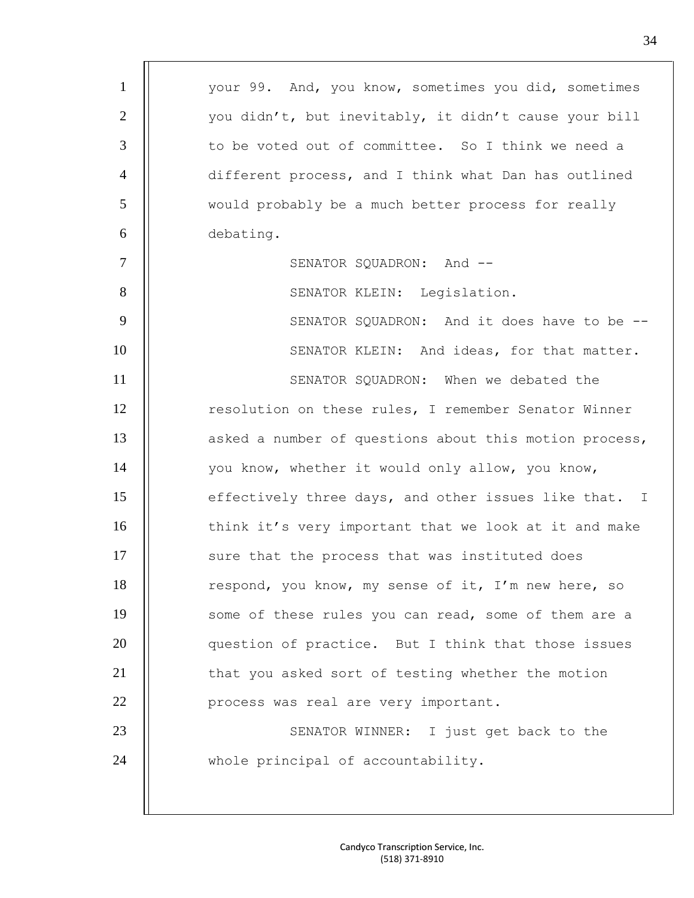your 99. And, you know, sometimes you did, sometimes you didn't, but inevitably, it didn't cause your bill to be voted out of committee. So I think we need a different process, and I think what Dan has outlined would probably be a much better process for really debating.

SENATOR SQUADRON: And --

SENATOR KLEIN: Legislation.

SENATOR SQUADRON: And it does have to be --

SENATOR KLEIN: And ideas, for that matter.

SENATOR SQUADRON: When we debated the resolution on these rules, I remember Senator Winner asked a number of questions about this motion process, you know, whether it would only allow, you know, effectively three days, and other issues like that. I think it's very important that we look at it and make sure that the process that was instituted does respond, you know, my sense of it, I'm new here, so some of these rules you can read, some of them are a question of practice. But I think that those issues that you asked sort of testing whether the motion process was real are very important.

SENATOR WINNER: I just get back to the whole principal of accountability.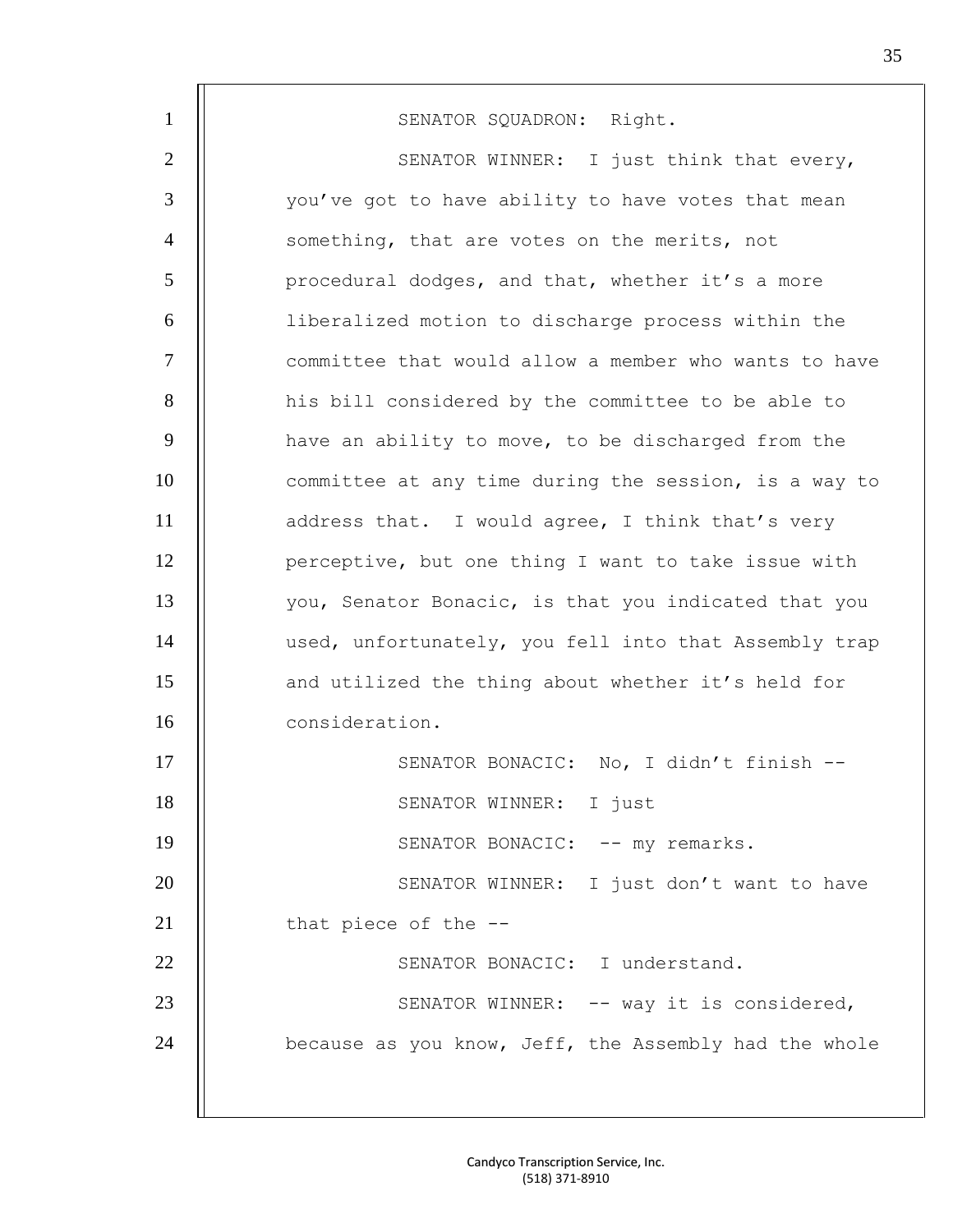SENATOR SQUADRON: Right.

SENATOR WINNER: I just think that every, you've got to have ability to have votes that mean something, that are votes on the merits, not procedural dodges, and that, whether it's a more liberalized motion to discharge process within the committee that would allow a member who wants to have his bill considered by the committee to be able to have an ability to move, to be discharged from the committee at any time during the session, is a way to address that. I would agree, I think that's very perceptive, but one thing I want to take issue with you, Senator Bonacic, is that you indicated that you used, unfortunately, you fell into that Assembly trap and utilized the thing about whether it's held for consideration.

SENATOR BONACIC: No, I didn't finish --

SENATOR WINNER: I just

SENATOR BONACIC: -- my remarks.

SENATOR WINNER: I just don't want to have that piece of the --

SENATOR BONACIC: I understand.

SENATOR WINNER: -- way it is considered, because as you know, Jeff, the Assembly had the whole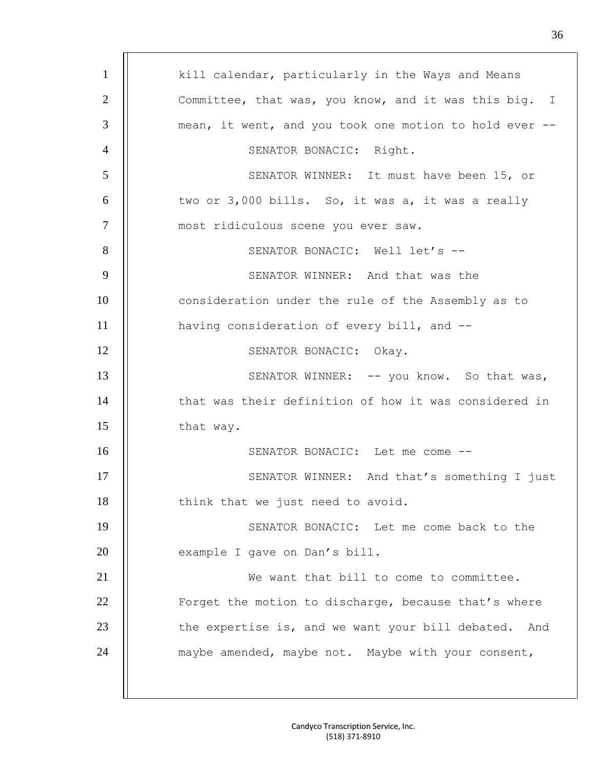kill calendar, particularly in the Ways and Means Committee, that was, you know, and it was this big. I mean, it went, and you took one motion to hold ever --

SENATOR BONACIC: Right.

SENATOR WINNER: It must have been 15, or two or 3,000 bills. So, it was a, it was a really most ridiculous scene you ever saw.

SENATOR BONACIC: Well let's --

SENATOR WINNER: And that was the consideration under the rule of the Assembly as to having consideration of every bill, and --

SENATOR BONACIC: Okay.

SENATOR WINNER: -- you know. So that was, that was their definition of how it was considered in that way.

SENATOR BONACIC: Let me come --

SENATOR WINNER: And that's something I just think that we just need to avoid.

SENATOR BONACIC: Let me come back to the example I gave on Dan's bill.

We want that bill to come to committee. Forget the motion to discharge, because that's where the expertise is, and we want your bill debated. And maybe amended, maybe not. Maybe with your consent,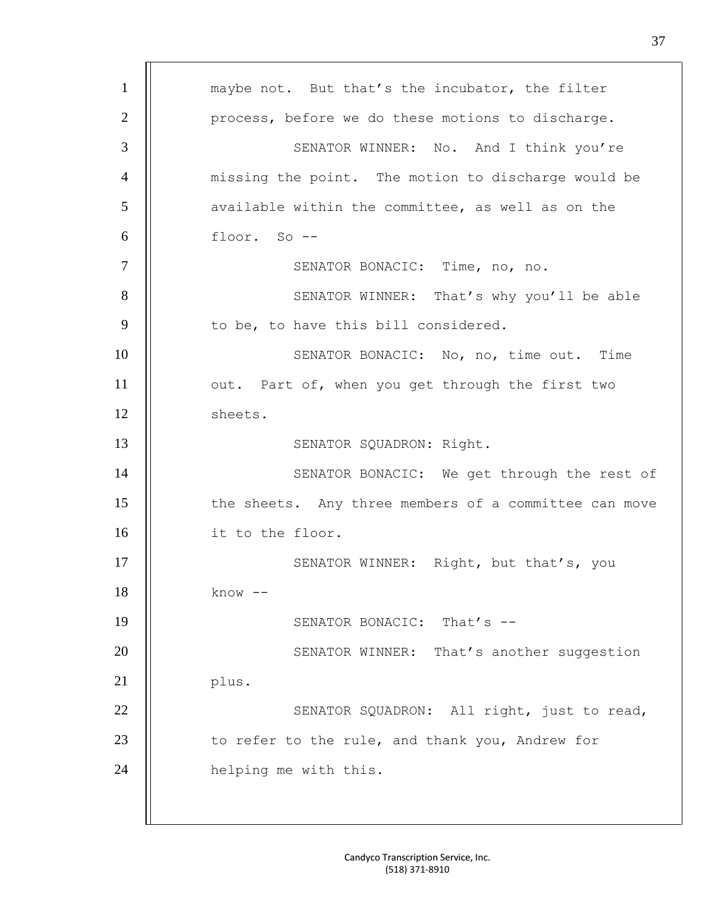maybe not. But that's the incubator, the filter process, before we do these motions to discharge.

SENATOR WINNER: No. And I think you're missing the point. The motion to discharge would be available within the committee, as well as on the floor. So --

SENATOR BONACIC: Time, no, no.

SENATOR WINNER: That's why you'll be able to be, to have this bill considered.

SENATOR BONACIC: No, no, time out. Time out. Part of, when you get through the first two sheets.

SENATOR SQUADRON: Right.

SENATOR BONACIC: We get through the rest of the sheets. Any three members of a committee can move it to the floor.

SENATOR WINNER: Right, but that's, you know --

SENATOR BONACIC: That's --

SENATOR WINNER: That's another suggestion plus.

SENATOR SQUADRON: All right, just to read, to refer to the rule, and thank you, Andrew for helping me with this.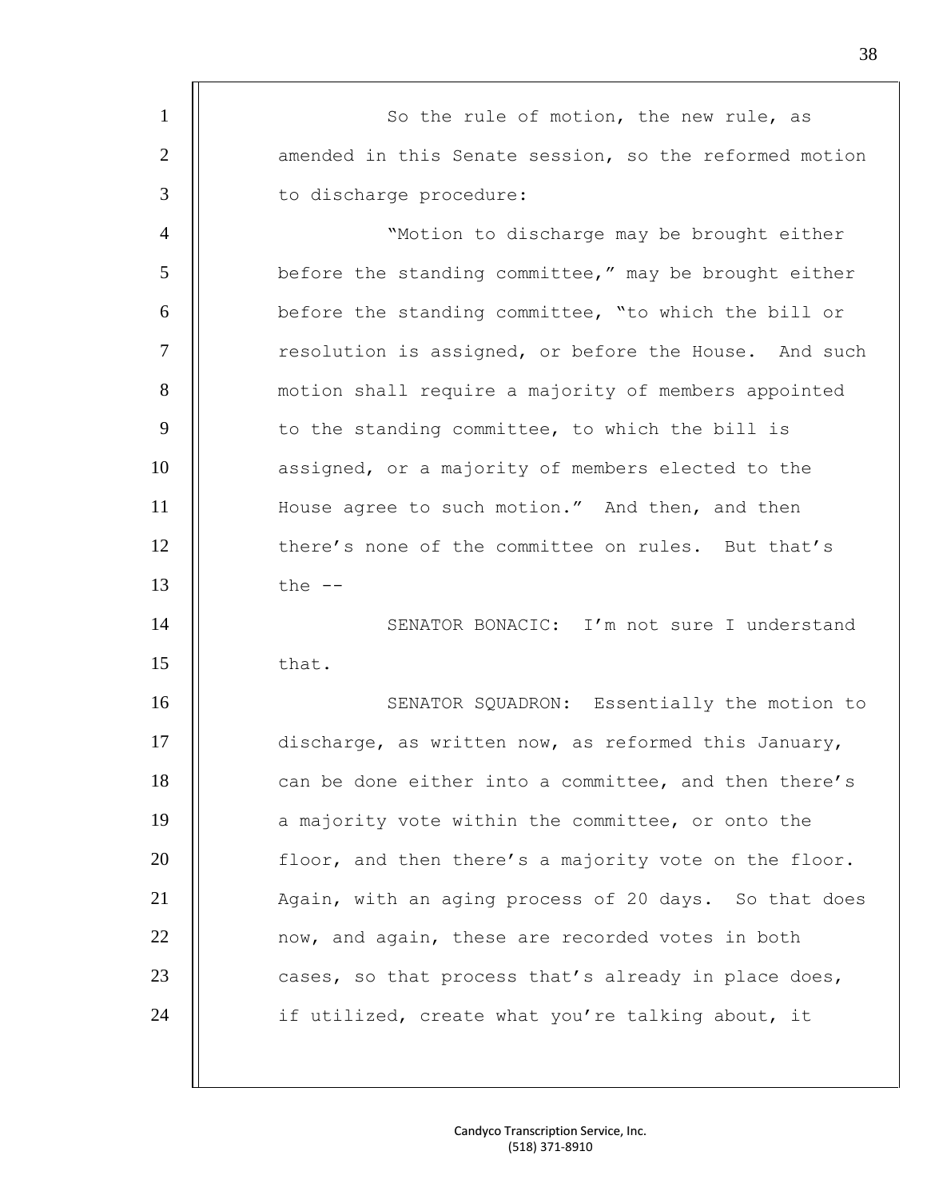So the rule of motion, the new rule, as amended in this Senate session, so the reformed motion to discharge procedure:

"Motion to discharge may be brought either before the standing committee," may be brought either before the standing committee, "to which the bill or resolution is assigned, or before the House. And such motion shall require a majority of members appointed to the standing committee, to which the bill is assigned, or a majority of members elected to the House agree to such motion." And then, and then there's none of the committee on rules. But that's the --

SENATOR BONACIC: I'm not sure I understand that.

SENATOR SQUADRON: Essentially the motion to discharge, as written now, as reformed this January, can be done either into a committee, and then there's a majority vote within the committee, or onto the floor, and then there's a majority vote on the floor. Again, with an aging process of 20 days. So that does now, and again, these are recorded votes in both cases, so that process that's already in place does, if utilized, create what you're talking about, it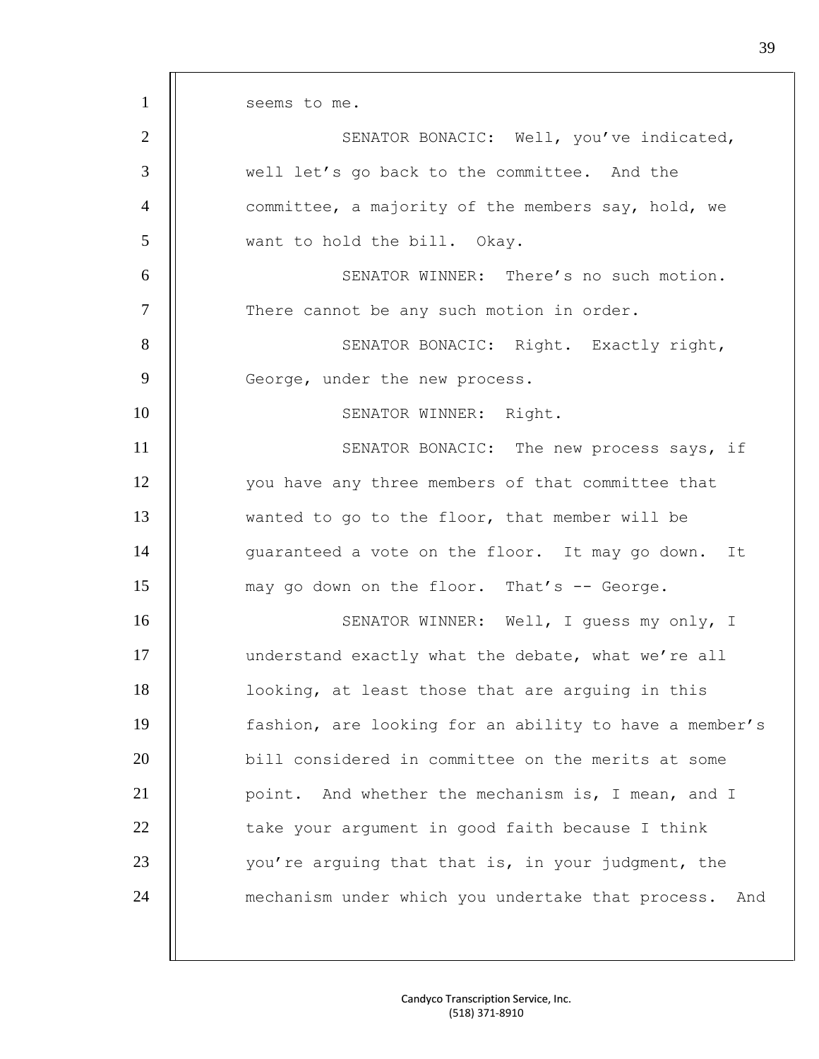seems to me.

SENATOR BONACIC: Well, you've indicated, well let's go back to the committee. And the committee, a majority of the members say, hold, we want to hold the bill. Okay.

SENATOR WINNER: There's no such motion. There cannot be any such motion in order.

SENATOR BONACIC: Right. Exactly right, George, under the new process.

SENATOR WINNER: Right.

SENATOR BONACIC: The new process says, if you have any three members of that committee that wanted to go to the floor, that member will be guaranteed a vote on the floor. It may go down. It may go down on the floor. That's -- George.

SENATOR WINNER: Well, I guess my only, I understand exactly what the debate, what we're all looking, at least those that are arguing in this fashion, are looking for an ability to have a member's bill considered in committee on the merits at some point. And whether the mechanism is, I mean, and I take your argument in good faith because I think you're arguing that that is, in your judgment, the mechanism under which you undertake that process. And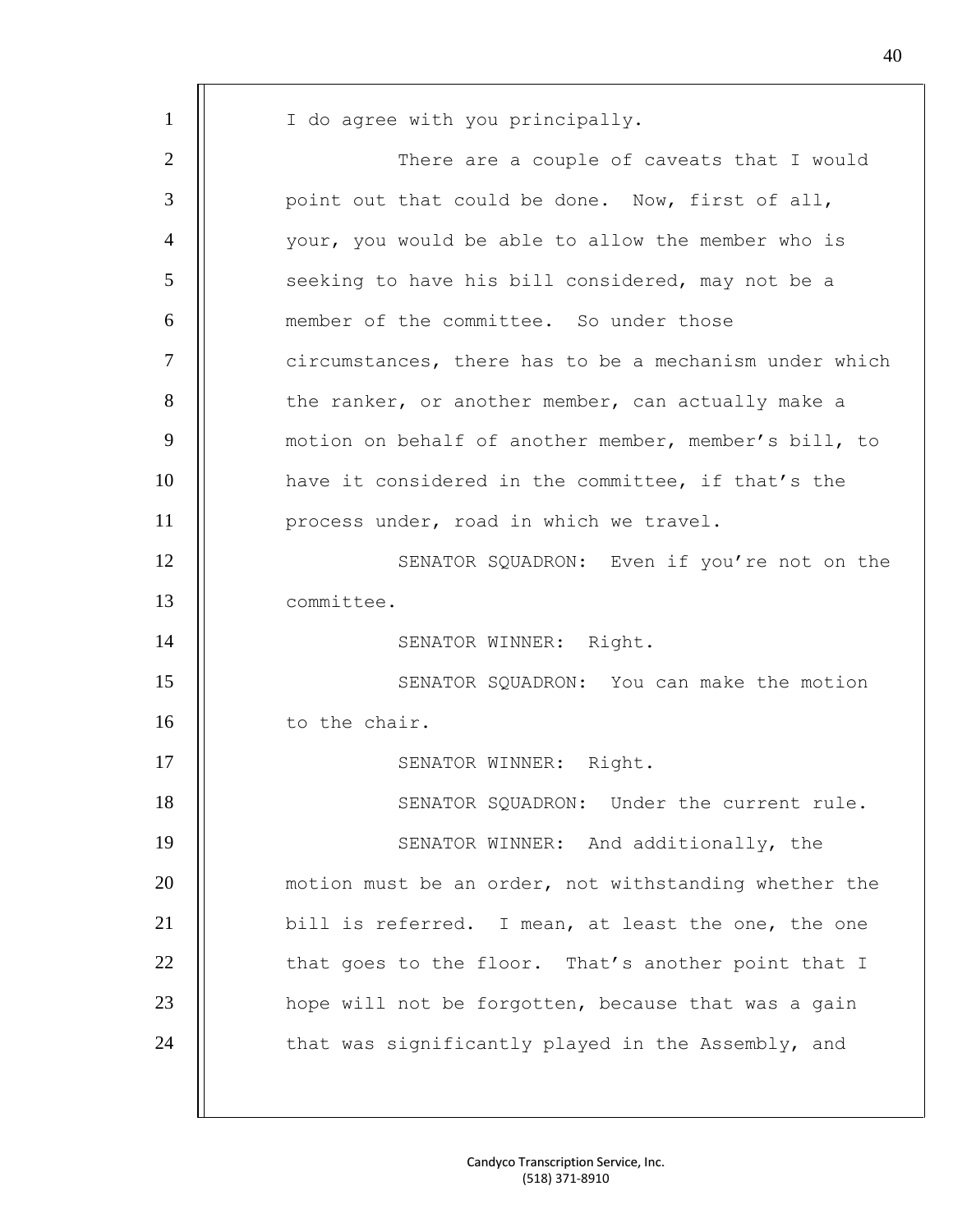I do agree with you principally.

There are a couple of caveats that I would point out that could be done. Now, first of all, your, you would be able to allow the member who is seeking to have his bill considered, may not be a member of the committee. So under those circumstances, there has to be a mechanism under which the ranker, or another member, can actually make a motion on behalf of another member, member's bill, to have it considered in the committee, if that's the process under, road in which we travel.

SENATOR SQUADRON: Even if you're not on the committee.

SENATOR WINNER: Right.

SENATOR SQUADRON: You can make the motion to the chair.

SENATOR WINNER: Right.

SENATOR SQUADRON: Under the current rule.

SENATOR WINNER: And additionally, the motion must be an order, not withstanding whether the bill is referred. I mean, at least the one, the one that goes to the floor. That's another point that I hope will not be forgotten, because that was a gain that was significantly played in the Assembly, and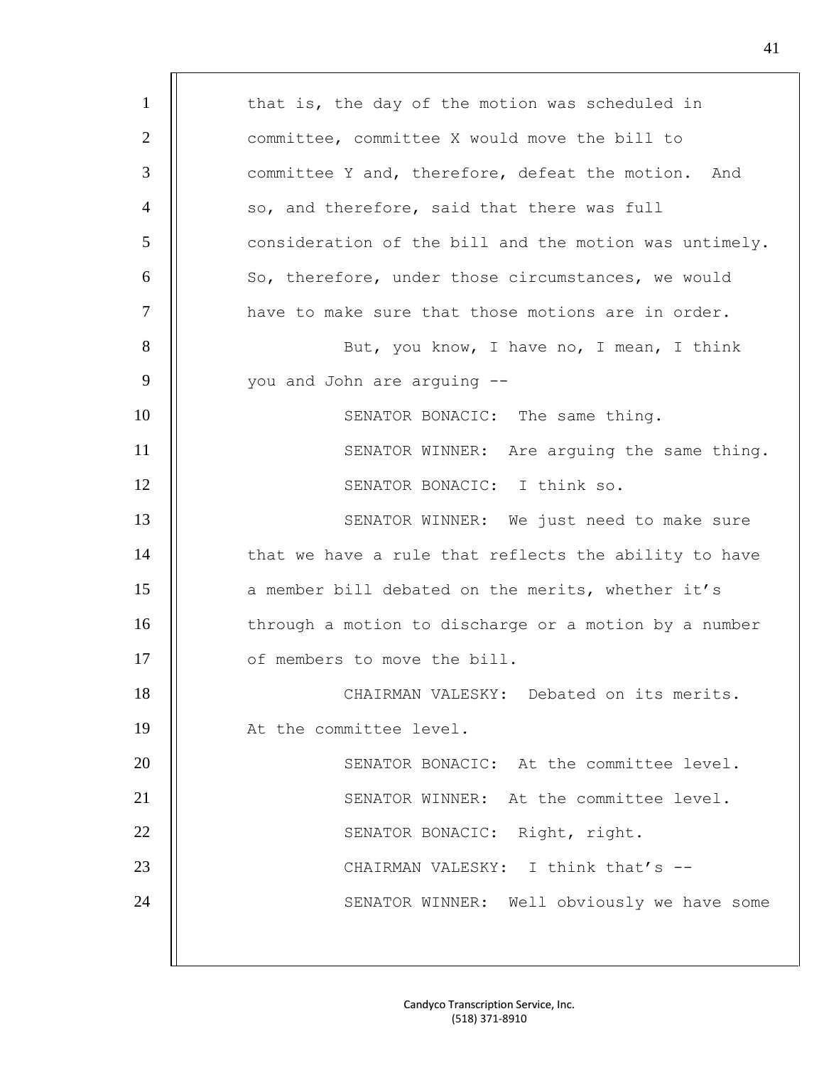that is, the day of the motion was scheduled in committee, committee X would move the bill to committee Y and, therefore, defeat the motion. And so, and therefore, said that there was full consideration of the bill and the motion was untimely. So, therefore, under those circumstances, we would have to make sure that those motions are in order.

But, you know, I have no, I mean, I think you and John are arguing --

SENATOR BONACIC: The same thing.

SENATOR WINNER: Are arguing the same thing.

SENATOR BONACIC: I think so.

SENATOR WINNER: We just need to make sure that we have a rule that reflects the ability to have a member bill debated on the merits, whether it's through a motion to discharge or a motion by a number of members to move the bill.

CHAIRMAN VALESKY: Debated on its merits. At the committee level.

SENATOR BONACIC: At the committee level.

SENATOR WINNER: At the committee level.

SENATOR BONACIC: Right, right.

CHAIRMAN VALESKY: I think that's --

SENATOR WINNER: Well obviously we have some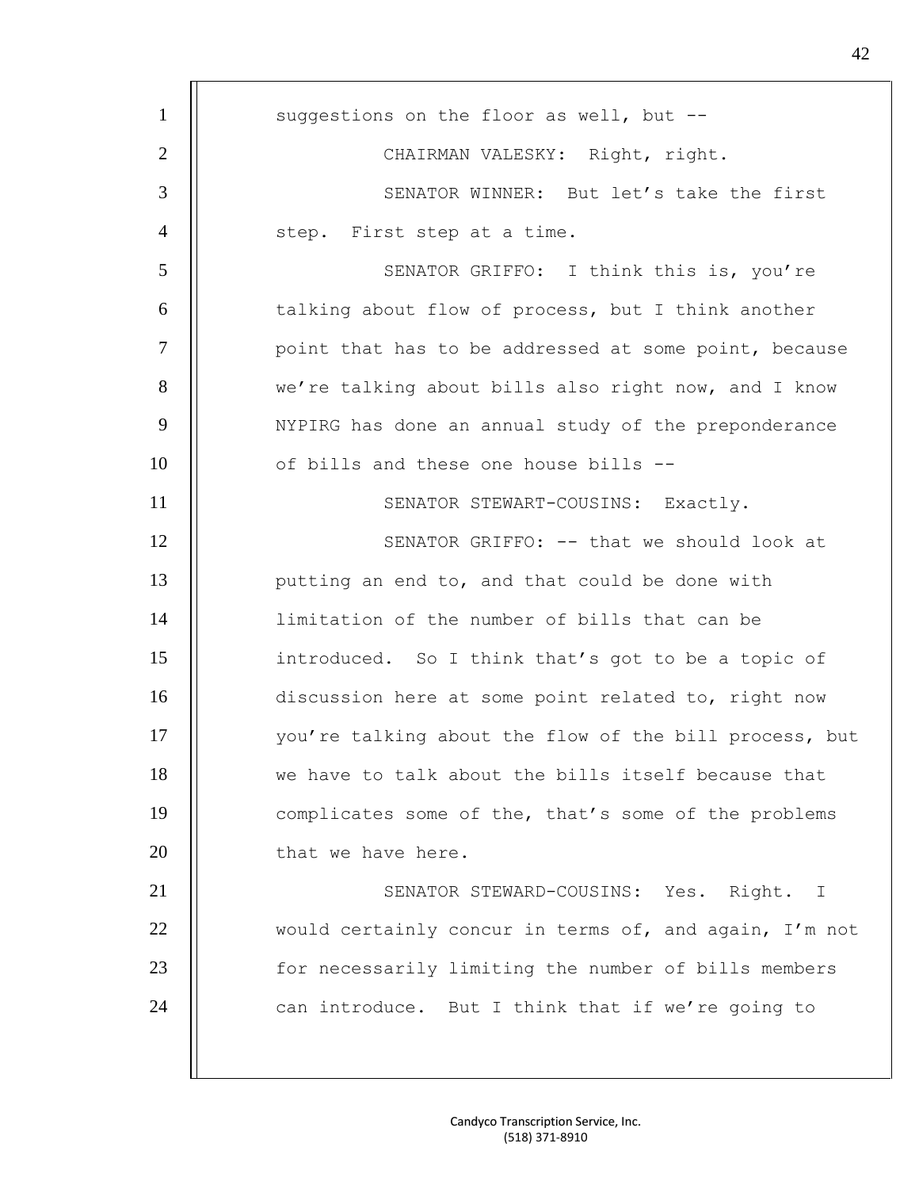suggestions on the floor as well, but --

CHAIRMAN VALESKY: Right, right.

SENATOR WINNER: But let's take the first step. First step at a time.

SENATOR GRIFFO: I think this is, you're talking about flow of process, but I think another point that has to be addressed at some point, because we're talking about bills also right now, and I know NYPIRG has done an annual study of the preponderance of bills and these one house bills --

SENATOR STEWART-COUSINS: Exactly.

SENATOR GRIFFO: -- that we should look at putting an end to, and that could be done with limitation of the number of bills that can be introduced. So I think that's got to be a topic of discussion here at some point related to, right now you're talking about the flow of the bill process, but we have to talk about the bills itself because that complicates some of the, that's some of the problems that we have here.

SENATOR STEWARD-COUSINS: Yes. Right. I would certainly concur in terms of, and again, I'm not for necessarily limiting the number of bills members can introduce. But I think that if we're going to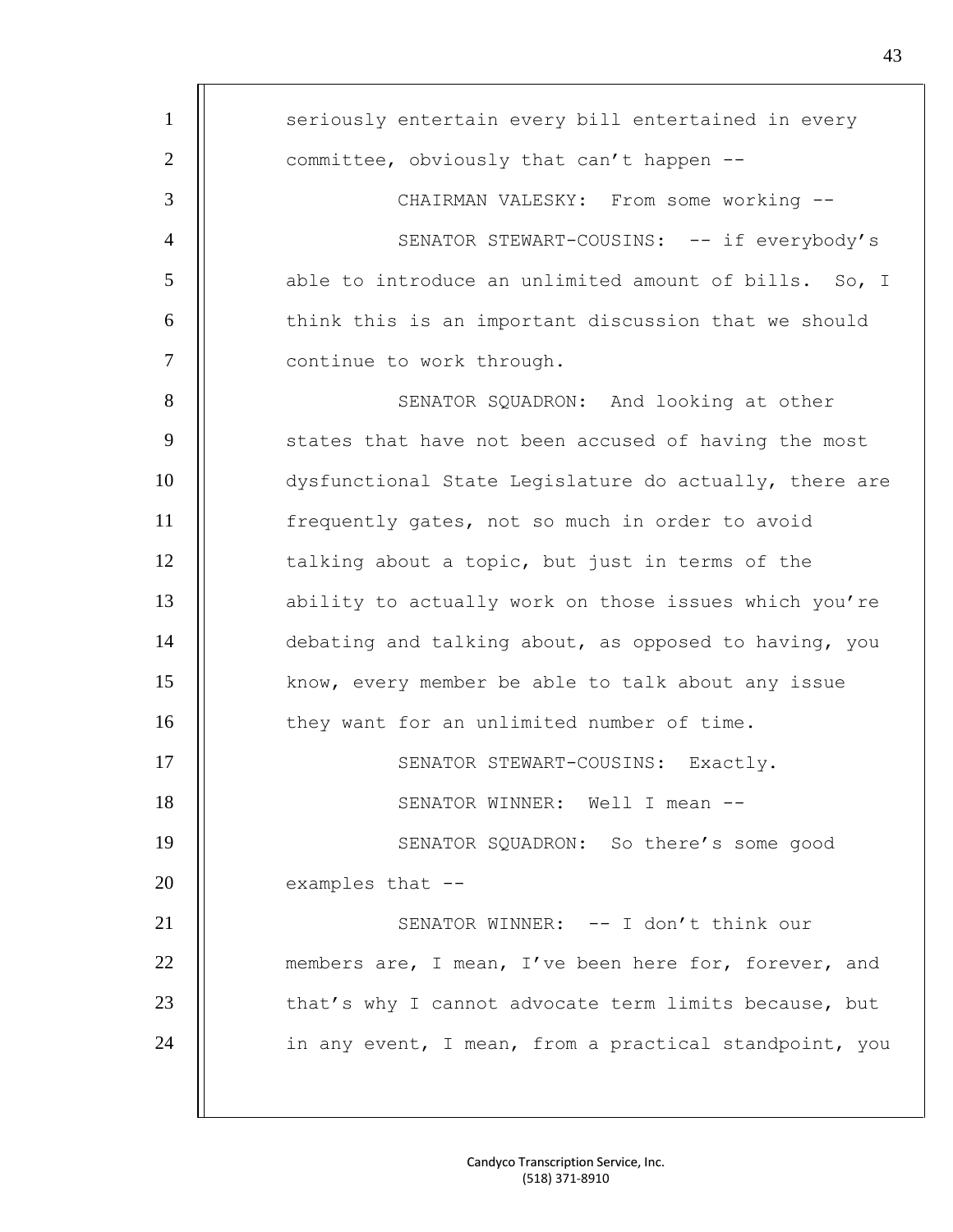seriously entertain every bill entertained in every committee, obviously that can't happen --

CHAIRMAN VALESKY: From some working --

SENATOR STEWART-COUSINS: -- if everybody's able to introduce an unlimited amount of bills. So, I think this is an important discussion that we should continue to work through.

SENATOR SQUADRON: And looking at other states that have not been accused of having the most dysfunctional State Legislature do actually, there are frequently gates, not so much in order to avoid talking about a topic, but just in terms of the ability to actually work on those issues which you're debating and talking about, as opposed to having, you know, every member be able to talk about any issue they want for an unlimited number of time.

SENATOR STEWART-COUSINS: Exactly.

SENATOR WINNER: Well I mean --

SENATOR SQUADRON: So there's some good examples that --

SENATOR WINNER: -- I don't think our members are, I mean, I've been here for, forever, and that's why I cannot advocate term limits because, but in any event, I mean, from a practical standpoint, you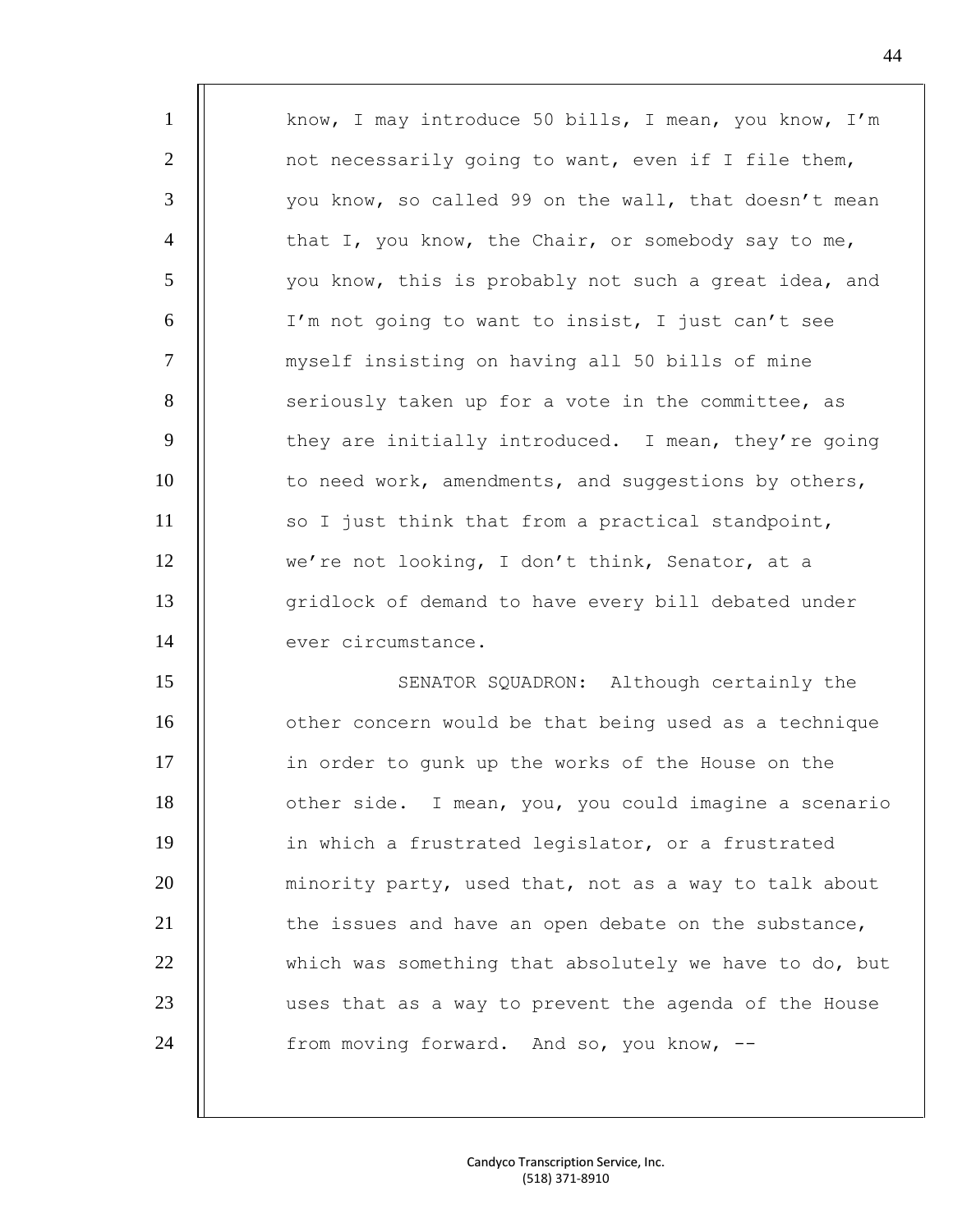know, I may introduce 50 bills, I mean, you know, I'm not necessarily going to want, even if I file them, you know, so called 99 on the wall, that doesn't mean that I, you know, the Chair, or somebody say to me, you know, this is probably not such a great idea, and I'm not going to want to insist, I just can't see myself insisting on having all 50 bills of mine seriously taken up for a vote in the committee, as they are initially introduced. I mean, they're going to need work, amendments, and suggestions by others, so I just think that from a practical standpoint, we're not looking, I don't think, Senator, at a gridlock of demand to have every bill debated under ever circumstance.

SENATOR SQUADRON: Although certainly the other concern would be that being used as a technique in order to gunk up the works of the House on the other side. I mean, you, you could imagine a scenario in which a frustrated legislator, or a frustrated minority party, used that, not as a way to talk about the issues and have an open debate on the substance, which was something that absolutely we have to do, but uses that as a way to prevent the agenda of the House from moving forward. And so, you know, --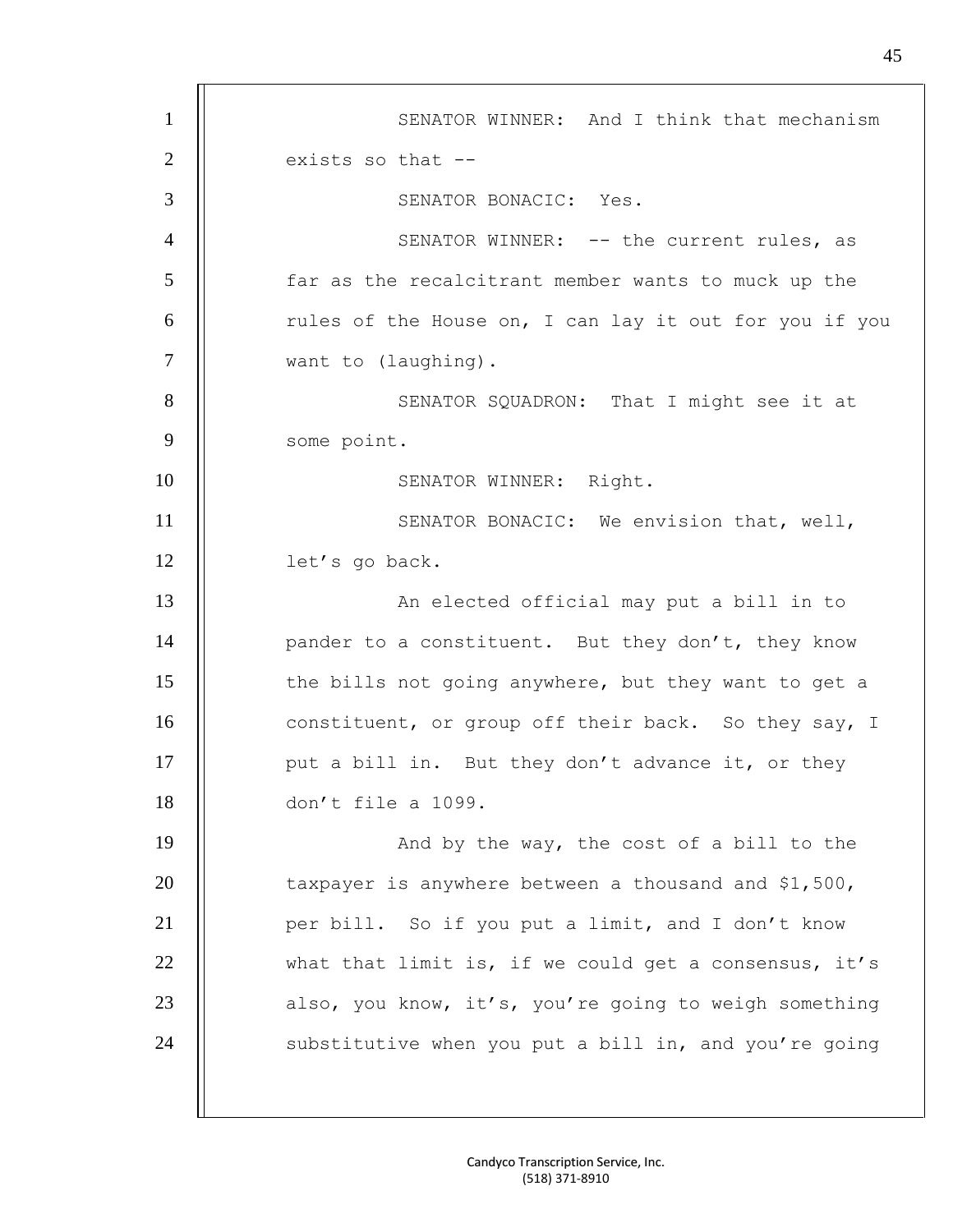SENATOR WINNER: And I think that mechanism exists so that --

SENATOR BONACIC: Yes.

SENATOR WINNER: -- the current rules, as far as the recalcitrant member wants to muck up the rules of the House on, I can lay it out for you if you want to (laughing).

SENATOR SQUADRON: That I might see it at some point.

SENATOR WINNER: Right.

SENATOR BONACIC: We envision that, well, let's go back.

An elected official may put a bill in to pander to a constituent. But they don't, they know the bills not going anywhere, but they want to get a constituent, or group off their back. So they say, I put a bill in. But they don't advance it, or they don't file a 1099.

And by the way, the cost of a bill to the taxpayer is anywhere between a thousand and $1,500, per bill. So if you put a limit, and I don't know what that limit is, if we could get a consensus, it's also, you know, it's, you're going to weigh something substitutive when you put a bill in, and you're going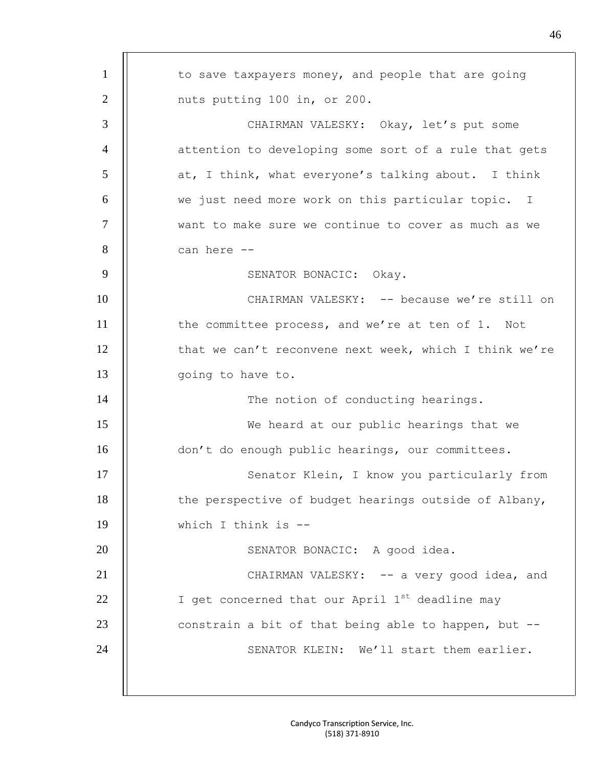to save taxpayers money, and people that are going nuts putting 100 in, or 200.

CHAIRMAN VALESKY: Okay, let's put some attention to developing some sort of a rule that gets at, I think, what everyone's talking about. I think we just need more work on this particular topic. I want to make sure we continue to cover as much as we can here --

SENATOR BONACIC: Okay.

CHAIRMAN VALESKY: -- because we're still on the committee process, and we're at ten of 1. Not that we can't reconvene next week, which I think we're going to have to.

The notion of conducting hearings.

We heard at our public hearings that we don't do enough public hearings, our committees.

Senator Klein, I know you particularly from the perspective of budget hearings outside of Albany, which I think is --

SENATOR BONACIC: A good idea.

CHAIRMAN VALESKY: -- a very good idea, and I get concerned that our April 1st deadline may constrain a bit of that being able to happen, but --

SENATOR KLEIN: We'll start them earlier.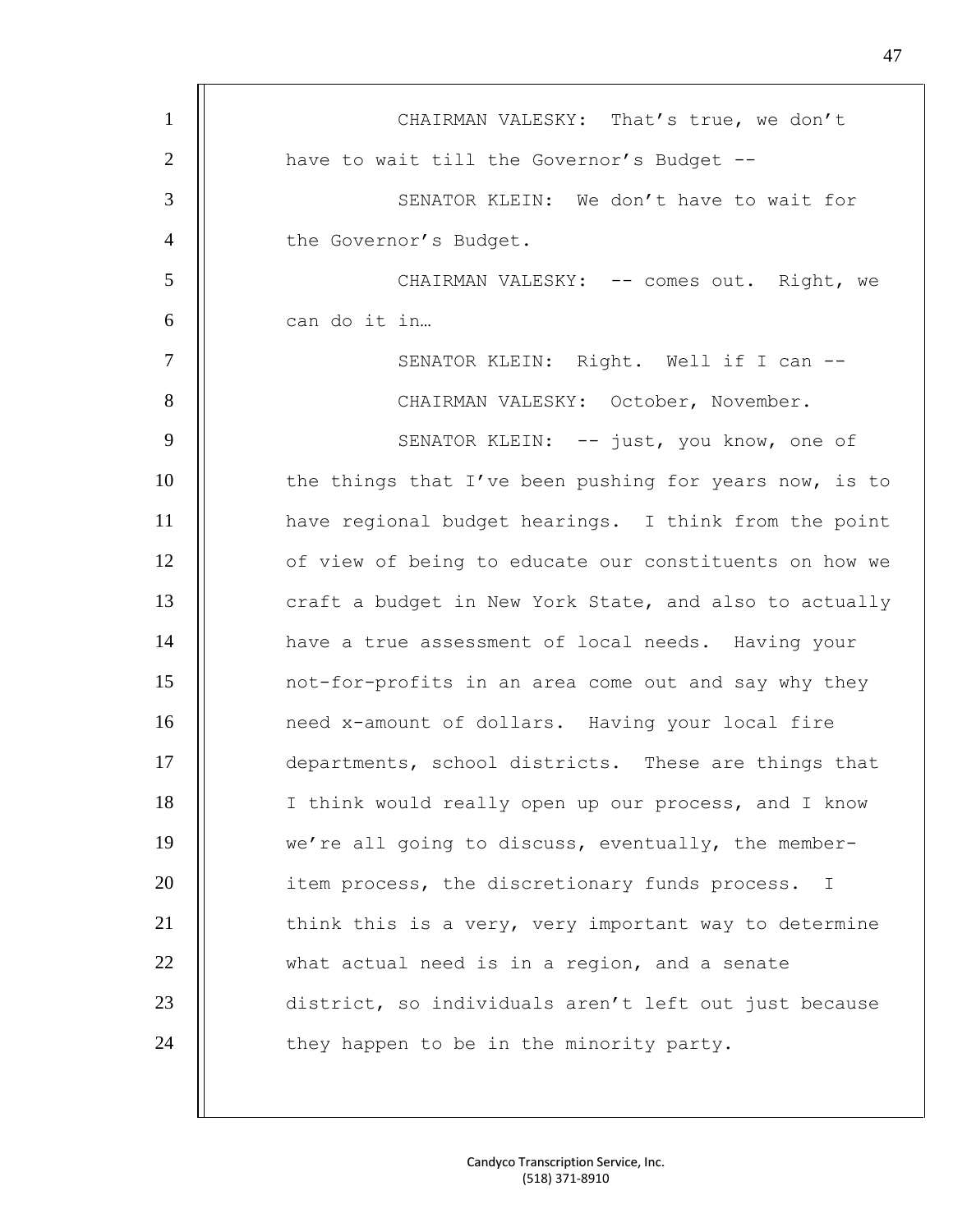CHAIRMAN VALESKY: That's true, we don't have to wait till the Governor's Budget --

SENATOR KLEIN: We don't have to wait for the Governor's Budget.

CHAIRMAN VALESKY: -- comes out. Right, we can do it in…

SENATOR KLEIN: Right. Well if I can --

CHAIRMAN VALESKY: October, November.

SENATOR KLEIN: -- just, you know, one of the things that I've been pushing for years now, is to have regional budget hearings. I think from the point of view of being to educate our constituents on how we craft a budget in New York State, and also to actually have a true assessment of local needs. Having your not-for-profits in an area come out and say why they need x-amount of dollars. Having your local fire departments, school districts. These are things that I think would really open up our process, and I know we're all going to discuss, eventually, the member-item process, the discretionary funds process. I think this is a very, very important way to determine what actual need is in a region, and a senate district, so individuals aren't left out just because they happen to be in the minority party.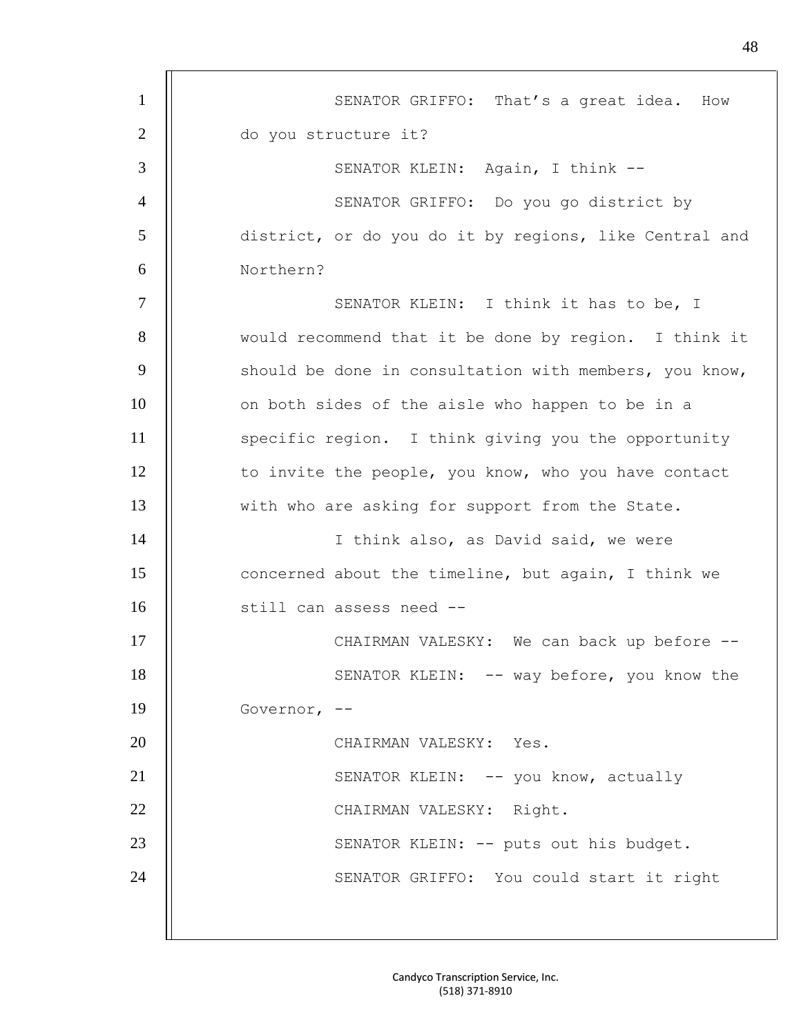SENATOR GRIFFO: That's a great idea. How do you structure it?

SENATOR KLEIN: Again, I think --

SENATOR GRIFFO: Do you go district by district, or do you do it by regions, like Central and Northern?

SENATOR KLEIN: I think it has to be, I would recommend that it be done by region. I think it should be done in consultation with members, you know, on both sides of the aisle who happen to be in a specific region. I think giving you the opportunity to invite the people, you know, who you have contact with who are asking for support from the State.

I think also, as David said, we were concerned about the timeline, but again, I think we still can assess need --

CHAIRMAN VALESKY: We can back up before --

SENATOR KLEIN: -- way before, you know the Governor, --

CHAIRMAN VALESKY: Yes.

SENATOR KLEIN: -- you know, actually

CHAIRMAN VALESKY: Right.

SENATOR KLEIN: -- puts out his budget.

SENATOR GRIFFO: You could start it right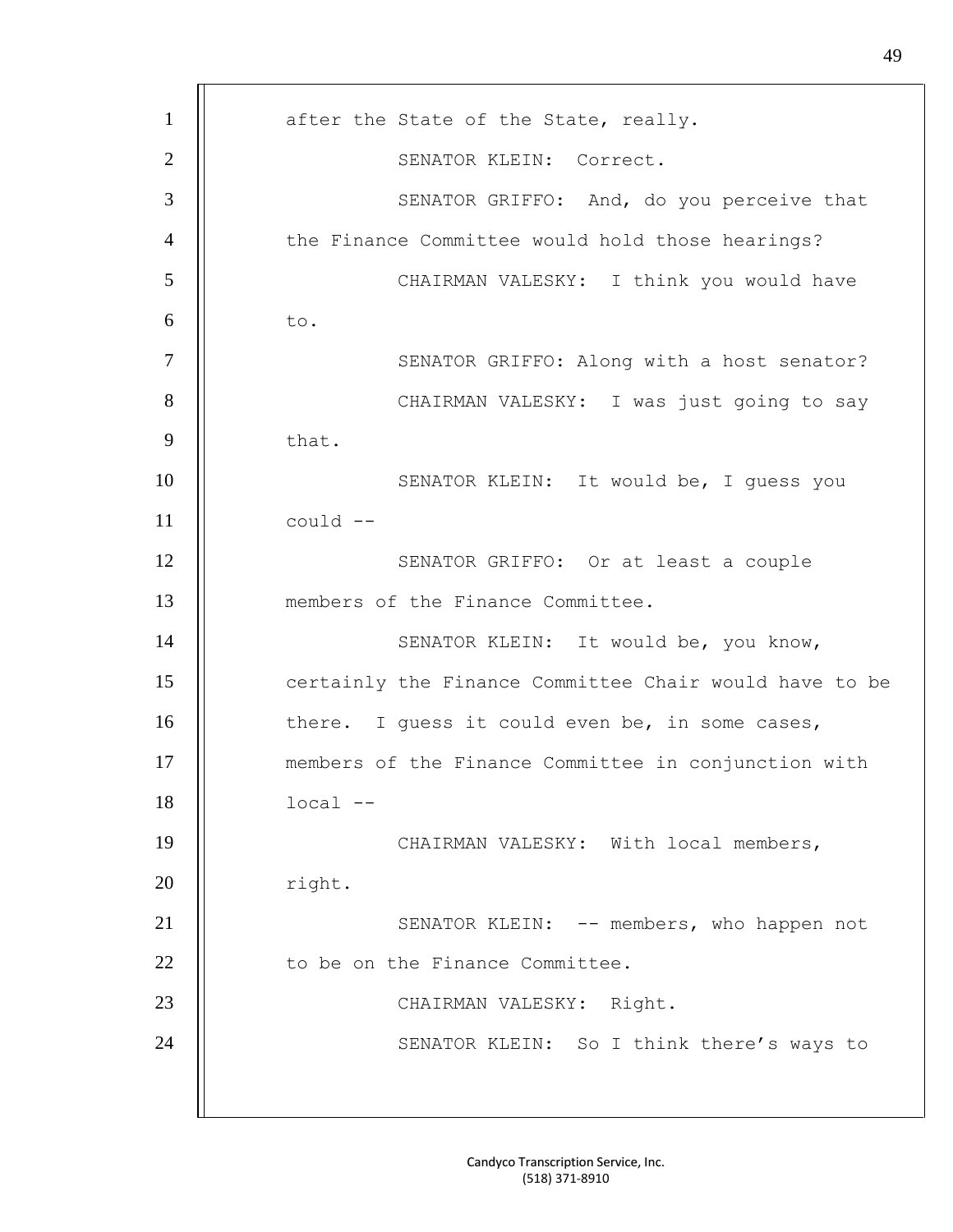after the State of the State, really.

SENATOR KLEIN: Correct.

SENATOR GRIFFO: And, do you perceive that the Finance Committee would hold those hearings?

CHAIRMAN VALESKY: I think you would have to.

SENATOR GRIFFO: Along with a host senator?

CHAIRMAN VALESKY: I was just going to say that.

SENATOR KLEIN: It would be, I guess you could --

SENATOR GRIFFO: Or at least a couple members of the Finance Committee.

SENATOR KLEIN: It would be, you know, certainly the Finance Committee Chair would have to be there. I guess it could even be, in some cases, members of the Finance Committee in conjunction with local --

CHAIRMAN VALESKY: With local members, right.

SENATOR KLEIN: -- members, who happen not to be on the Finance Committee.

CHAIRMAN VALESKY: Right.

SENATOR KLEIN: So I think there's ways to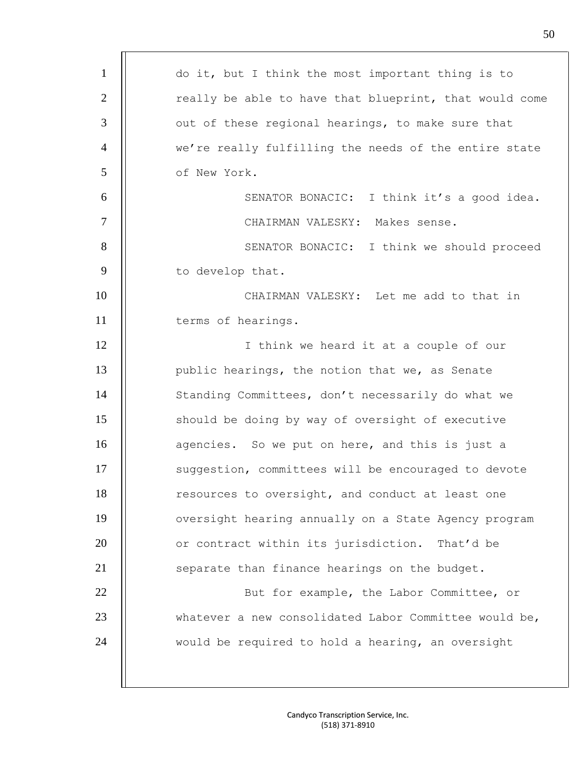do it, but I think the most important thing is to really be able to have that blueprint, that would come out of these regional hearings, to make sure that we're really fulfilling the needs of the entire state of New York.

SENATOR BONACIC: I think it's a good idea.

CHAIRMAN VALESKY: Makes sense.

SENATOR BONACIC: I think we should proceed to develop that.

CHAIRMAN VALESKY: Let me add to that in terms of hearings.

I think we heard it at a couple of our public hearings, the notion that we, as Senate Standing Committees, don't necessarily do what we should be doing by way of oversight of executive agencies. So we put on here, and this is just a suggestion, committees will be encouraged to devote resources to oversight, and conduct at least one oversight hearing annually on a State Agency program or contract within its jurisdiction. That'd be separate than finance hearings on the budget.

But for example, the Labor Committee, or whatever a new consolidated Labor Committee would be, would be required to hold a hearing, an oversight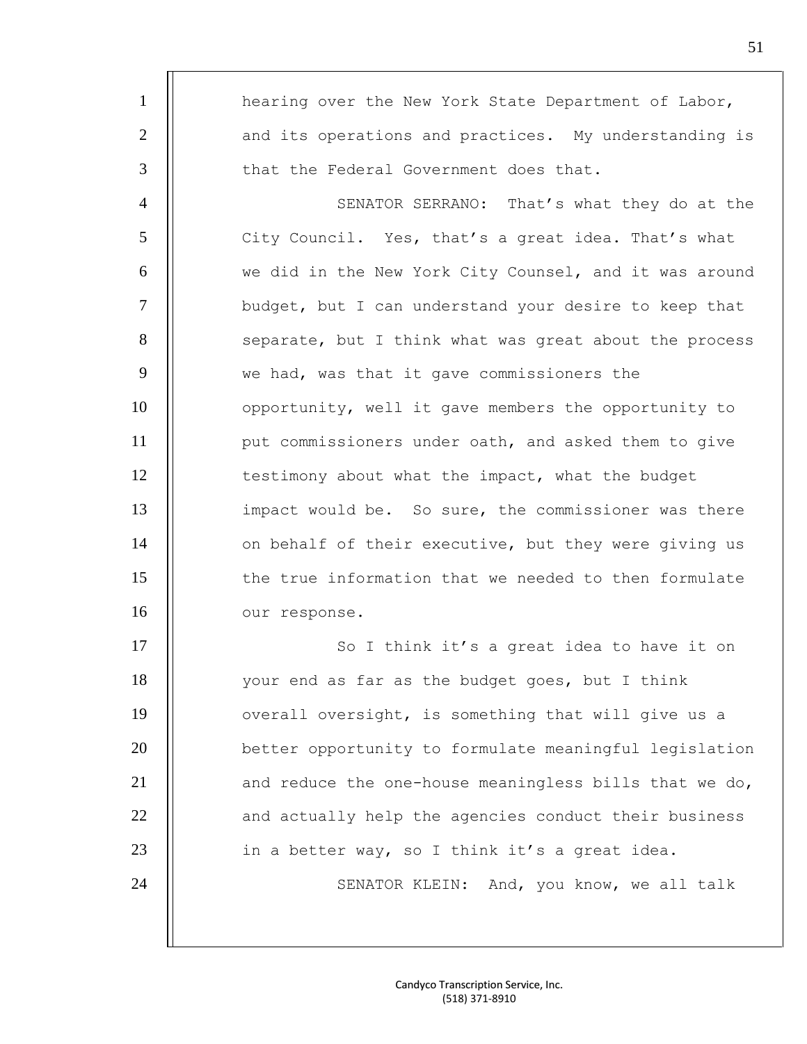hearing over the New York State Department of Labor, and its operations and practices. My understanding is that the Federal Government does that.

SENATOR SERRANO: That's what they do at the City Council. Yes, that's a great idea. That's what we did in the New York City Counsel, and it was around budget, but I can understand your desire to keep that separate, but I think what was great about the process we had, was that it gave commissioners the opportunity, well it gave members the opportunity to put commissioners under oath, and asked them to give testimony about what the impact, what the budget impact would be. So sure, the commissioner was there on behalf of their executive, but they were giving us the true information that we needed to then formulate our response.

So I think it's a great idea to have it on your end as far as the budget goes, but I think overall oversight, is something that will give us a better opportunity to formulate meaningful legislation and reduce the one-house meaningless bills that we do, and actually help the agencies conduct their business in a better way, so I think it's a great idea.

SENATOR KLEIN: And, you know, we all talk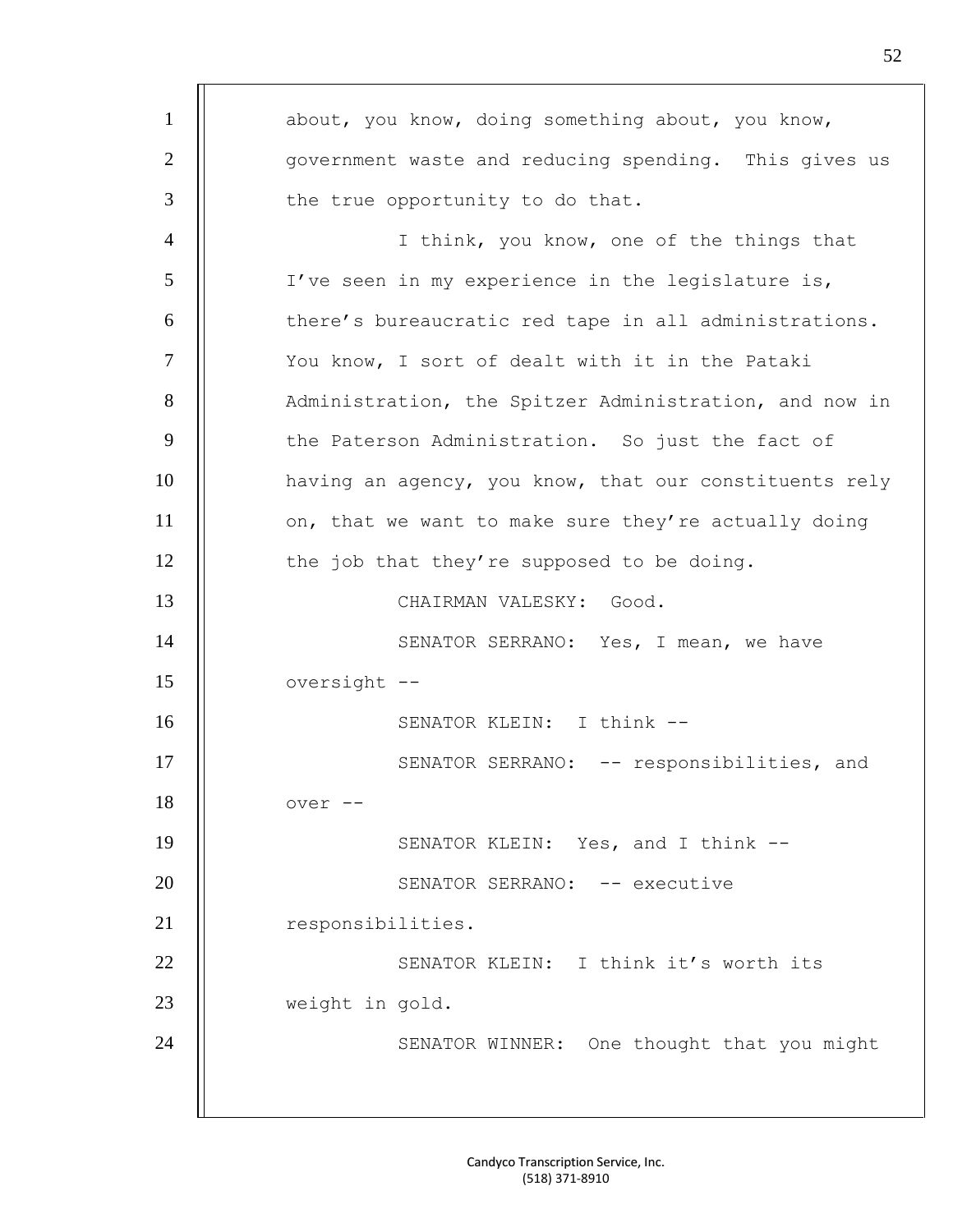about, you know, doing something about, you know, government waste and reducing spending. This gives us the true opportunity to do that.

I think, you know, one of the things that I've seen in my experience in the legislature is, there's bureaucratic red tape in all administrations. You know, I sort of dealt with it in the Pataki Administration, the Spitzer Administration, and now in the Paterson Administration. So just the fact of having an agency, you know, that our constituents rely on, that we want to make sure they're actually doing the job that they're supposed to be doing.

CHAIRMAN VALESKY: Good.

SENATOR SERRANO: Yes, I mean, we have oversight --

SENATOR KLEIN: I think --

SENATOR SERRANO: -- responsibilities, and over --

SENATOR KLEIN: Yes, and I think --

SENATOR SERRANO: -- executive responsibilities.

SENATOR KLEIN: I think it's worth its weight in gold.

SENATOR WINNER: One thought that you might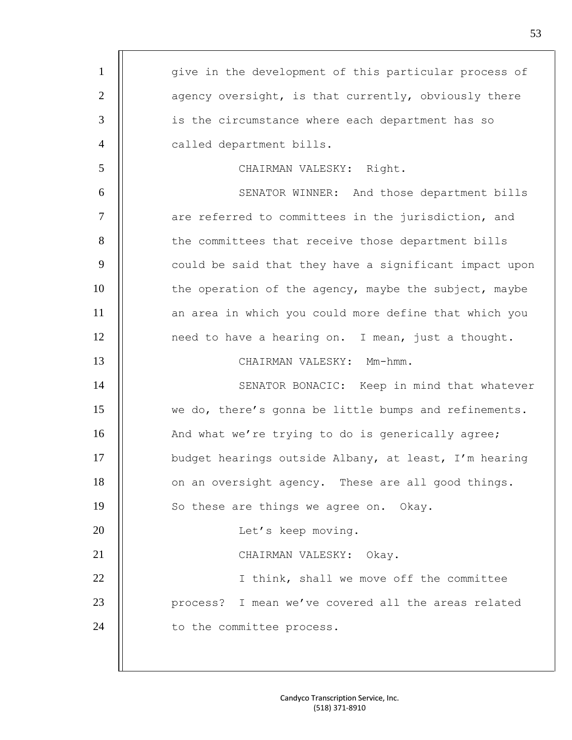give in the development of this particular process of agency oversight, is that currently, obviously there is the circumstance where each department has so called department bills.

CHAIRMAN VALESKY: Right.

SENATOR WINNER: And those department bills are referred to committees in the jurisdiction, and the committees that receive those department bills could be said that they have a significant impact upon the operation of the agency, maybe the subject, maybe an area in which you could more define that which you need to have a hearing on. I mean, just a thought.

CHAIRMAN VALESKY: Mm-hmm.

SENATOR BONACIC: Keep in mind that whatever we do, there's gonna be little bumps and refinements. And what we're trying to do is generically agree; budget hearings outside Albany, at least, I'm hearing on an oversight agency. These are all good things. So these are things we agree on. Okay.

Let's keep moving.

CHAIRMAN VALESKY: Okay.

I think, shall we move off the committee process? I mean we've covered all the areas related to the committee process.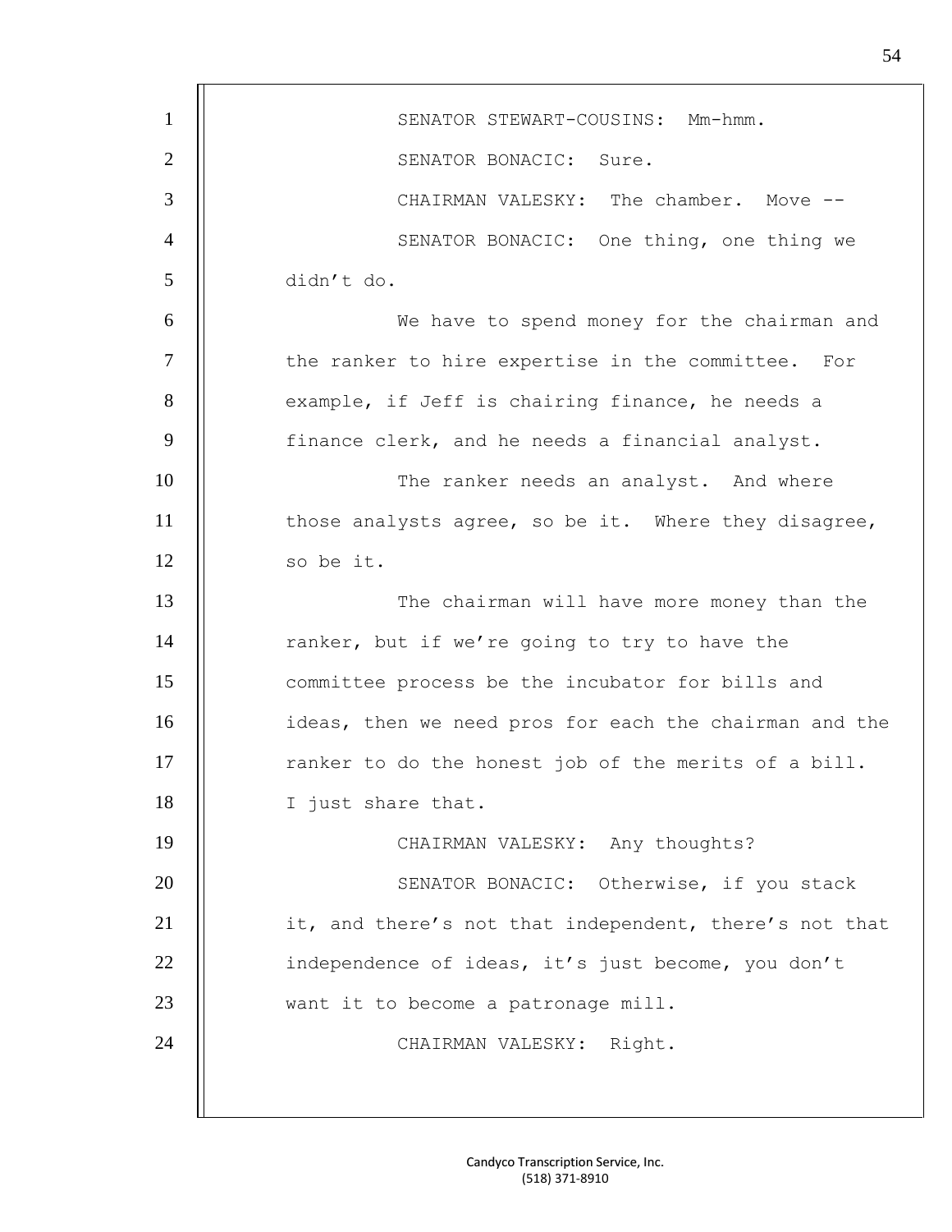SENATOR STEWART-COUSINS: Mm-hmm.

SENATOR BONACIC: Sure.

CHAIRMAN VALESKY: The chamber. Move --

SENATOR BONACIC: One thing, one thing we didn't do.

We have to spend money for the chairman and the ranker to hire expertise in the committee. For example, if Jeff is chairing finance, he needs a finance clerk, and he needs a financial analyst.

The ranker needs an analyst. And where those analysts agree, so be it. Where they disagree, so be it.

The chairman will have more money than the ranker, but if we're going to try to have the committee process be the incubator for bills and ideas, then we need pros for each the chairman and the ranker to do the honest job of the merits of a bill. I just share that.

CHAIRMAN VALESKY: Any thoughts?

SENATOR BONACIC: Otherwise, if you stack it, and there's not that independent, there's not that independence of ideas, it's just become, you don't want it to become a patronage mill.

CHAIRMAN VALESKY: Right.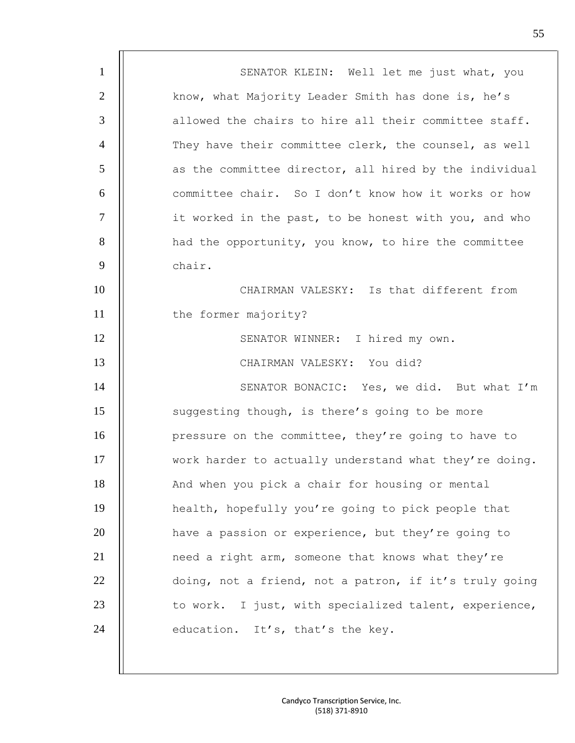SENATOR KLEIN: Well let me just what, you know, what Majority Leader Smith has done is, he's allowed the chairs to hire all their committee staff. They have their committee clerk, the counsel, as well as the committee director, all hired by the individual committee chair. So I don't know how it works or how it worked in the past, to be honest with you, and who had the opportunity, you know, to hire the committee chair.

CHAIRMAN VALESKY: Is that different from the former majority?

SENATOR WINNER: I hired my own.

CHAIRMAN VALESKY: You did?

SENATOR BONACIC: Yes, we did. But what I'm suggesting though, is there's going to be more pressure on the committee, they're going to have to work harder to actually understand what they're doing. And when you pick a chair for housing or mental health, hopefully you're going to pick people that have a passion or experience, but they're going to need a right arm, someone that knows what they're doing, not a friend, not a patron, if it's truly going to work. I just, with specialized talent, experience, education. It's, that's the key.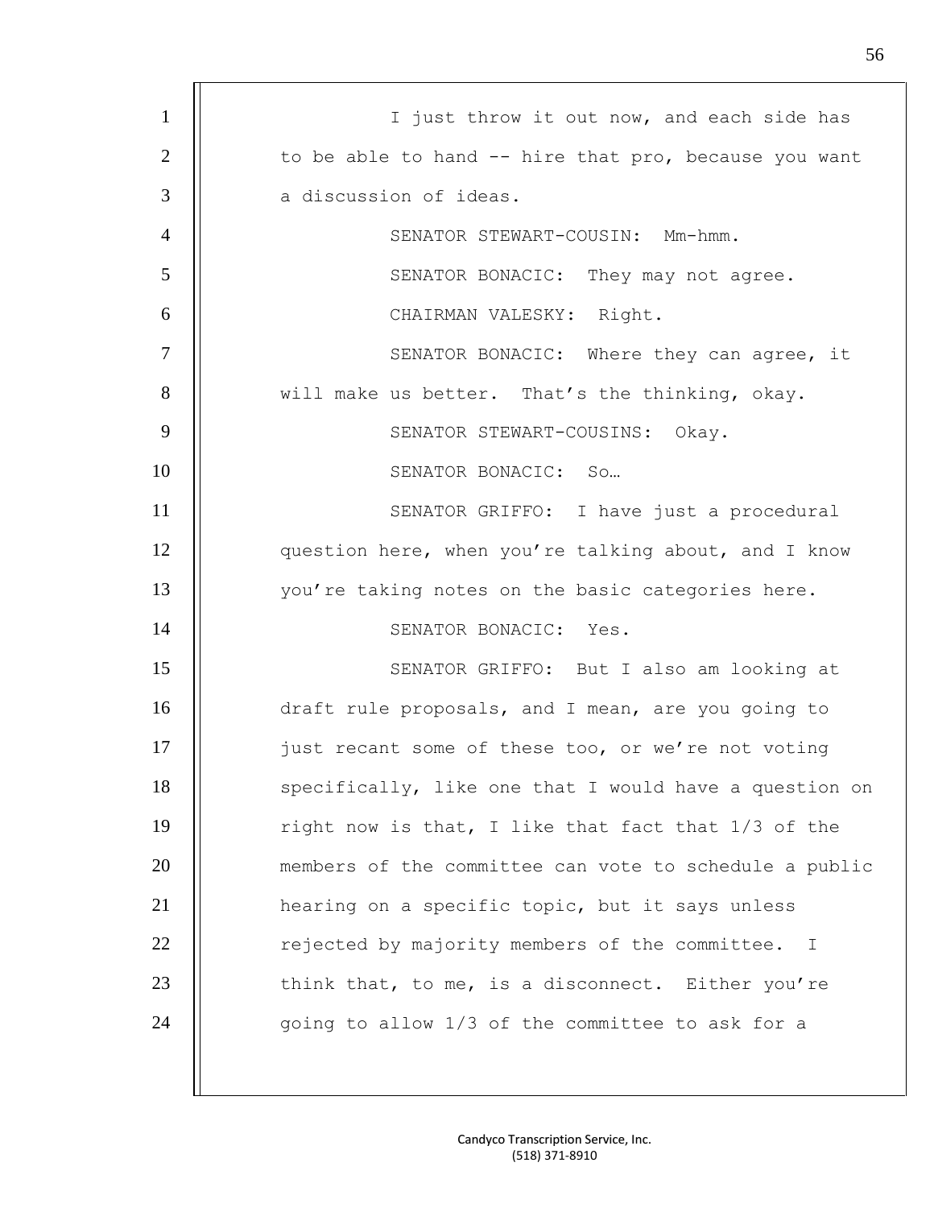I just throw it out now, and each side has to be able to hand -- hire that pro, because you want a discussion of ideas.

SENATOR STEWART-COUSIN: Mm-hmm.

SENATOR BONACIC: They may not agree.

CHAIRMAN VALESKY: Right.

SENATOR BONACIC: Where they can agree, it will make us better. That's the thinking, okay.

SENATOR STEWART-COUSINS: Okay.

SENATOR BONACIC: So…

SENATOR GRIFFO: I have just a procedural question here, when you're talking about, and I know you're taking notes on the basic categories here.

SENATOR BONACIC: Yes.

SENATOR GRIFFO: But I also am looking at draft rule proposals, and I mean, are you going to just recant some of these too, or we're not voting specifically, like one that I would have a question on right now is that, I like that fact that 1/3 of the members of the committee can vote to schedule a public hearing on a specific topic, but it says unless rejected by majority members of the committee. I think that, to me, is a disconnect. Either you're going to allow 1/3 of the committee to ask for a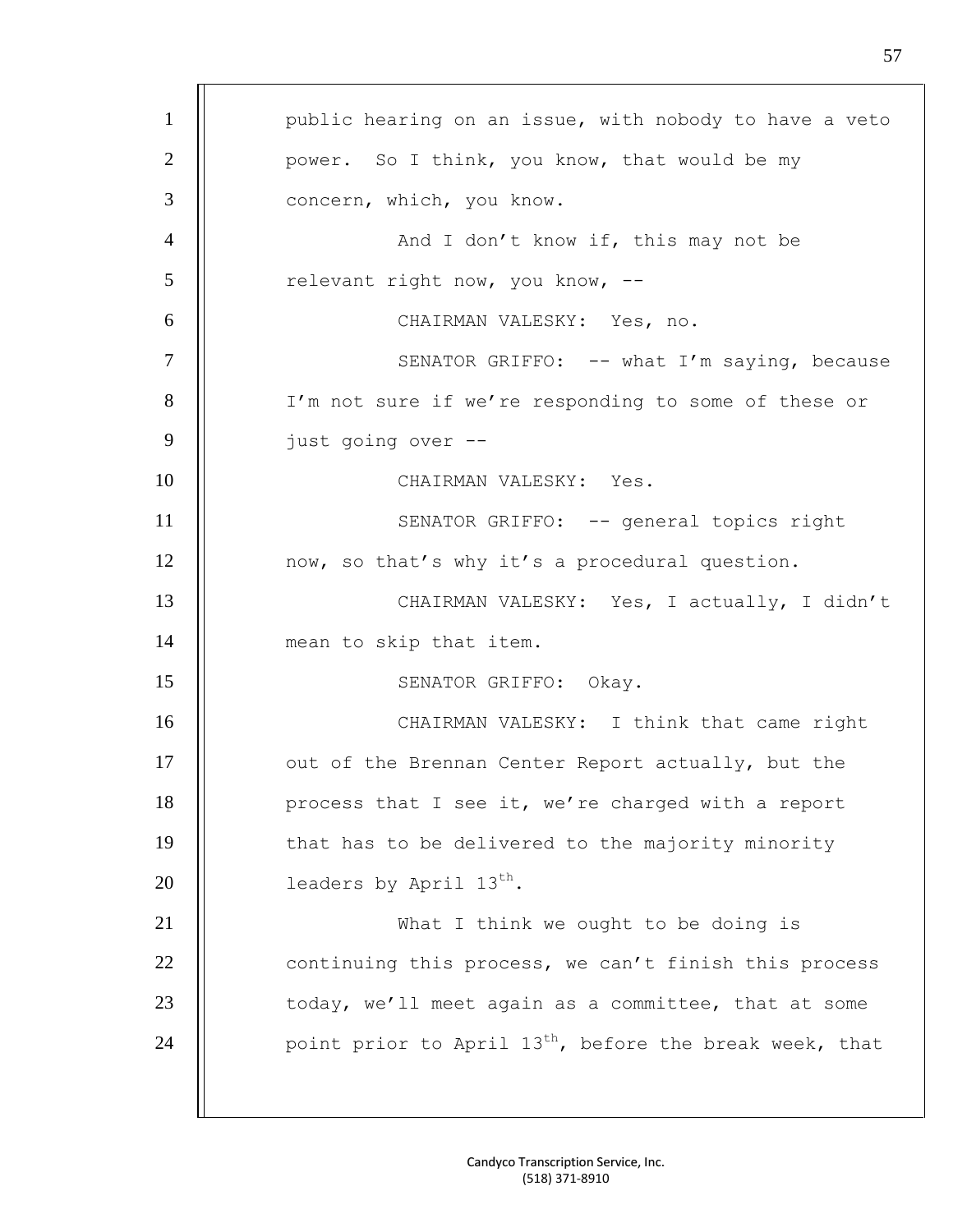public hearing on an issue, with nobody to have a veto power. So I think, you know, that would be my concern, which, you know.

And I don't know if, this may not be relevant right now, you know, --

CHAIRMAN VALESKY: Yes, no.

SENATOR GRIFFO: -- what I'm saying, because I'm not sure if we're responding to some of these or just going over --

CHAIRMAN VALESKY: Yes.

SENATOR GRIFFO: -- general topics right now, so that's why it's a procedural question.

CHAIRMAN VALESKY: Yes, I actually, I didn't mean to skip that item.

SENATOR GRIFFO: Okay.

CHAIRMAN VALESKY: I think that came right out of the Brennan Center Report actually, but the process that I see it, we're charged with a report that has to be delivered to the majority minority leaders by April 13th.

What I think we ought to be doing is continuing this process, we can't finish this process today, we'll meet again as a committee, that at some point prior to April 13th, before the break week, that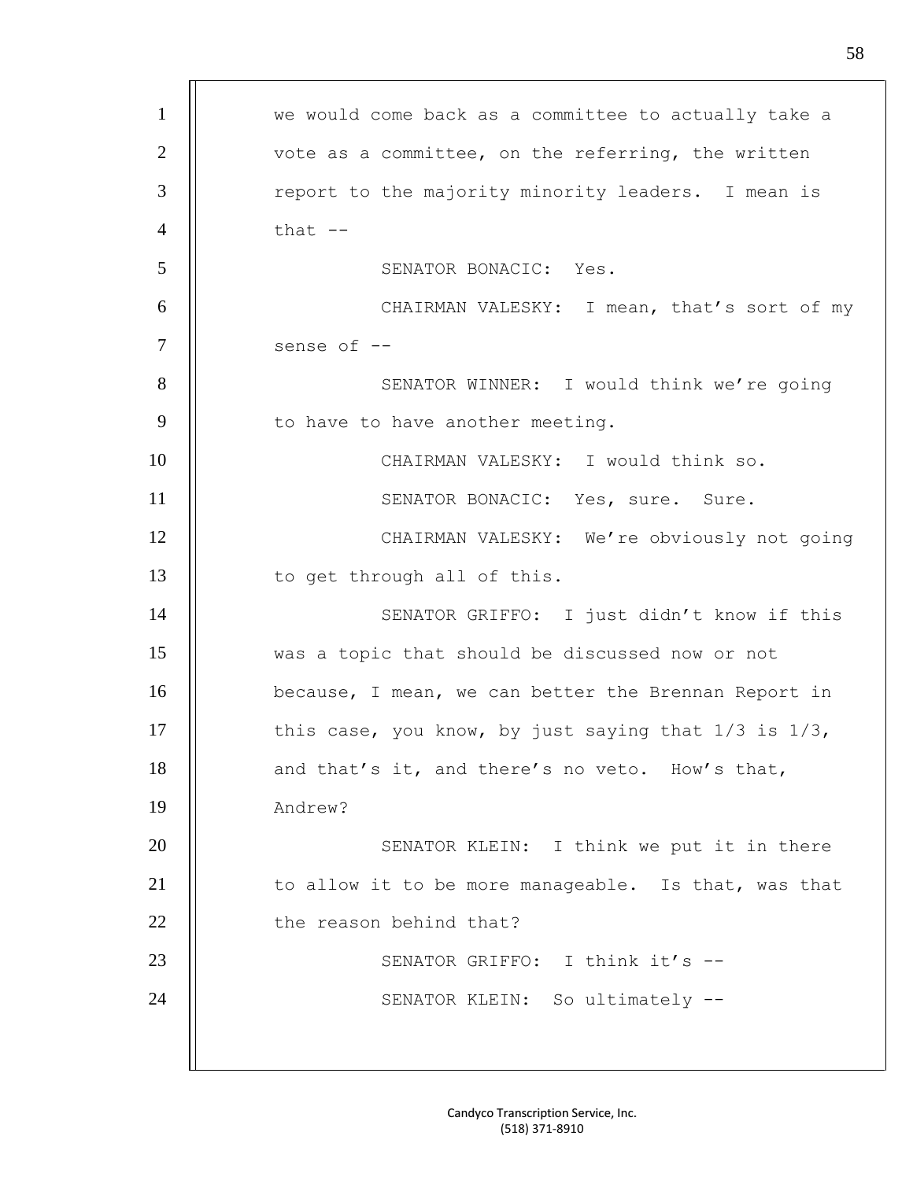1 we would come back as a committee to actually take a
2 vote as a committee, on the referring, the written
3 report to the majority minority leaders. I mean is
4 that --
5 SENATOR BONACIC: Yes.
6 CHAIRMAN VALESKY: I mean, that's sort of my
7 sense of --
8 SENATOR WINNER: I would think we're going
9 to have to have another meeting.
10 CHAIRMAN VALESKY: I would think so.
11 SENATOR BONACIC: Yes, sure. Sure.
12 CHAIRMAN VALESKY: We're obviously not going
13 to get through all of this.
14 SENATOR GRIFFO: I just didn't know if this
15 was a topic that should be discussed now or not
16 because, I mean, we can better the Brennan Report in
17 this case, you know, by just saying that 1/3 is 1/3,
18 and that's it, and there's no veto. How's that,
19 Andrew?
20 SENATOR KLEIN: I think we put it in there
21 to allow it to be more manageable. Is that, was that
22 the reason behind that?
23 SENATOR GRIFFO: I think it's --
24 SENATOR KLEIN: So ultimately --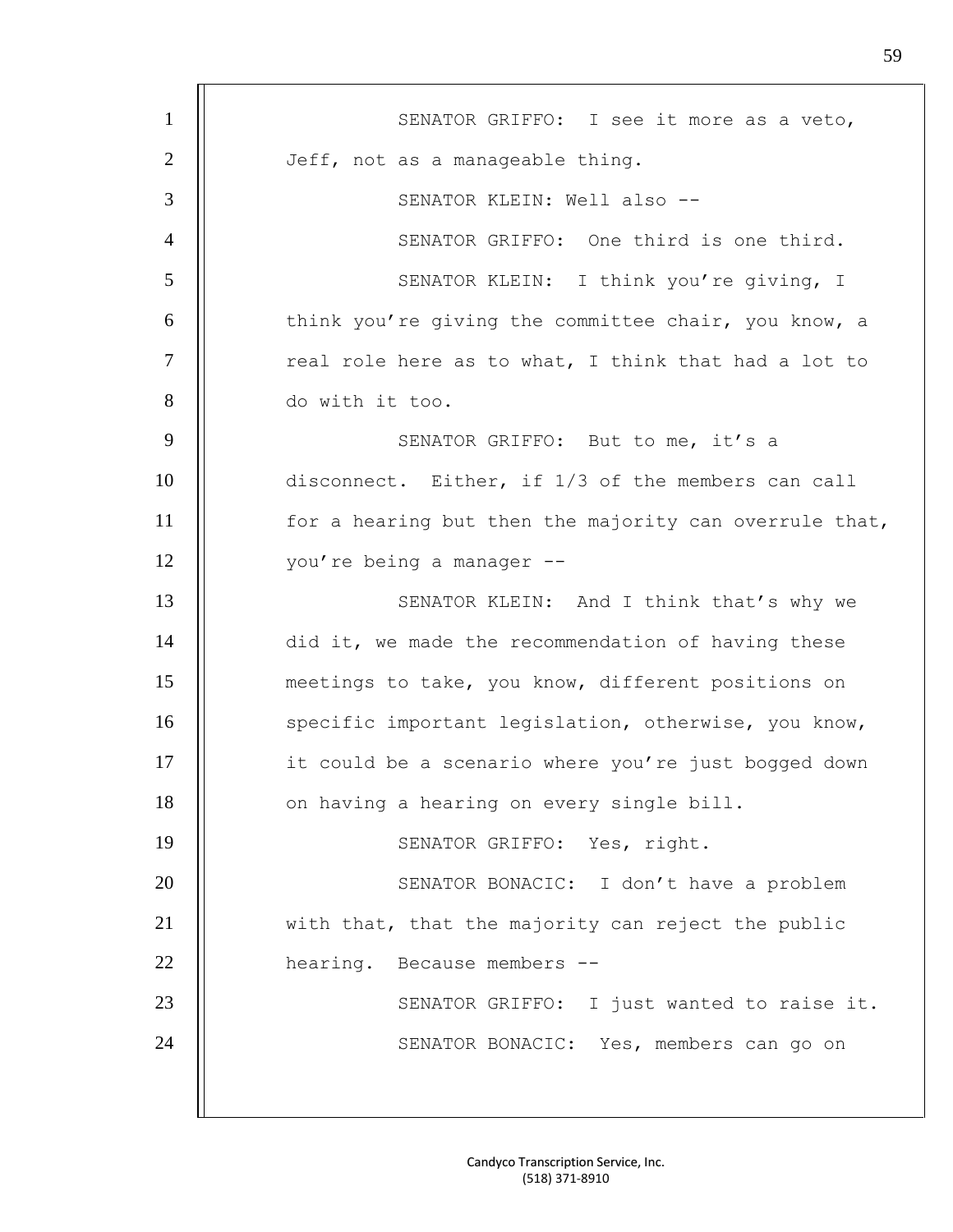SENATOR GRIFFO: I see it more as a veto, Jeff, not as a manageable thing.

SENATOR KLEIN: Well also --

SENATOR GRIFFO: One third is one third.

SENATOR KLEIN: I think you're giving, I think you're giving the committee chair, you know, a real role here as to what, I think that had a lot to do with it too.

SENATOR GRIFFO: But to me, it's a disconnect. Either, if 1/3 of the members can call for a hearing but then the majority can overrule that, you're being a manager --

SENATOR KLEIN: And I think that's why we did it, we made the recommendation of having these meetings to take, you know, different positions on specific important legislation, otherwise, you know, it could be a scenario where you're just bogged down on having a hearing on every single bill.

SENATOR GRIFFO: Yes, right.

SENATOR BONACIC: I don't have a problem with that, that the majority can reject the public hearing. Because members --

SENATOR GRIFFO: I just wanted to raise it.

SENATOR BONACIC: Yes, members can go on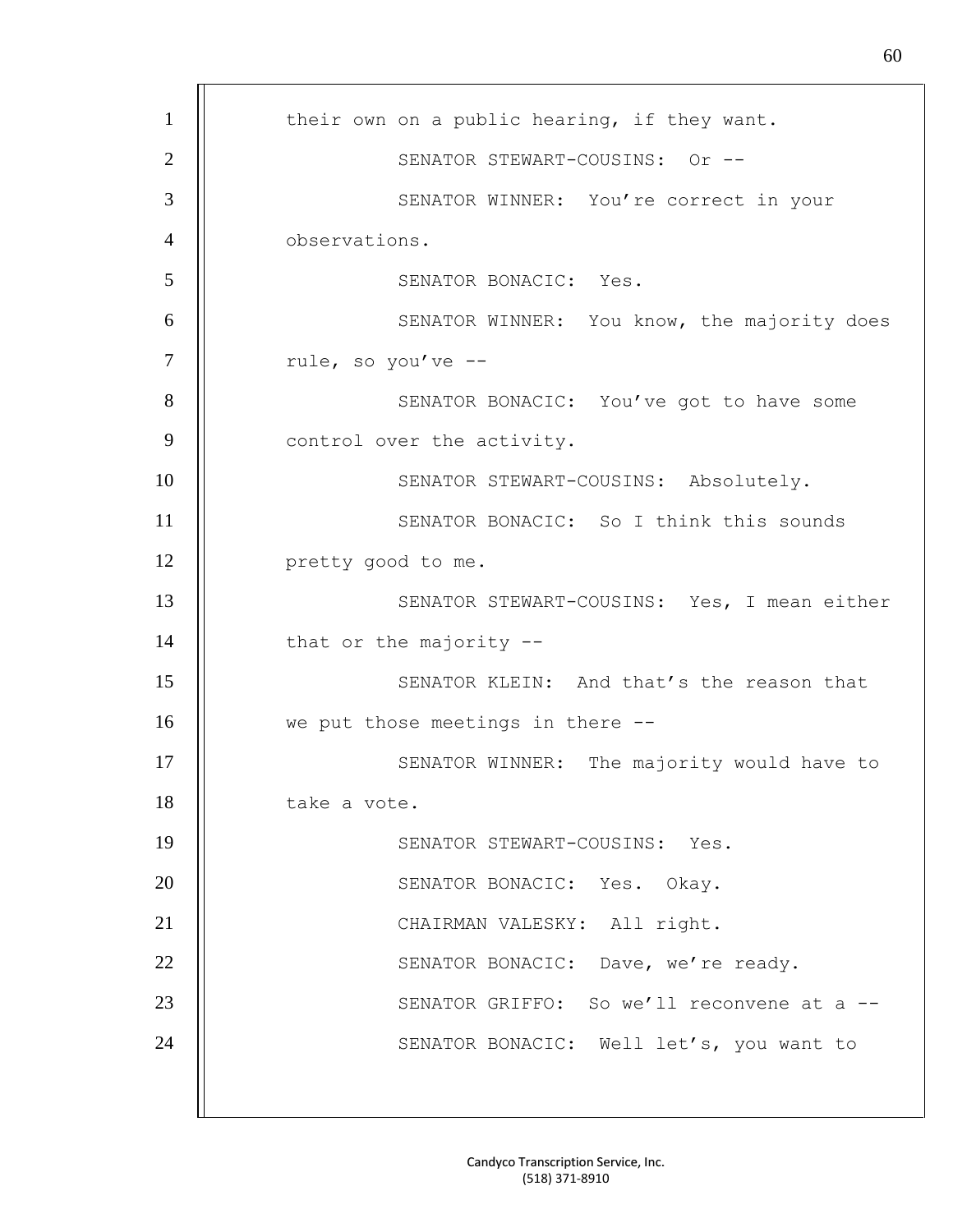their own on a public hearing, if they want.

SENATOR STEWART-COUSINS: Or --

SENATOR WINNER: You're correct in your observations.

SENATOR BONACIC: Yes.

SENATOR WINNER: You know, the majority does rule, so you've --

SENATOR BONACIC: You've got to have some control over the activity.

SENATOR STEWART-COUSINS: Absolutely.

SENATOR BONACIC: So I think this sounds pretty good to me.

SENATOR STEWART-COUSINS: Yes, I mean either that or the majority --

SENATOR KLEIN: And that's the reason that we put those meetings in there --

SENATOR WINNER: The majority would have to take a vote.

SENATOR STEWART-COUSINS: Yes.

SENATOR BONACIC: Yes. Okay.

CHAIRMAN VALESKY: All right.

SENATOR BONACIC: Dave, we're ready.

SENATOR GRIFFO: So we'll reconvene at a --

SENATOR BONACIC: Well let's, you want to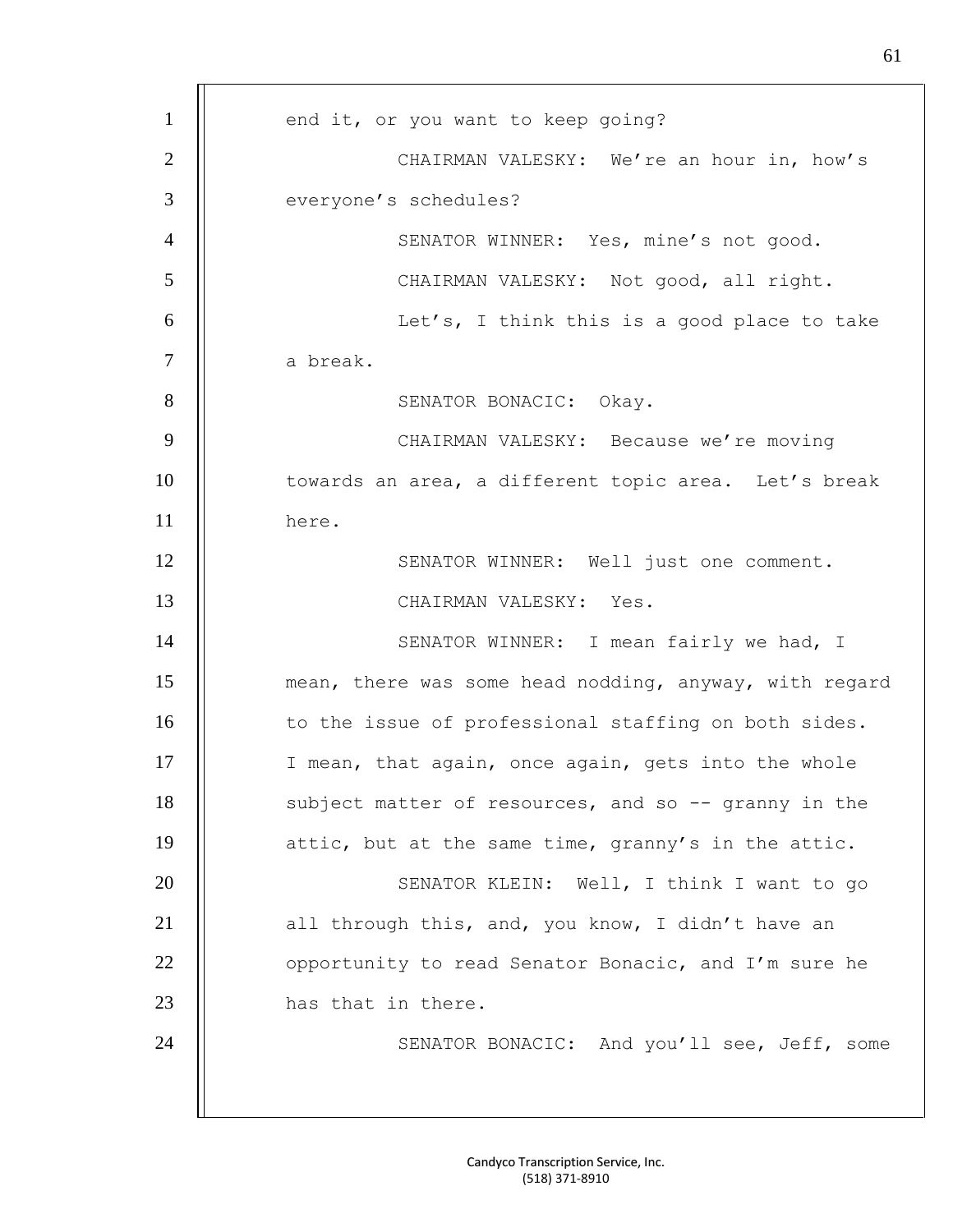end it, or you want to keep going?

CHAIRMAN VALESKY: We're an hour in, how's everyone's schedules?

SENATOR WINNER: Yes, mine's not good.

CHAIRMAN VALESKY: Not good, all right.

Let's, I think this is a good place to take a break.

SENATOR BONACIC: Okay.

CHAIRMAN VALESKY: Because we're moving towards an area, a different topic area. Let's break here.

SENATOR WINNER: Well just one comment.

CHAIRMAN VALESKY: Yes.

SENATOR WINNER: I mean fairly we had, I mean, there was some head nodding, anyway, with regard to the issue of professional staffing on both sides. I mean, that again, once again, gets into the whole subject matter of resources, and so -- granny in the attic, but at the same time, granny's in the attic.

SENATOR KLEIN: Well, I think I want to go all through this, and, you know, I didn't have an opportunity to read Senator Bonacic, and I'm sure he has that in there.

SENATOR BONACIC: And you'll see, Jeff, some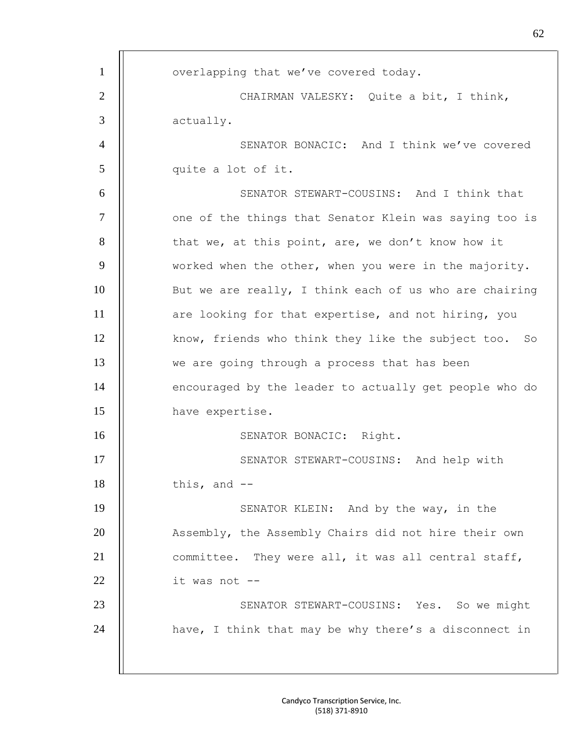overlapping that we've covered today.

CHAIRMAN VALESKY: Quite a bit, I think, actually.

SENATOR BONACIC: And I think we've covered quite a lot of it.

SENATOR STEWART-COUSINS: And I think that one of the things that Senator Klein was saying too is that we, at this point, are, we don't know how it worked when the other, when you were in the majority. But we are really, I think each of us who are chairing are looking for that expertise, and not hiring, you know, friends who think they like the subject too. So we are going through a process that has been encouraged by the leader to actually get people who do have expertise.

SENATOR BONACIC: Right.

SENATOR STEWART-COUSINS: And help with this, and --

SENATOR KLEIN: And by the way, in the Assembly, the Assembly Chairs did not hire their own committee. They were all, it was all central staff, it was not --

SENATOR STEWART-COUSINS: Yes. So we might have, I think that may be why there's a disconnect in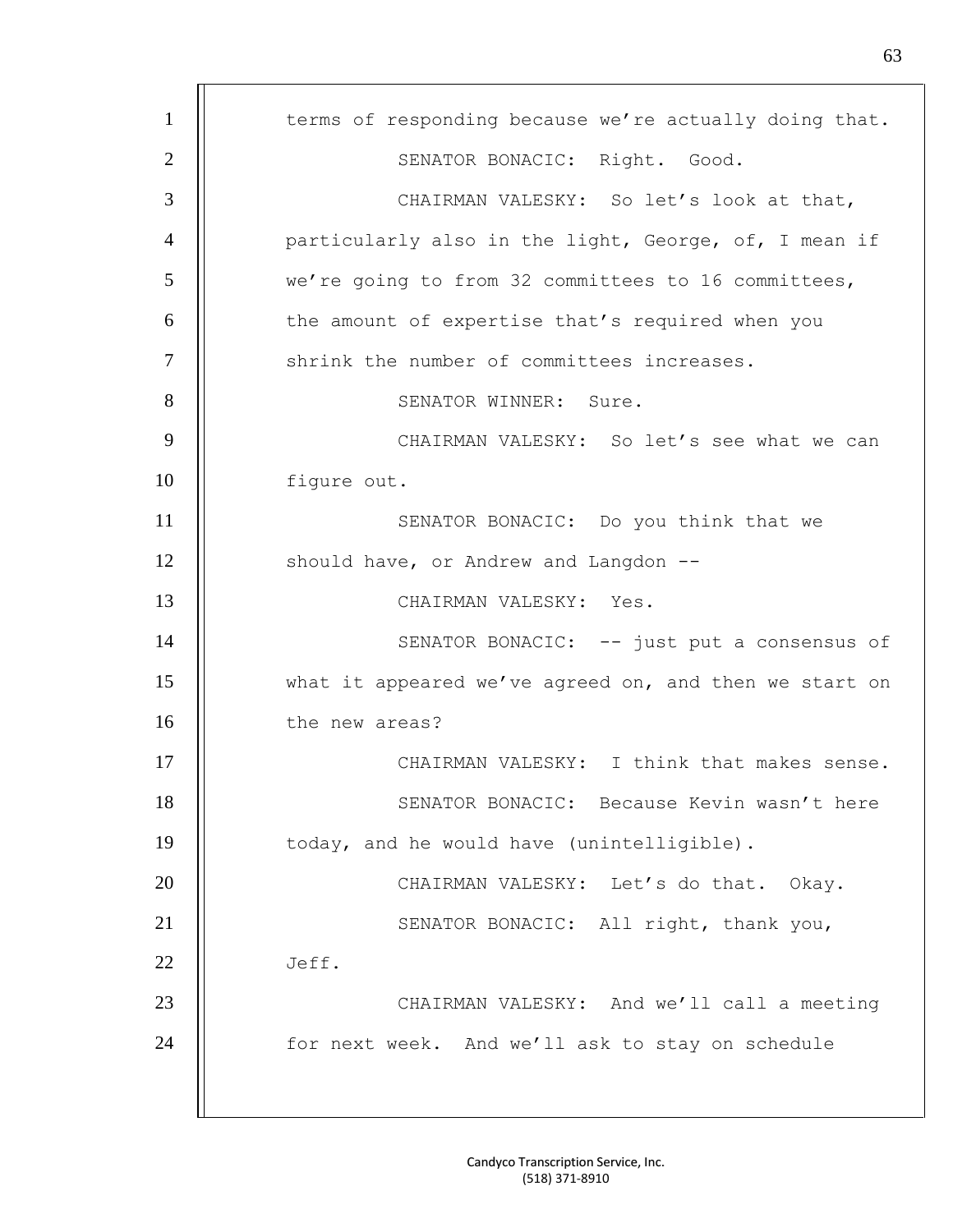terms of responding because we're actually doing that.

SENATOR BONACIC: Right. Good.

CHAIRMAN VALESKY: So let's look at that, particularly also in the light, George, of, I mean if we're going to from 32 committees to 16 committees, the amount of expertise that's required when you shrink the number of committees increases.

SENATOR WINNER: Sure.

CHAIRMAN VALESKY: So let's see what we can figure out.

SENATOR BONACIC: Do you think that we should have, or Andrew and Langdon --

CHAIRMAN VALESKY: Yes.

SENATOR BONACIC: -- just put a consensus of what it appeared we've agreed on, and then we start on the new areas?

CHAIRMAN VALESKY: I think that makes sense.

SENATOR BONACIC: Because Kevin wasn't here today, and he would have (unintelligible).

CHAIRMAN VALESKY: Let's do that. Okay.

SENATOR BONACIC: All right, thank you, Jeff.

CHAIRMAN VALESKY: And we'll call a meeting for next week. And we'll ask to stay on schedule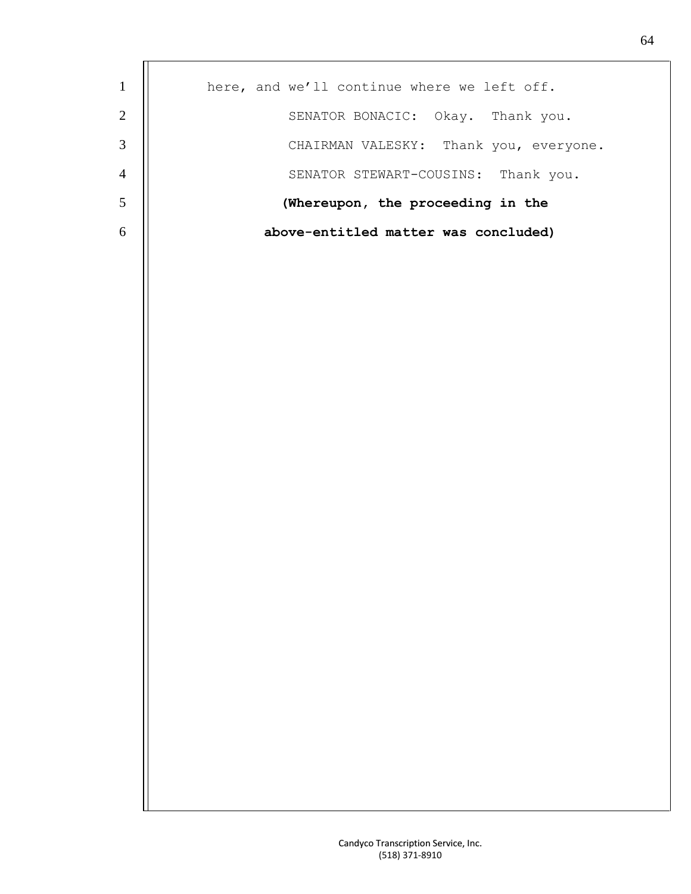here, and we'll continue where we left off.

SENATOR BONACIC: Okay. Thank you.

CHAIRMAN VALESKY: Thank you, everyone.

SENATOR STEWART-COUSINS: Thank you.

**(Whereupon, the proceeding in the above-entitled matter was concluded)**